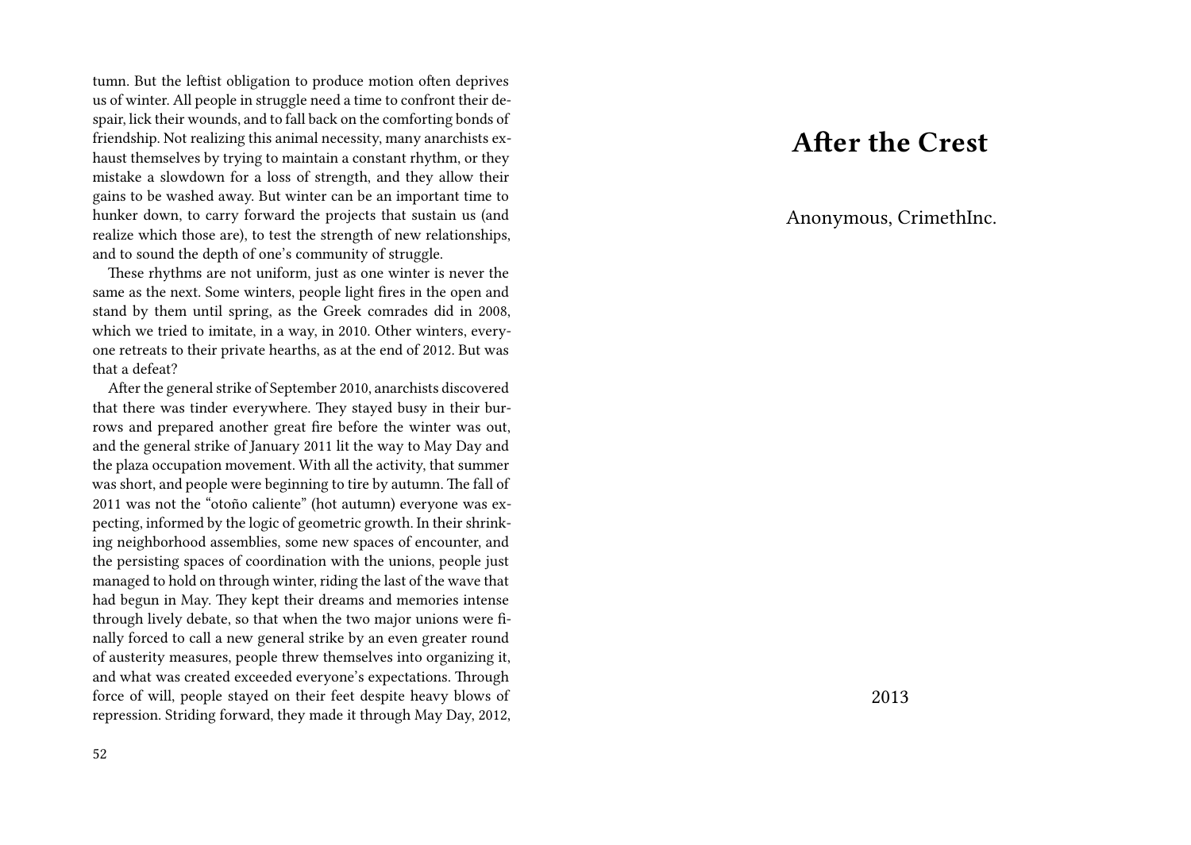tumn. But the leftist obligation to produce motion often deprives us of winter. All people in struggle need a time to confront their despair, lick their wounds, and to fall back on the comforting bonds of friendship. Not realizing this animal necessity, many anarchists exhaust themselves by trying to maintain a constant rhythm, or they mistake a slowdown for a loss of strength, and they allow their gains to be washed away. But winter can be an important time to hunker down, to carry forward the projects that sustain us (and realize which those are), to test the strength of new relationships, and to sound the depth of one's community of struggle.

These rhythms are not uniform, just as one winter is never the same as the next. Some winters, people light fires in the open and stand by them until spring, as the Greek comrades did in 2008, which we tried to imitate, in a way, in 2010. Other winters, everyone retreats to their private hearths, as at the end of 2012. But was that a defeat?

After the general strike of September 2010, anarchists discovered that there was tinder everywhere. They stayed busy in their burrows and prepared another great fire before the winter was out, and the general strike of January 2011 lit the way to May Day and the plaza occupation movement. With all the activity, that summer was short, and people were beginning to tire by autumn. The fall of 2011 was not the "otoño caliente" (hot autumn) everyone was expecting, informed by the logic of geometric growth. In their shrinking neighborhood assemblies, some new spaces of encounter, and the persisting spaces of coordination with the unions, people just managed to hold on through winter, riding the last of the wave that had begun in May. They kept their dreams and memories intense through lively debate, so that when the two major unions were finally forced to call a new general strike by an even greater round of austerity measures, people threw themselves into organizing it, and what was created exceeded everyone's expectations. Through force of will, people stayed on their feet despite heavy blows of repression. Striding forward, they made it through May Day, 2012,

# After the Crest

Anonymous, CrimethInc.

2013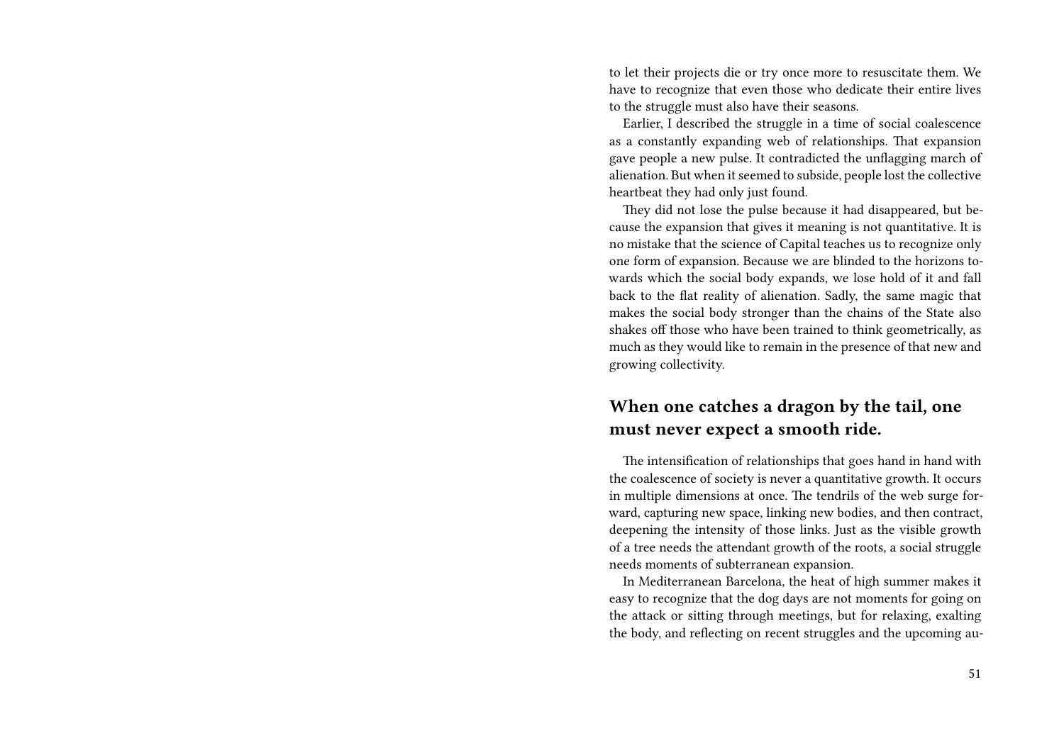to let their projects die or try once more to resuscitate them. We have to recognize that even those who dedicate their entire lives to the struggle must also have their seasons.

Earlier, I described the struggle in a time of social coalescence as a constantly expanding web of relationships. That expansion gave people a new pulse. It contradicted the unflagging march of alienation. But when it seemed to subside, people lost the collective heartbeat they had only just found.

They did not lose the pulse because it had disappeared, but because the expansion that gives it meaning is not quantitative. It is no mistake that the science of Capital teaches us to recognize only one form of expansion. Because we are blinded to the horizons towards which the social body expands, we lose hold of it and fall back to the flat reality of alienation. Sadly, the same magic that makes the social body stronger than the chains of the State also shakes off those who have been trained to think geometrically, as much as they would like to remain in the presence of that new and growing collectivity.

## When one catches a dragon by the tail, one must never expect a smooth ride.

The intensification of relationships that goes hand in hand with the coalescence of society is never a quantitative growth. It occurs in multiple dimensions at once. The tendrils of the web surge forward, capturing new space, linking new bodies, and then contract, deepening the intensity of those links. Just as the visible growth of a tree needs the attendant growth of the roots, a social struggle needs moments of subterranean expansion.

In Mediterranean Barcelona, the heat of high summer makes it easy to recognize that the dog days are not moments for going on the attack or sitting through meetings, but for relaxing, exalting the body, and reflecting on recent struggles and the upcoming au-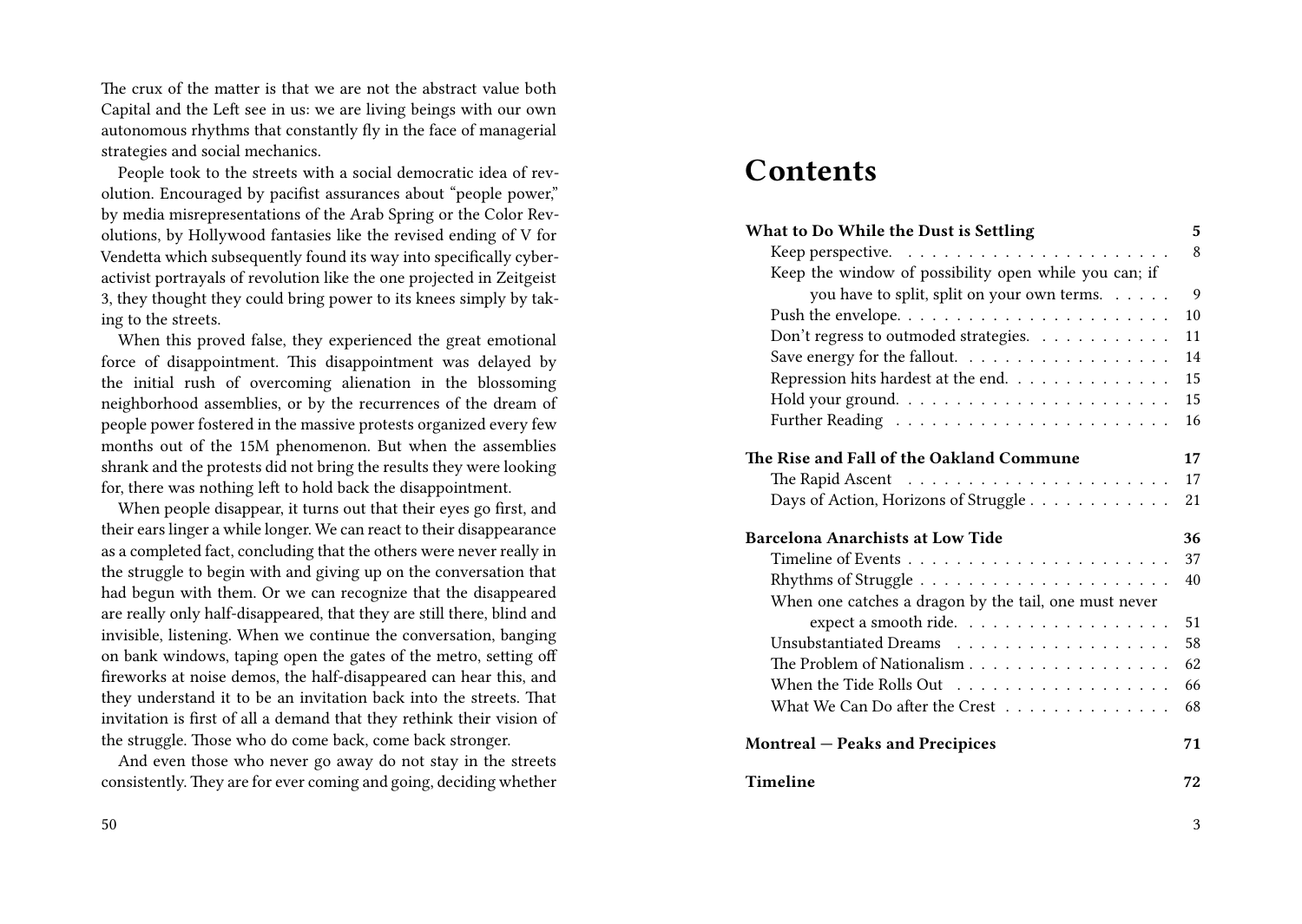The crux of the matter is that we are not the abstract value both Capital and the Left see in us: we are living beings with our own autonomous rhythms that constantly fly in the face of managerial strategies and social mechanics.

People took to the streets with a social democratic idea of revolution. Encouraged by pacifist assurances about "people power," by media misrepresentations of the Arab Spring or the Color Revolutions, by Hollywood fantasies like the revised ending of V for Vendetta which subsequently found its way into specifically cyberactivist portrayals of revolution like the one projected in Zeitgeist 3, they thought they could bring power to its knees simply by taking to the streets.

When this proved false, they experienced the great emotional force of disappointment. This disappointment was delayed by the initial rush of overcoming alienation in the blossoming neighborhood assemblies, or by the recurrences of the dream of people power fostered in the massive protests organized every few months out of the 15M phenomenon. But when the assemblies shrank and the protests did not bring the results they were looking for, there was nothing left to hold back the disappointment.

When people disappear, it turns out that their eyes go first, and their ears linger a while longer. We can react to their disappearance as a completed fact, concluding that the others were never really in the struggle to begin with and giving up on the conversation that had begun with them. Or we can recognize that the disappeared are really only half-disappeared, that they are still there, blind and invisible, listening. When we continue the conversation, banging on bank windows, taping open the gates of the metro, setting off fireworks at noise demos, the half-disappeared can hear this, and they understand it to be an invitation back into the streets. That invitation is first of all a demand that they rethink their vision of the struggle. Those who do come back, come back stronger.

And even those who never go away do not stay in the streets consistently. They are for ever coming and going, deciding whether

# Contents

**What to Do While the Dust is Settling** — 5
- Keep perspective. — 8
- Keep the window of possibility open while you can; if you have to split, split on your own terms. — 9
- Push the envelope. — 10
- Don't regress to outmoded strategies. — 11
- Save energy for the fallout. — 14
- Repression hits hardest at the end. — 15
- Hold your ground. — 15
- Further Reading — 16

**The Rise and Fall of the Oakland Commune** — 17
- The Rapid Ascent — 17
- Days of Action, Horizons of Struggle — 21

**Barcelona Anarchists at Low Tide** — 36
- Timeline of Events — 37
- Rhythms of Struggle — 40
- When one catches a dragon by the tail, one must never expect a smooth ride. — 51
- Unsubstantiated Dreams — 58
- The Problem of Nationalism — 62
- When the Tide Rolls Out — 66
- What We Can Do after the Crest — 68

**Montreal — Peaks and Precipices** — 71

**Timeline** — 72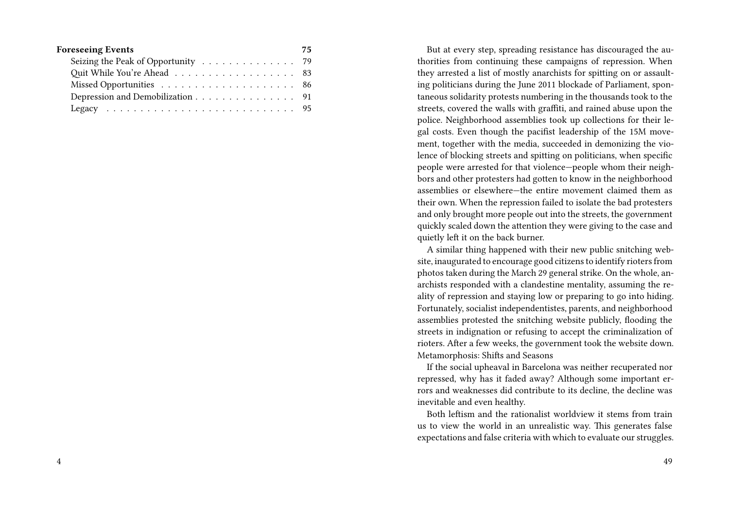**Foreseeing Events** 75

Seizing the Peak of Opportunity . . . . . . . . . . . . . . 79
Quit While You're Ahead . . . . . . . . . . . . . . . . . . 83
Missed Opportunities . . . . . . . . . . . . . . . . . . . . 86
Depression and Demobilization . . . . . . . . . . . . . . . 91
Legacy . . . . . . . . . . . . . . . . . . . . . . . . . . . 95

But at every step, spreading resistance has discouraged the authorities from continuing these campaigns of repression. When they arrested a list of mostly anarchists for spitting on or assaulting politicians during the June 2011 blockade of Parliament, spontaneous solidarity protests numbering in the thousands took to the streets, covered the walls with graffiti, and rained abuse upon the police. Neighborhood assemblies took up collections for their legal costs. Even though the pacifist leadership of the 15M movement, together with the media, succeeded in demonizing the violence of blocking streets and spitting on politicians, when specific people were arrested for that violence—people whom their neighbors and other protesters had gotten to know in the neighborhood assemblies or elsewhere—the entire movement claimed them as their own. When the repression failed to isolate the bad protesters and only brought more people out into the streets, the government quickly scaled down the attention they were giving to the case and quietly left it on the back burner.

A similar thing happened with their new public snitching website, inaugurated to encourage good citizens to identify rioters from photos taken during the March 29 general strike. On the whole, anarchists responded with a clandestine mentality, assuming the reality of repression and staying low or preparing to go into hiding. Fortunately, socialist independentistes, parents, and neighborhood assemblies protested the snitching website publicly, flooding the streets in indignation or refusing to accept the criminalization of rioters. After a few weeks, the government took the website down.

## Metamorphosis: Shifts and Seasons

If the social upheaval in Barcelona was neither recuperated nor repressed, why has it faded away? Although some important errors and weaknesses did contribute to its decline, the decline was inevitable and even healthy.

Both leftism and the rationalist worldview it stems from train us to view the world in an unrealistic way. This generates false expectations and false criteria with which to evaluate our struggles.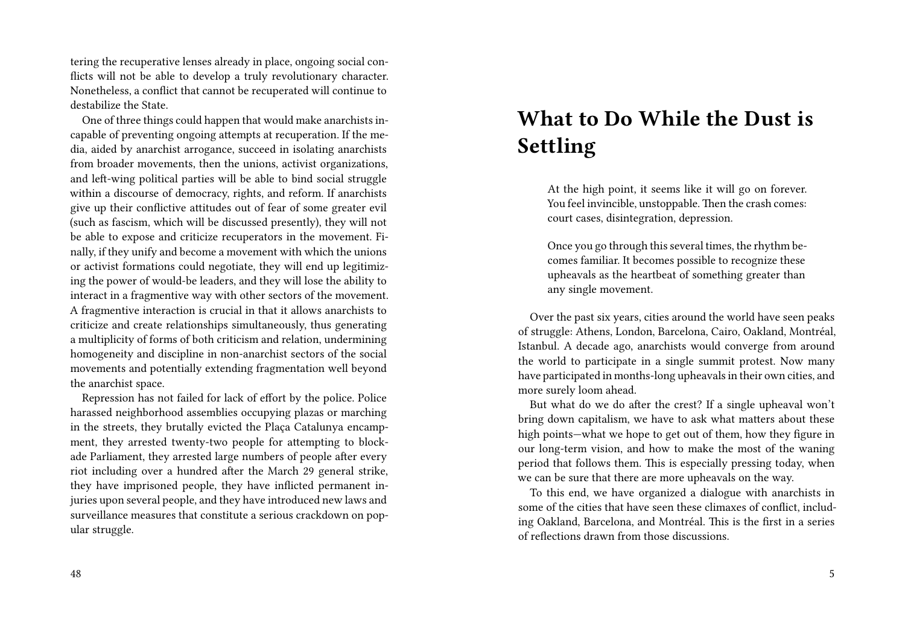tering the recuperative lenses already in place, ongoing social conflicts will not be able to develop a truly revolutionary character. Nonetheless, a conflict that cannot be recuperated will continue to destabilize the State.

One of three things could happen that would make anarchists incapable of preventing ongoing attempts at recuperation. If the media, aided by anarchist arrogance, succeed in isolating anarchists from broader movements, then the unions, activist organizations, and left-wing political parties will be able to bind social struggle within a discourse of democracy, rights, and reform. If anarchists give up their conflictive attitudes out of fear of some greater evil (such as fascism, which will be discussed presently), they will not be able to expose and criticize recuperators in the movement. Finally, if they unify and become a movement with which the unions or activist formations could negotiate, they will end up legitimizing the power of would-be leaders, and they will lose the ability to interact in a fragmentive way with other sectors of the movement. A fragmentive interaction is crucial in that it allows anarchists to criticize and create relationships simultaneously, thus generating a multiplicity of forms of both criticism and relation, undermining homogeneity and discipline in non-anarchist sectors of the social movements and potentially extending fragmentation well beyond the anarchist space.

Repression has not failed for lack of effort by the police. Police harassed neighborhood assemblies occupying plazas or marching in the streets, they brutally evicted the Plaça Catalunya encampment, they arrested twenty-two people for attempting to blockade Parliament, they arrested large numbers of people after every riot including over a hundred after the March 29 general strike, they have imprisoned people, they have inflicted permanent injuries upon several people, and they have introduced new laws and surveillance measures that constitute a serious crackdown on popular struggle.

# What to Do While the Dust is Settling

> At the high point, it seems like it will go on forever. You feel invincible, unstoppable. Then the crash comes: court cases, disintegration, depression.
>
> Once you go through this several times, the rhythm becomes familiar. It becomes possible to recognize these upheavals as the heartbeat of something greater than any single movement.

Over the past six years, cities around the world have seen peaks of struggle: Athens, London, Barcelona, Cairo, Oakland, Montréal, Istanbul. A decade ago, anarchists would converge from around the world to participate in a single summit protest. Now many have participated in months-long upheavals in their own cities, and more surely loom ahead.

But what do we do after the crest? If a single upheaval won't bring down capitalism, we have to ask what matters about these high points—what we hope to get out of them, how they figure in our long-term vision, and how to make the most of the waning period that follows them. This is especially pressing today, when we can be sure that there are more upheavals on the way.

To this end, we have organized a dialogue with anarchists in some of the cities that have seen these climaxes of conflict, including Oakland, Barcelona, and Montréal. This is the first in a series of reflections drawn from those discussions.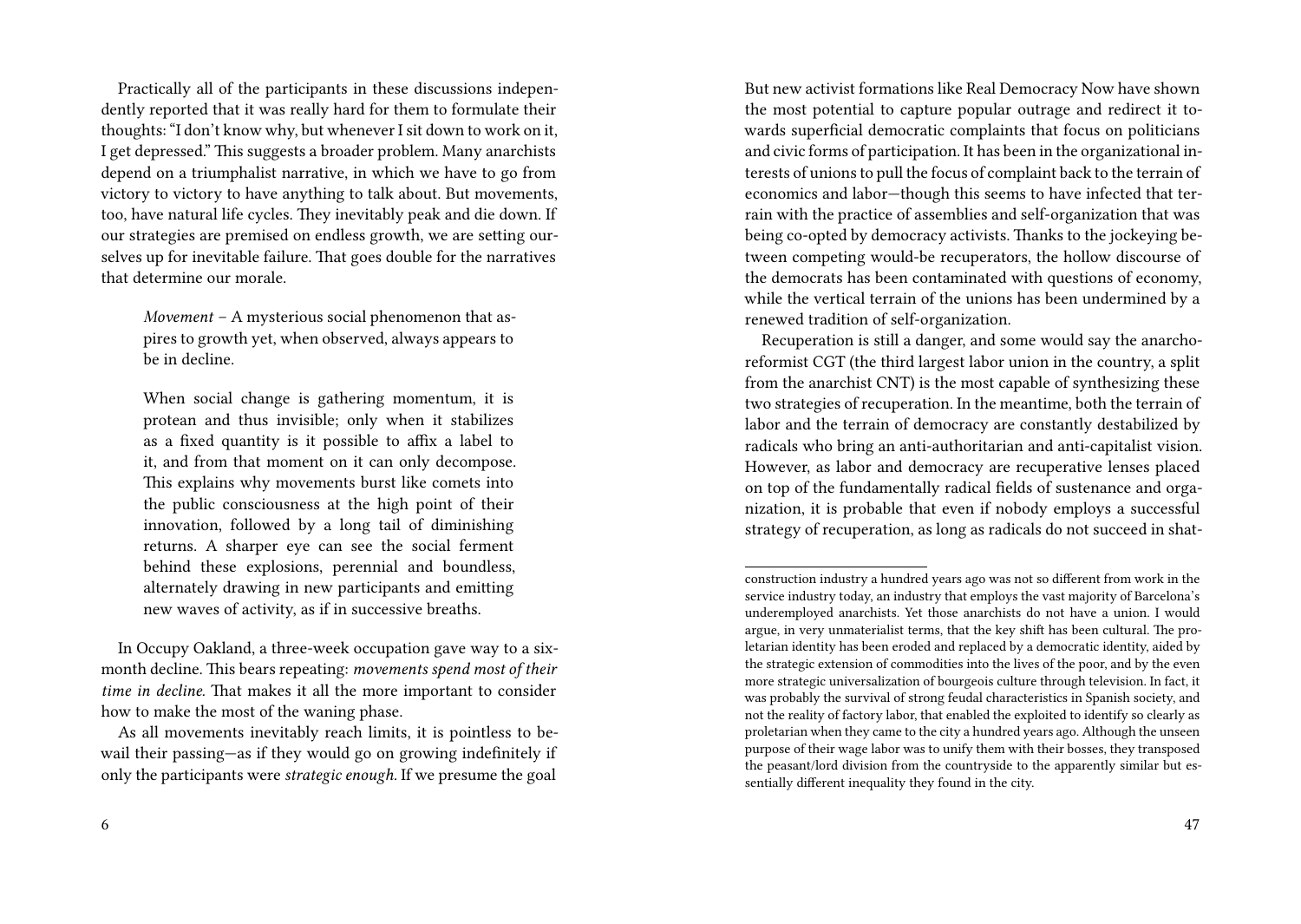Practically all of the participants in these discussions independently reported that it was really hard for them to formulate their thoughts: "I don't know why, but whenever I sit down to work on it, I get depressed." This suggests a broader problem. Many anarchists depend on a triumphalist narrative, in which we have to go from victory to victory to have anything to talk about. But movements, too, have natural life cycles. They inevitably peak and die down. If our strategies are premised on endless growth, we are setting ourselves up for inevitable failure. That goes double for the narratives that determine our morale.

> *Movement* – A mysterious social phenomenon that aspires to growth yet, when observed, always appears to be in decline.
>
> When social change is gathering momentum, it is protean and thus invisible; only when it stabilizes as a fixed quantity is it possible to affix a label to it, and from that moment on it can only decompose. This explains why movements burst like comets into the public consciousness at the high point of their innovation, followed by a long tail of diminishing returns. A sharper eye can see the social ferment behind these explosions, perennial and boundless, alternately drawing in new participants and emitting new waves of activity, as if in successive breaths.

In Occupy Oakland, a three-week occupation gave way to a six-month decline. This bears repeating: *movements spend most of their time in decline.* That makes it all the more important to consider how to make the most of the waning phase.

As all movements inevitably reach limits, it is pointless to bewail their passing—as if they would go on growing indefinitely if only the participants were *strategic enough.* If we presume the goal

But new activist formations like Real Democracy Now have shown the most potential to capture popular outrage and redirect it towards superficial democratic complaints that focus on politicians and civic forms of participation. It has been in the organizational interests of unions to pull the focus of complaint back to the terrain of economics and labor—though this seems to have infected that terrain with the practice of assemblies and self-organization that was being co-opted by democracy activists. Thanks to the jockeying between competing would-be recuperators, the hollow discourse of the democrats has been contaminated with questions of economy, while the vertical terrain of the unions has been undermined by a renewed tradition of self-organization.

Recuperation is still a danger, and some would say the anarcho-reformist CGT (the third largest labor union in the country, a split from the anarchist CNT) is the most capable of synthesizing these two strategies of recuperation. In the meantime, both the terrain of labor and the terrain of democracy are constantly destabilized by radicals who bring an anti-authoritarian and anti-capitalist vision. However, as labor and democracy are recuperative lenses placed on top of the fundamentally radical fields of sustenance and organization, it is probable that even if nobody employs a successful strategy of recuperation, as long as radicals do not succeed in shat-

---

construction industry a hundred years ago was not so different from work in the service industry today, an industry that employs the vast majority of Barcelona's underemployed anarchists. Yet those anarchists do not have a union. I would argue, in very unmaterialist terms, that the key shift has been cultural. The proletarian identity has been eroded and replaced by a democratic identity, aided by the strategic extension of commodities into the lives of the poor, and by the even more strategic universalization of bourgeois culture through television. In fact, it was probably the survival of strong feudal characteristics in Spanish society, and not the reality of factory labor, that enabled the exploited to identify so clearly as proletarian when they came to the city a hundred years ago. Although the unseen purpose of their wage labor was to unify them with their bosses, they transposed the peasant/lord division from the countryside to the apparently similar but essentially different inequality they found in the city.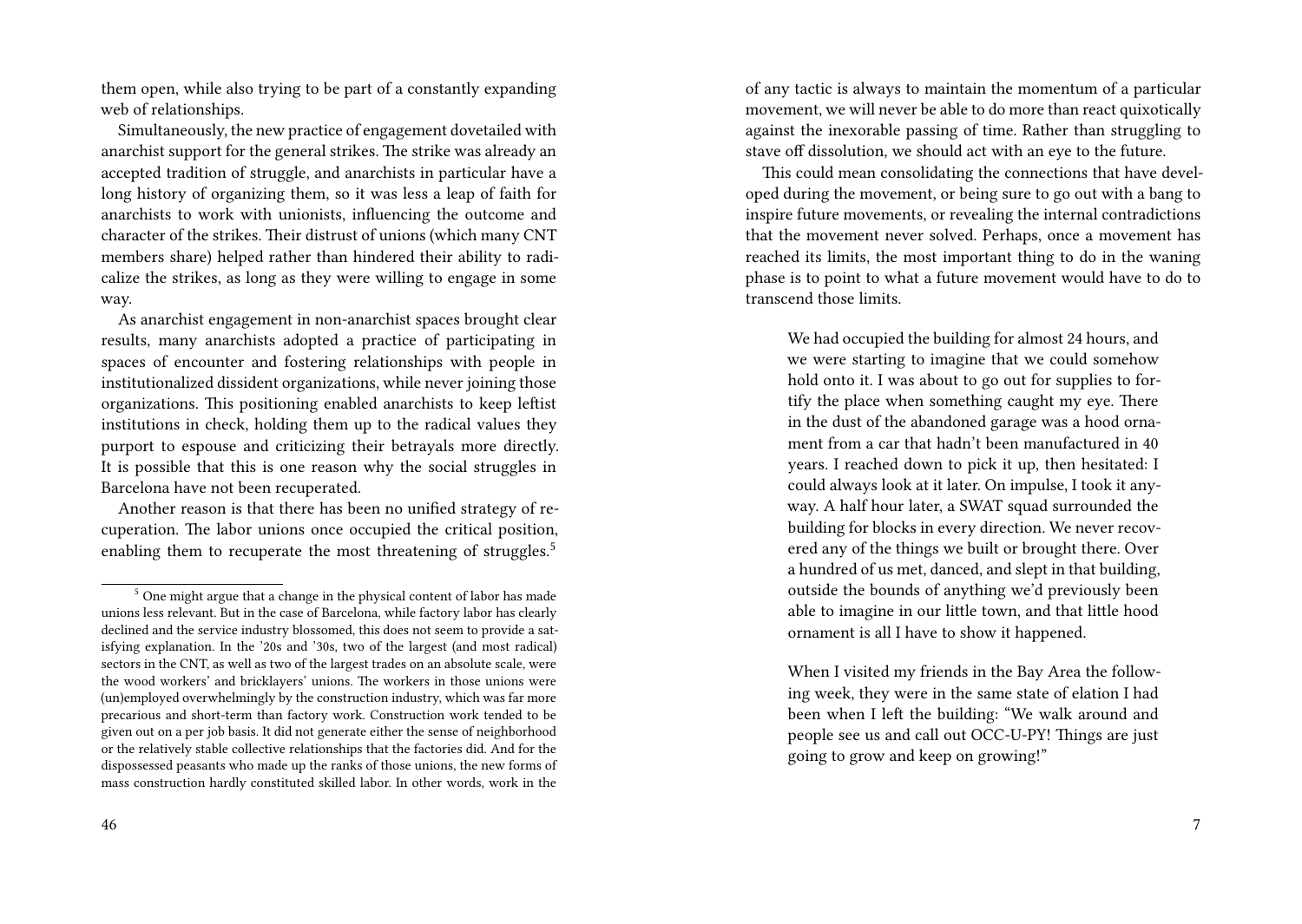them open, while also trying to be part of a constantly expanding web of relationships.

Simultaneously, the new practice of engagement dovetailed with anarchist support for the general strikes. The strike was already an accepted tradition of struggle, and anarchists in particular have a long history of organizing them, so it was less a leap of faith for anarchists to work with unionists, influencing the outcome and character of the strikes. Their distrust of unions (which many CNT members share) helped rather than hindered their ability to radicalize the strikes, as long as they were willing to engage in some way.

As anarchist engagement in non-anarchist spaces brought clear results, many anarchists adopted a practice of participating in spaces of encounter and fostering relationships with people in institutionalized dissident organizations, while never joining those organizations. This positioning enabled anarchists to keep leftist institutions in check, holding them up to the radical values they purport to espouse and criticizing their betrayals more directly. It is possible that this is one reason why the social struggles in Barcelona have not been recuperated.

Another reason is that there has been no unified strategy of recuperation. The labor unions once occupied the critical position, enabling them to recuperate the most threatening of struggles.[5]

[5] One might argue that a change in the physical content of labor has made unions less relevant. But in the case of Barcelona, while factory labor has clearly declined and the service industry blossomed, this does not seem to provide a satisfying explanation. In the '20s and '30s, two of the largest (and most radical) sectors in the CNT, as well as two of the largest trades on an absolute scale, were the wood workers' and bricklayers' unions. The workers in those unions were (un)employed overwhelmingly by the construction industry, which was far more precarious and short-term than factory work. Construction work tended to be given out on a per job basis. It did not generate either the sense of neighborhood or the relatively stable collective relationships that the factories did. And for the dispossessed peasants who made up the ranks of those unions, the new forms of mass construction hardly constituted skilled labor. In other words, work in the

of any tactic is always to maintain the momentum of a particular movement, we will never be able to do more than react quixotically against the inexorable passing of time. Rather than struggling to stave off dissolution, we should act with an eye to the future.

This could mean consolidating the connections that have developed during the movement, or being sure to go out with a bang to inspire future movements, or revealing the internal contradictions that the movement never solved. Perhaps, once a movement has reached its limits, the most important thing to do in the waning phase is to point to what a future movement would have to do to transcend those limits.

> We had occupied the building for almost 24 hours, and we were starting to imagine that we could somehow hold onto it. I was about to go out for supplies to fortify the place when something caught my eye. There in the dust of the abandoned garage was a hood ornament from a car that hadn't been manufactured in 40 years. I reached down to pick it up, then hesitated: I could always look at it later. On impulse, I took it anyway. A half hour later, a SWAT squad surrounded the building for blocks in every direction. We never recovered any of the things we built or brought there. Over a hundred of us met, danced, and slept in that building, outside the bounds of anything we'd previously been able to imagine in our little town, and that little hood ornament is all I have to show it happened.
>
> When I visited my friends in the Bay Area the following week, they were in the same state of elation I had been when I left the building: "We walk around and people see us and call out OCC-U-PY! Things are just going to grow and keep on growing!"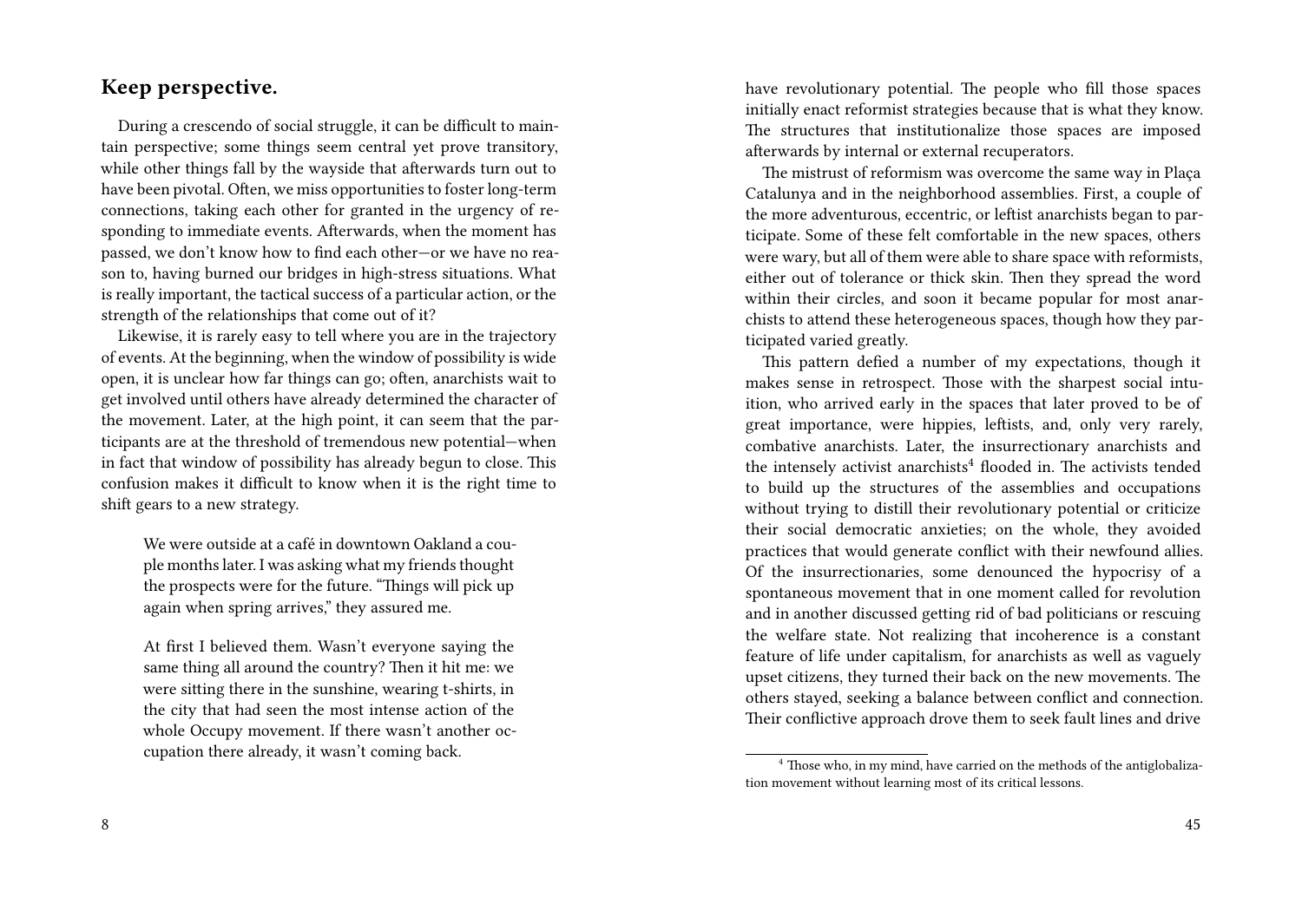## Keep perspective.

During a crescendo of social struggle, it can be difficult to maintain perspective; some things seem central yet prove transitory, while other things fall by the wayside that afterwards turn out to have been pivotal. Often, we miss opportunities to foster long-term connections, taking each other for granted in the urgency of responding to immediate events. Afterwards, when the moment has passed, we don't know how to find each other—or we have no reason to, having burned our bridges in high-stress situations. What is really important, the tactical success of a particular action, or the strength of the relationships that come out of it?

Likewise, it is rarely easy to tell where you are in the trajectory of events. At the beginning, when the window of possibility is wide open, it is unclear how far things can go; often, anarchists wait to get involved until others have already determined the character of the movement. Later, at the high point, it can seem that the participants are at the threshold of tremendous new potential—when in fact that window of possibility has already begun to close. This confusion makes it difficult to know when it is the right time to shift gears to a new strategy.

> We were outside at a café in downtown Oakland a couple months later. I was asking what my friends thought the prospects were for the future. "Things will pick up again when spring arrives," they assured me.
>
> At first I believed them. Wasn't everyone saying the same thing all around the country? Then it hit me: we were sitting there in the sunshine, wearing t-shirts, in the city that had seen the most intense action of the whole Occupy movement. If there wasn't another occupation there already, it wasn't coming back.

have revolutionary potential. The people who fill those spaces initially enact reformist strategies because that is what they know. The structures that institutionalize those spaces are imposed afterwards by internal or external recuperators.

The mistrust of reformism was overcome the same way in Plaça Catalunya and in the neighborhood assemblies. First, a couple of the more adventurous, eccentric, or leftist anarchists began to participate. Some of these felt comfortable in the new spaces, others were wary, but all of them were able to share space with reformists, either out of tolerance or thick skin. Then they spread the word within their circles, and soon it became popular for most anarchists to attend these heterogeneous spaces, though how they participated varied greatly.

This pattern defied a number of my expectations, though it makes sense in retrospect. Those with the sharpest social intuition, who arrived early in the spaces that later proved to be of great importance, were hippies, leftists, and, only very rarely, combative anarchists. Later, the insurrectionary anarchists and the intensely activist anarchists[4] flooded in. The activists tended to build up the structures of the assemblies and occupations without trying to distill their revolutionary potential or criticize their social democratic anxieties; on the whole, they avoided practices that would generate conflict with their newfound allies. Of the insurrectionaries, some denounced the hypocrisy of a spontaneous movement that in one moment called for revolution and in another discussed getting rid of bad politicians or rescuing the welfare state. Not realizing that incoherence is a constant feature of life under capitalism, for anarchists as well as vaguely upset citizens, they turned their back on the new movements. The others stayed, seeking a balance between conflict and connection. Their conflictive approach drove them to seek fault lines and drive

[4] Those who, in my mind, have carried on the methods of the antiglobalization movement without learning most of its critical lessons.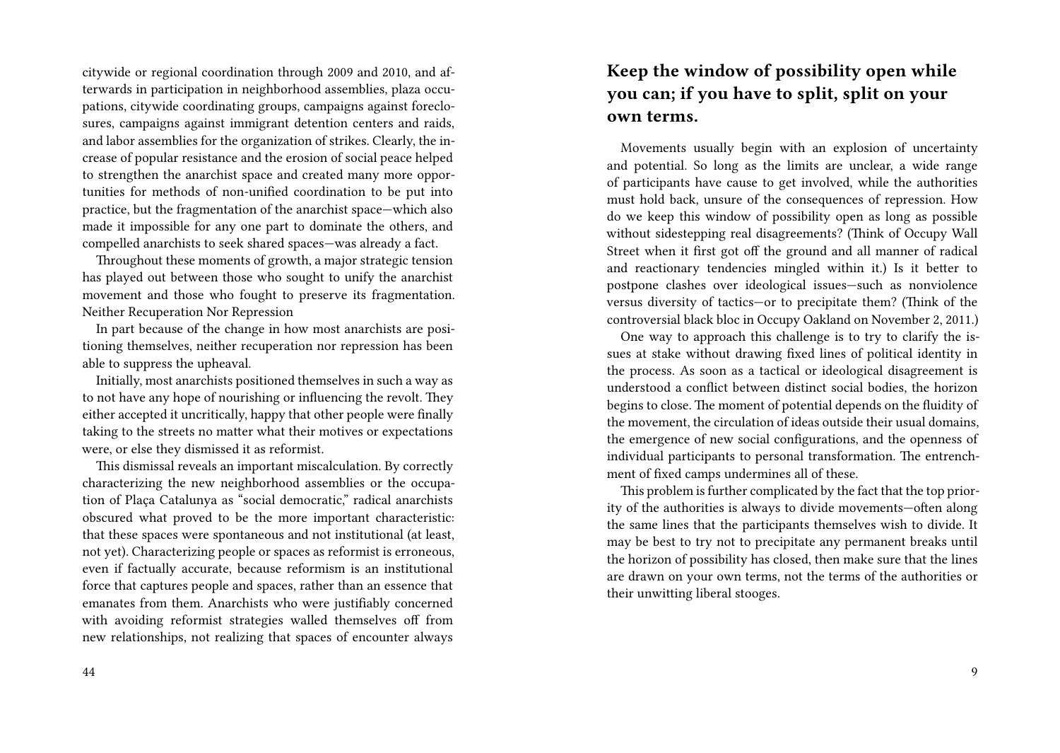citywide or regional coordination through 2009 and 2010, and afterwards in participation in neighborhood assemblies, plaza occupations, citywide coordinating groups, campaigns against foreclosures, campaigns against immigrant detention centers and raids, and labor assemblies for the organization of strikes. Clearly, the increase of popular resistance and the erosion of social peace helped to strengthen the anarchist space and created many more opportunities for methods of non-unified coordination to be put into practice, but the fragmentation of the anarchist space—which also made it impossible for any one part to dominate the others, and compelled anarchists to seek shared spaces—was already a fact.

Throughout these moments of growth, a major strategic tension has played out between those who sought to unify the anarchist movement and those who fought to preserve its fragmentation. Neither Recuperation Nor Repression

In part because of the change in how most anarchists are positioning themselves, neither recuperation nor repression has been able to suppress the upheaval.

Initially, most anarchists positioned themselves in such a way as to not have any hope of nourishing or influencing the revolt. They either accepted it uncritically, happy that other people were finally taking to the streets no matter what their motives or expectations were, or else they dismissed it as reformist.

This dismissal reveals an important miscalculation. By correctly characterizing the new neighborhood assemblies or the occupation of Plaça Catalunya as "social democratic," radical anarchists obscured what proved to be the more important characteristic: that these spaces were spontaneous and not institutional (at least, not yet). Characterizing people or spaces as reformist is erroneous, even if factually accurate, because reformism is an institutional force that captures people and spaces, rather than an essence that emanates from them. Anarchists who were justifiably concerned with avoiding reformist strategies walled themselves off from new relationships, not realizing that spaces of encounter always

## Keep the window of possibility open while you can; if you have to split, split on your own terms.

Movements usually begin with an explosion of uncertainty and potential. So long as the limits are unclear, a wide range of participants have cause to get involved, while the authorities must hold back, unsure of the consequences of repression. How do we keep this window of possibility open as long as possible without sidestepping real disagreements? (Think of Occupy Wall Street when it first got off the ground and all manner of radical and reactionary tendencies mingled within it.) Is it better to postpone clashes over ideological issues—such as nonviolence versus diversity of tactics—or to precipitate them? (Think of the controversial black bloc in Occupy Oakland on November 2, 2011.)

One way to approach this challenge is to try to clarify the issues at stake without drawing fixed lines of political identity in the process. As soon as a tactical or ideological disagreement is understood a conflict between distinct social bodies, the horizon begins to close. The moment of potential depends on the fluidity of the movement, the circulation of ideas outside their usual domains, the emergence of new social configurations, and the openness of individual participants to personal transformation. The entrenchment of fixed camps undermines all of these.

This problem is further complicated by the fact that the top priority of the authorities is always to divide movements—often along the same lines that the participants themselves wish to divide. It may be best to try not to precipitate any permanent breaks until the horizon of possibility has closed, then make sure that the lines are drawn on your own terms, not the terms of the authorities or their unwitting liberal stooges.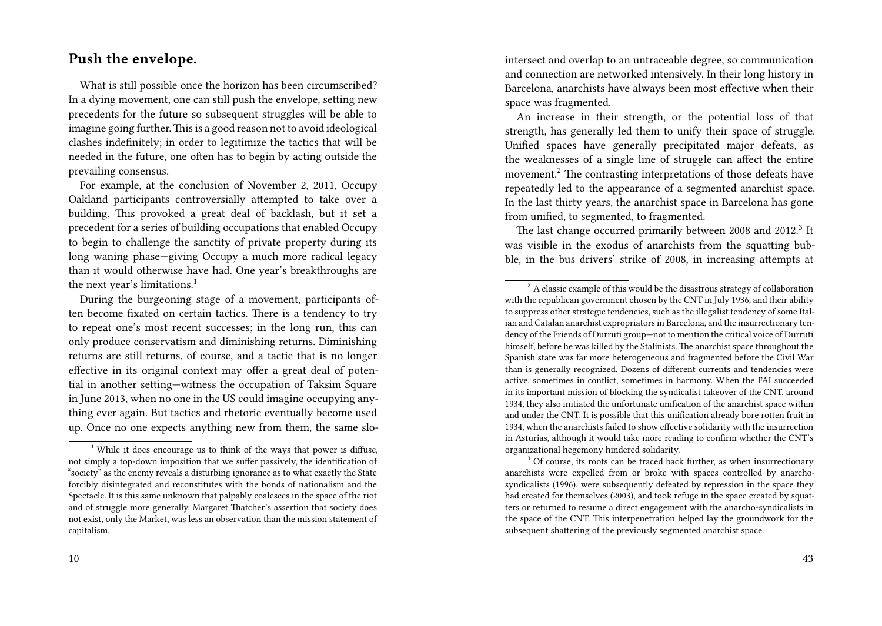## Push the envelope.

What is still possible once the horizon has been circumscribed? In a dying movement, one can still push the envelope, setting new precedents for the future so subsequent struggles will be able to imagine going further. This is a good reason not to avoid ideological clashes indefinitely; in order to legitimize the tactics that will be needed in the future, one often has to begin by acting outside the prevailing consensus.

For example, at the conclusion of November 2, 2011, Occupy Oakland participants controversially attempted to take over a building. This provoked a great deal of backlash, but it set a precedent for a series of building occupations that enabled Occupy to begin to challenge the sanctity of private property during its long waning phase—giving Occupy a much more radical legacy than it would otherwise have had. One year's breakthroughs are the next year's limitations.[1]

During the burgeoning stage of a movement, participants often become fixated on certain tactics. There is a tendency to try to repeat one's most recent successes; in the long run, this can only produce conservatism and diminishing returns. Diminishing returns are still returns, of course, and a tactic that is no longer effective in its original context may offer a great deal of potential in another setting—witness the occupation of Taksim Square in June 2013, when no one in the US could imagine occupying anything ever again. But tactics and rhetoric eventually become used up. Once no one expects anything new from them, the same slo-

[1] While it does encourage us to think of the ways that power is diffuse, not simply a top-down imposition that we suffer passively, the identification of "society" as the enemy reveals a disturbing ignorance as to what exactly the State forcibly disintegrated and reconstitutes with the bonds of nationalism and the Spectacle. It is this same unknown that palpably coalesces in the space of the riot and of struggle more generally. Margaret Thatcher's assertion that society does not exist, only the Market, was less an observation than the mission statement of capitalism.

intersect and overlap to an untraceable degree, so communication and connection are networked intensively. In their long history in Barcelona, anarchists have always been most effective when their space was fragmented.

An increase in their strength, or the potential loss of that strength, has generally led them to unify their space of struggle. Unified spaces have generally precipitated major defeats, as the weaknesses of a single line of struggle can affect the entire movement.[2] The contrasting interpretations of those defeats have repeatedly led to the appearance of a segmented anarchist space. In the last thirty years, the anarchist space in Barcelona has gone from unified, to segmented, to fragmented.

The last change occurred primarily between 2008 and 2012.[3] It was visible in the exodus of anarchists from the squatting bubble, in the bus drivers' strike of 2008, in increasing attempts at

[2] A classic example of this would be the disastrous strategy of collaboration with the republican government chosen by the CNT in July 1936, and their ability to suppress other strategic tendencies, such as the illegalist tendency of some Italian and Catalan anarchist expropriators in Barcelona, and the insurrectionary tendency of the Friends of Durruti group—not to mention the critical voice of Durruti himself, before he was killed by the Stalinists. The anarchist space throughout the Spanish state was far more heterogeneous and fragmented before the Civil War than is generally recognized. Dozens of different currents and tendencies were active, sometimes in conflict, sometimes in harmony. When the FAI succeeded in its important mission of blocking the syndicalist takeover of the CNT, around 1934, they also initiated the unfortunate unification of the anarchist space within and under the CNT. It is possible that this unification already bore rotten fruit in 1934, when the anarchists failed to show effective solidarity with the insurrection in Asturias, although it would take more reading to confirm whether the CNT's organizational hegemony hindered solidarity.

[3] Of course, its roots can be traced back further, as when insurrectionary anarchists were expelled from or broke with spaces controlled by anarcho-syndicalists (1996), were subsequently defeated by repression in the space they had created for themselves (2003), and took refuge in the space created by squatters or returned to resume a direct engagement with the anarcho-syndicalists in the space of the CNT. This interpenetration helped lay the groundwork for the subsequent shattering of the previously segmented anarchist space.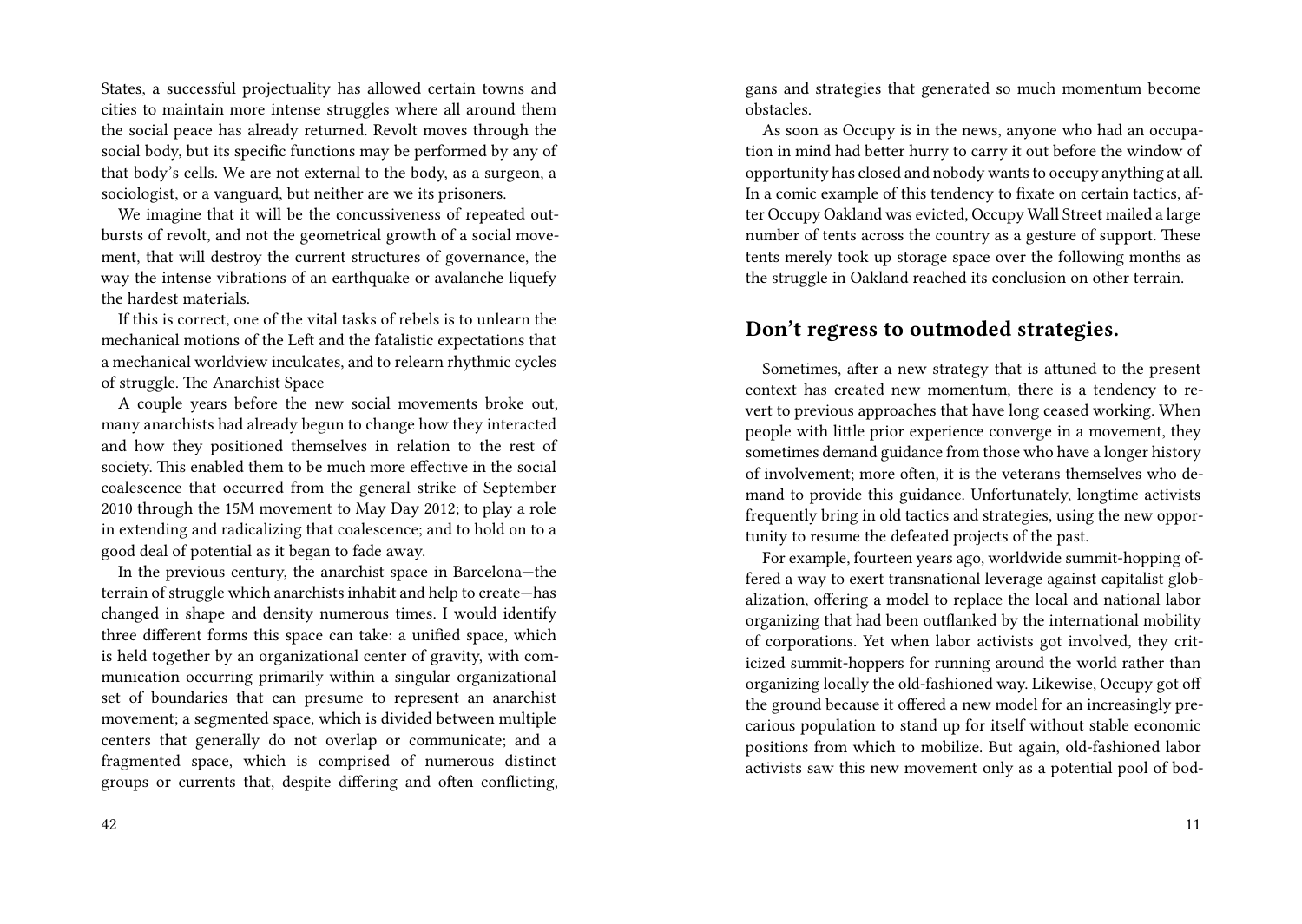States, a successful projectuality has allowed certain towns and cities to maintain more intense struggles where all around them the social peace has already returned. Revolt moves through the social body, but its specific functions may be performed by any of that body's cells. We are not external to the body, as a surgeon, a sociologist, or a vanguard, but neither are we its prisoners.

We imagine that it will be the concussiveness of repeated outbursts of revolt, and not the geometrical growth of a social movement, that will destroy the current structures of governance, the way the intense vibrations of an earthquake or avalanche liquefy the hardest materials.

If this is correct, one of the vital tasks of rebels is to unlearn the mechanical motions of the Left and the fatalistic expectations that a mechanical worldview inculcates, and to relearn rhythmic cycles of struggle. The Anarchist Space

A couple years before the new social movements broke out, many anarchists had already begun to change how they interacted and how they positioned themselves in relation to the rest of society. This enabled them to be much more effective in the social coalescence that occurred from the general strike of September 2010 through the 15M movement to May Day 2012; to play a role in extending and radicalizing that coalescence; and to hold on to a good deal of potential as it began to fade away.

In the previous century, the anarchist space in Barcelona—the terrain of struggle which anarchists inhabit and help to create—has changed in shape and density numerous times. I would identify three different forms this space can take: a unified space, which is held together by an organizational center of gravity, with communication occurring primarily within a singular organizational set of boundaries that can presume to represent an anarchist movement; a segmented space, which is divided between multiple centers that generally do not overlap or communicate; and a fragmented space, which is comprised of numerous distinct groups or currents that, despite differing and often conflicting,

gans and strategies that generated so much momentum become obstacles.

As soon as Occupy is in the news, anyone who had an occupation in mind had better hurry to carry it out before the window of opportunity has closed and nobody wants to occupy anything at all. In a comic example of this tendency to fixate on certain tactics, after Occupy Oakland was evicted, Occupy Wall Street mailed a large number of tents across the country as a gesture of support. These tents merely took up storage space over the following months as the struggle in Oakland reached its conclusion on other terrain.

## Don't regress to outmoded strategies.

Sometimes, after a new strategy that is attuned to the present context has created new momentum, there is a tendency to revert to previous approaches that have long ceased working. When people with little prior experience converge in a movement, they sometimes demand guidance from those who have a longer history of involvement; more often, it is the veterans themselves who demand to provide this guidance. Unfortunately, longtime activists frequently bring in old tactics and strategies, using the new opportunity to resume the defeated projects of the past.

For example, fourteen years ago, worldwide summit-hopping offered a way to exert transnational leverage against capitalist globalization, offering a model to replace the local and national labor organizing that had been outflanked by the international mobility of corporations. Yet when labor activists got involved, they criticized summit-hoppers for running around the world rather than organizing locally the old-fashioned way. Likewise, Occupy got off the ground because it offered a new model for an increasingly precarious population to stand up for itself without stable economic positions from which to mobilize. But again, old-fashioned labor activists saw this new movement only as a potential pool of bod-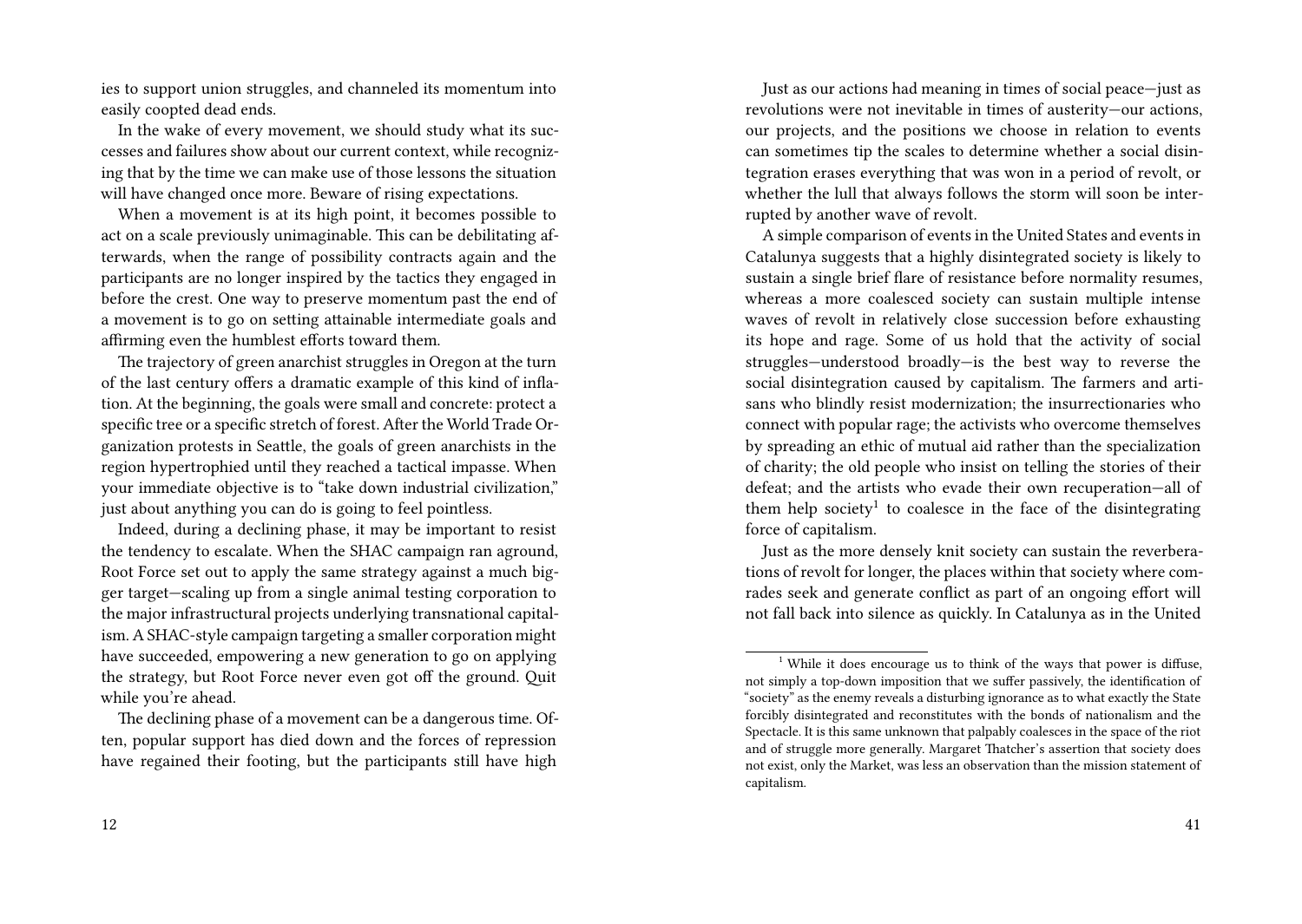ies to support union struggles, and channeled its momentum into easily coopted dead ends.

In the wake of every movement, we should study what its successes and failures show about our current context, while recognizing that by the time we can make use of those lessons the situation will have changed once more. Beware of rising expectations.

When a movement is at its high point, it becomes possible to act on a scale previously unimaginable. This can be debilitating afterwards, when the range of possibility contracts again and the participants are no longer inspired by the tactics they engaged in before the crest. One way to preserve momentum past the end of a movement is to go on setting attainable intermediate goals and affirming even the humblest efforts toward them.

The trajectory of green anarchist struggles in Oregon at the turn of the last century offers a dramatic example of this kind of inflation. At the beginning, the goals were small and concrete: protect a specific tree or a specific stretch of forest. After the World Trade Organization protests in Seattle, the goals of green anarchists in the region hypertrophied until they reached a tactical impasse. When your immediate objective is to "take down industrial civilization," just about anything you can do is going to feel pointless.

Indeed, during a declining phase, it may be important to resist the tendency to escalate. When the SHAC campaign ran aground, Root Force set out to apply the same strategy against a much bigger target—scaling up from a single animal testing corporation to the major infrastructural projects underlying transnational capitalism. A SHAC-style campaign targeting a smaller corporation might have succeeded, empowering a new generation to go on applying the strategy, but Root Force never even got off the ground. Quit while you're ahead.

The declining phase of a movement can be a dangerous time. Often, popular support has died down and the forces of repression have regained their footing, but the participants still have high

Just as our actions had meaning in times of social peace—just as revolutions were not inevitable in times of austerity—our actions, our projects, and the positions we choose in relation to events can sometimes tip the scales to determine whether a social disintegration erases everything that was won in a period of revolt, or whether the lull that always follows the storm will soon be interrupted by another wave of revolt.

A simple comparison of events in the United States and events in Catalunya suggests that a highly disintegrated society is likely to sustain a single brief flare of resistance before normality resumes, whereas a more coalesced society can sustain multiple intense waves of revolt in relatively close succession before exhausting its hope and rage. Some of us hold that the activity of social struggles—understood broadly—is the best way to reverse the social disintegration caused by capitalism. The farmers and artisans who blindly resist modernization; the insurrectionaries who connect with popular rage; the activists who overcome themselves by spreading an ethic of mutual aid rather than the specialization of charity; the old people who insist on telling the stories of their defeat; and the artists who evade their own recuperation—all of them help society[1] to coalesce in the face of the disintegrating force of capitalism.

Just as the more densely knit society can sustain the reverberations of revolt for longer, the places within that society where comrades seek and generate conflict as part of an ongoing effort will not fall back into silence as quickly. In Catalunya as in the United

[1] While it does encourage us to think of the ways that power is diffuse, not simply a top-down imposition that we suffer passively, the identification of "society" as the enemy reveals a disturbing ignorance as to what exactly the State forcibly disintegrated and reconstitutes with the bonds of nationalism and the Spectacle. It is this same unknown that palpably coalesces in the space of the riot and of struggle more generally. Margaret Thatcher's assertion that society does not exist, only the Market, was less an observation than the mission statement of capitalism.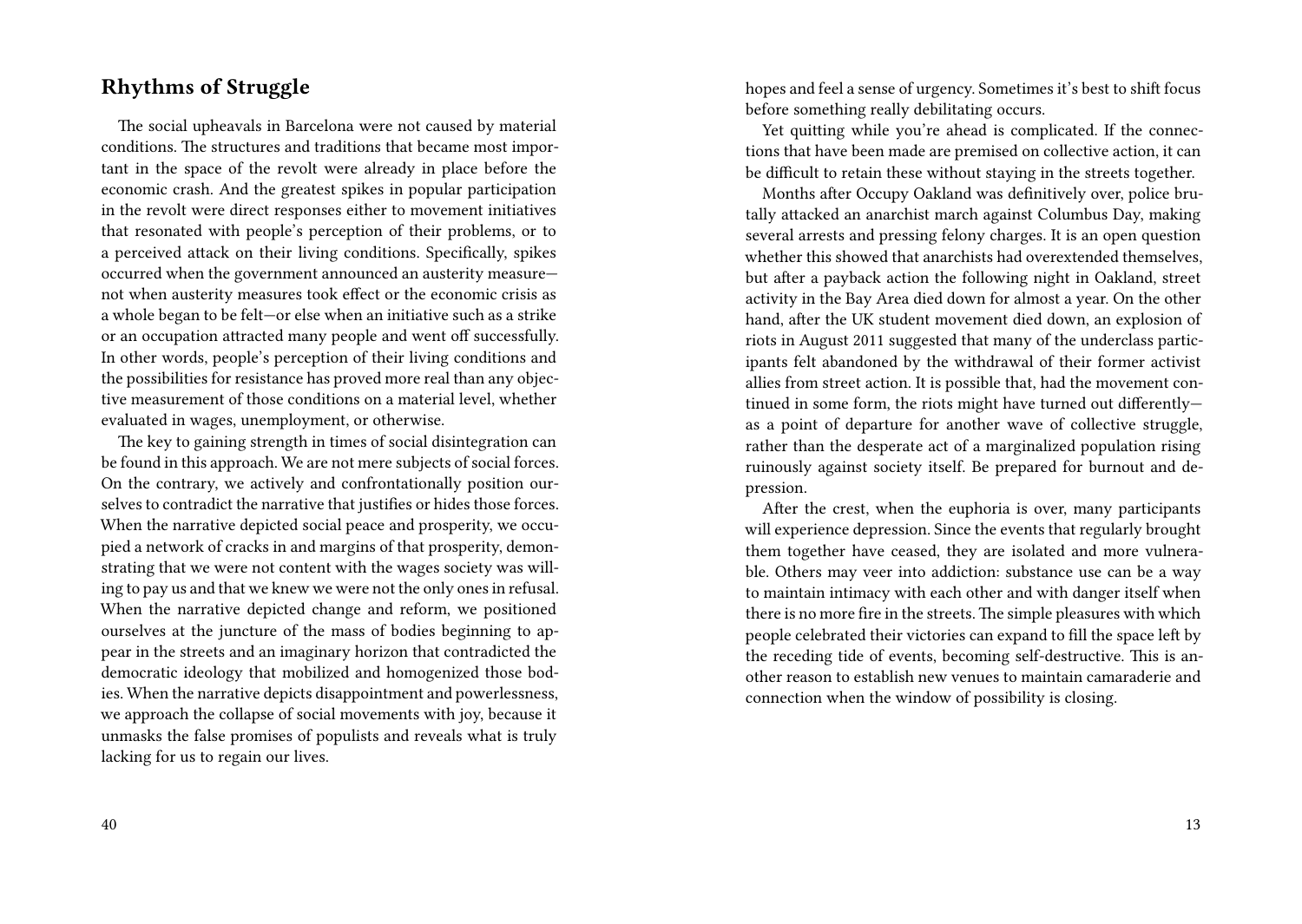## Rhythms of Struggle

The social upheavals in Barcelona were not caused by material conditions. The structures and traditions that became most important in the space of the revolt were already in place before the economic crash. And the greatest spikes in popular participation in the revolt were direct responses either to movement initiatives that resonated with people's perception of their problems, or to a perceived attack on their living conditions. Specifically, spikes occurred when the government announced an austerity measure—not when austerity measures took effect or the economic crisis as a whole began to be felt—or else when an initiative such as a strike or an occupation attracted many people and went off successfully. In other words, people's perception of their living conditions and the possibilities for resistance has proved more real than any objective measurement of those conditions on a material level, whether evaluated in wages, unemployment, or otherwise.

The key to gaining strength in times of social disintegration can be found in this approach. We are not mere subjects of social forces. On the contrary, we actively and confrontationally position ourselves to contradict the narrative that justifies or hides those forces. When the narrative depicted social peace and prosperity, we occupied a network of cracks in and margins of that prosperity, demonstrating that we were not content with the wages society was willing to pay us and that we knew we were not the only ones in refusal. When the narrative depicted change and reform, we positioned ourselves at the juncture of the mass of bodies beginning to appear in the streets and an imaginary horizon that contradicted the democratic ideology that mobilized and homogenized those bodies. When the narrative depicts disappointment and powerlessness, we approach the collapse of social movements with joy, because it unmasks the false promises of populists and reveals what is truly lacking for us to regain our lives.

hopes and feel a sense of urgency. Sometimes it's best to shift focus before something really debilitating occurs.

Yet quitting while you're ahead is complicated. If the connections that have been made are premised on collective action, it can be difficult to retain these without staying in the streets together.

Months after Occupy Oakland was definitively over, police brutally attacked an anarchist march against Columbus Day, making several arrests and pressing felony charges. It is an open question whether this showed that anarchists had overextended themselves, but after a payback action the following night in Oakland, street activity in the Bay Area died down for almost a year. On the other hand, after the UK student movement died down, an explosion of riots in August 2011 suggested that many of the underclass participants felt abandoned by the withdrawal of their former activist allies from street action. It is possible that, had the movement continued in some form, the riots might have turned out differently—as a point of departure for another wave of collective struggle, rather than the desperate act of a marginalized population rising ruinously against society itself. Be prepared for burnout and depression.

After the crest, when the euphoria is over, many participants will experience depression. Since the events that regularly brought them together have ceased, they are isolated and more vulnerable. Others may veer into addiction: substance use can be a way to maintain intimacy with each other and with danger itself when there is no more fire in the streets. The simple pleasures with which people celebrated their victories can expand to fill the space left by the receding tide of events, becoming self-destructive. This is another reason to establish new venues to maintain camaraderie and connection when the window of possibility is closing.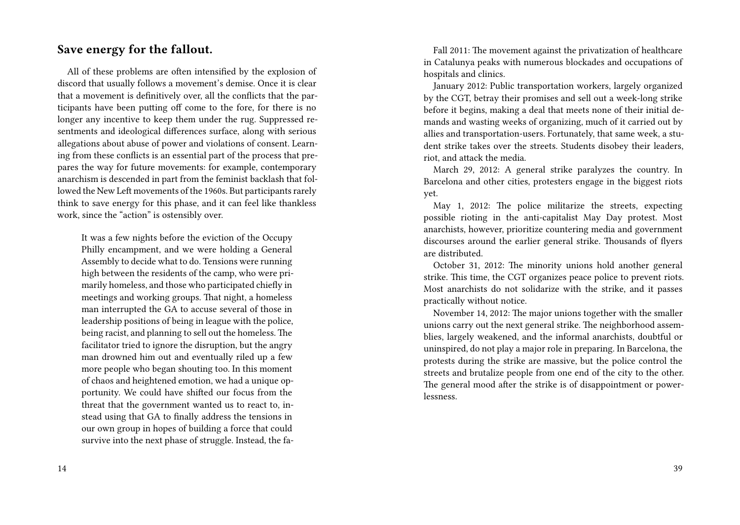## Save energy for the fallout.

All of these problems are often intensified by the explosion of discord that usually follows a movement's demise. Once it is clear that a movement is definitively over, all the conflicts that the participants have been putting off come to the fore, for there is no longer any incentive to keep them under the rug. Suppressed resentments and ideological differences surface, along with serious allegations about abuse of power and violations of consent. Learning from these conflicts is an essential part of the process that prepares the way for future movements: for example, contemporary anarchism is descended in part from the feminist backlash that followed the New Left movements of the 1960s. But participants rarely think to save energy for this phase, and it can feel like thankless work, since the "action" is ostensibly over.

> It was a few nights before the eviction of the Occupy Philly encampment, and we were holding a General Assembly to decide what to do. Tensions were running high between the residents of the camp, who were primarily homeless, and those who participated chiefly in meetings and working groups. That night, a homeless man interrupted the GA to accuse several of those in leadership positions of being in league with the police, being racist, and planning to sell out the homeless. The facilitator tried to ignore the disruption, but the angry man drowned him out and eventually riled up a few more people who began shouting too. In this moment of chaos and heightened emotion, we had a unique opportunity. We could have shifted our focus from the threat that the government wanted us to react to, instead using that GA to finally address the tensions in our own group in hopes of building a force that could survive into the next phase of struggle. Instead, the fa-

Fall 2011: The movement against the privatization of healthcare in Catalunya peaks with numerous blockades and occupations of hospitals and clinics.

January 2012: Public transportation workers, largely organized by the CGT, betray their promises and sell out a week-long strike before it begins, making a deal that meets none of their initial demands and wasting weeks of organizing, much of it carried out by allies and transportation-users. Fortunately, that same week, a student strike takes over the streets. Students disobey their leaders, riot, and attack the media.

March 29, 2012: A general strike paralyzes the country. In Barcelona and other cities, protesters engage in the biggest riots yet.

May 1, 2012: The police militarize the streets, expecting possible rioting in the anti-capitalist May Day protest. Most anarchists, however, prioritize countering media and government discourses around the earlier general strike. Thousands of flyers are distributed.

October 31, 2012: The minority unions hold another general strike. This time, the CGT organizes peace police to prevent riots. Most anarchists do not solidarize with the strike, and it passes practically without notice.

November 14, 2012: The major unions together with the smaller unions carry out the next general strike. The neighborhood assemblies, largely weakened, and the informal anarchists, doubtful or uninspired, do not play a major role in preparing. In Barcelona, the protests during the strike are massive, but the police control the streets and brutalize people from one end of the city to the other. The general mood after the strike is of disappointment or powerlessness.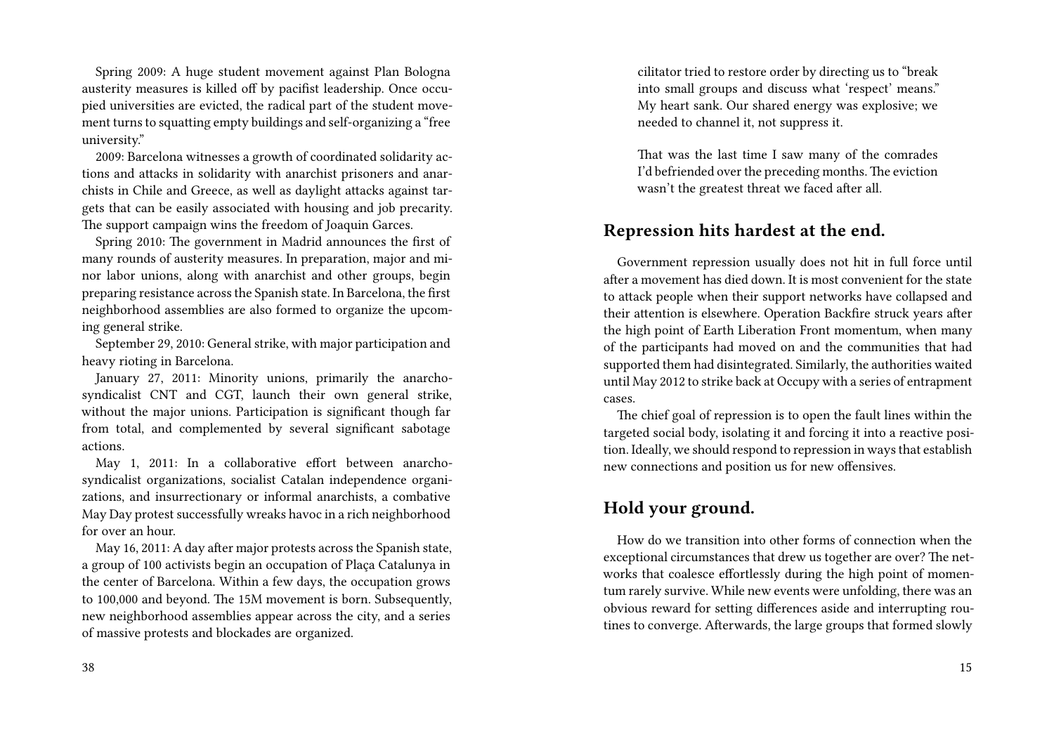Spring 2009: A huge student movement against Plan Bologna austerity measures is killed off by pacifist leadership. Once occupied universities are evicted, the radical part of the student movement turns to squatting empty buildings and self-organizing a "free university."

2009: Barcelona witnesses a growth of coordinated solidarity actions and attacks in solidarity with anarchist prisoners and anarchists in Chile and Greece, as well as daylight attacks against targets that can be easily associated with housing and job precarity. The support campaign wins the freedom of Joaquin Garces.

Spring 2010: The government in Madrid announces the first of many rounds of austerity measures. In preparation, major and minor labor unions, along with anarchist and other groups, begin preparing resistance across the Spanish state. In Barcelona, the first neighborhood assemblies are also formed to organize the upcoming general strike.

September 29, 2010: General strike, with major participation and heavy rioting in Barcelona.

January 27, 2011: Minority unions, primarily the anarcho-syndicalist CNT and CGT, launch their own general strike, without the major unions. Participation is significant though far from total, and complemented by several significant sabotage actions.

May 1, 2011: In a collaborative effort between anarcho-syndicalist organizations, socialist Catalan independence organizations, and insurrectionary or informal anarchists, a combative May Day protest successfully wreaks havoc in a rich neighborhood for over an hour.

May 16, 2011: A day after major protests across the Spanish state, a group of 100 activists begin an occupation of Plaça Catalunya in the center of Barcelona. Within a few days, the occupation grows to 100,000 and beyond. The 15M movement is born. Subsequently, new neighborhood assemblies appear across the city, and a series of massive protests and blockades are organized.

> cilitator tried to restore order by directing us to "break into small groups and discuss what 'respect' means." My heart sank. Our shared energy was explosive; we needed to channel it, not suppress it.
>
> That was the last time I saw many of the comrades I'd befriended over the preceding months. The eviction wasn't the greatest threat we faced after all.

## Repression hits hardest at the end.

Government repression usually does not hit in full force until after a movement has died down. It is most convenient for the state to attack people when their support networks have collapsed and their attention is elsewhere. Operation Backfire struck years after the high point of Earth Liberation Front momentum, when many of the participants had moved on and the communities that had supported them had disintegrated. Similarly, the authorities waited until May 2012 to strike back at Occupy with a series of entrapment cases.

The chief goal of repression is to open the fault lines within the targeted social body, isolating it and forcing it into a reactive position. Ideally, we should respond to repression in ways that establish new connections and position us for new offensives.

## Hold your ground.

How do we transition into other forms of connection when the exceptional circumstances that drew us together are over? The networks that coalesce effortlessly during the high point of momentum rarely survive. While new events were unfolding, there was an obvious reward for setting differences aside and interrupting routines to converge. Afterwards, the large groups that formed slowly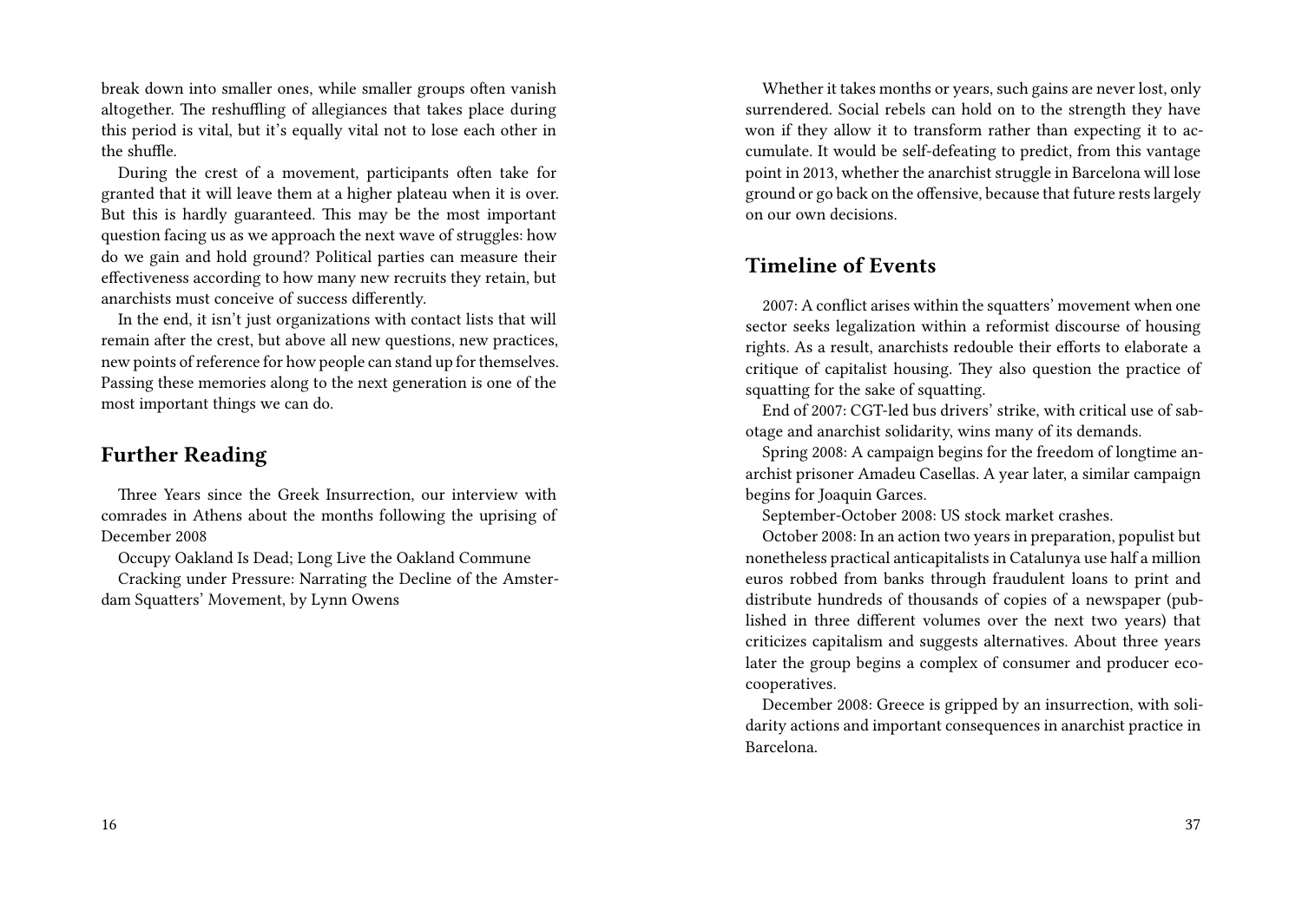break down into smaller ones, while smaller groups often vanish altogether. The reshuffling of allegiances that takes place during this period is vital, but it's equally vital not to lose each other in the shuffle.

During the crest of a movement, participants often take for granted that it will leave them at a higher plateau when it is over. But this is hardly guaranteed. This may be the most important question facing us as we approach the next wave of struggles: how do we gain and hold ground? Political parties can measure their effectiveness according to how many new recruits they retain, but anarchists must conceive of success differently.

In the end, it isn't just organizations with contact lists that will remain after the crest, but above all new questions, new practices, new points of reference for how people can stand up for themselves. Passing these memories along to the next generation is one of the most important things we can do.

## Further Reading

Three Years since the Greek Insurrection, our interview with comrades in Athens about the months following the uprising of December 2008

Occupy Oakland Is Dead; Long Live the Oakland Commune

Cracking under Pressure: Narrating the Decline of the Amsterdam Squatters' Movement, by Lynn Owens

Whether it takes months or years, such gains are never lost, only surrendered. Social rebels can hold on to the strength they have won if they allow it to transform rather than expecting it to accumulate. It would be self-defeating to predict, from this vantage point in 2013, whether the anarchist struggle in Barcelona will lose ground or go back on the offensive, because that future rests largely on our own decisions.

## Timeline of Events

2007: A conflict arises within the squatters' movement when one sector seeks legalization within a reformist discourse of housing rights. As a result, anarchists redouble their efforts to elaborate a critique of capitalist housing. They also question the practice of squatting for the sake of squatting.

End of 2007: CGT-led bus drivers' strike, with critical use of sabotage and anarchist solidarity, wins many of its demands.

Spring 2008: A campaign begins for the freedom of longtime anarchist prisoner Amadeu Casellas. A year later, a similar campaign begins for Joaquin Garces.

September-October 2008: US stock market crashes.

October 2008: In an action two years in preparation, populist but nonetheless practical anticapitalists in Catalunya use half a million euros robbed from banks through fraudulent loans to print and distribute hundreds of thousands of copies of a newspaper (published in three different volumes over the next two years) that criticizes capitalism and suggests alternatives. About three years later the group begins a complex of consumer and producer eco-cooperatives.

December 2008: Greece is gripped by an insurrection, with solidarity actions and important consequences in anarchist practice in Barcelona.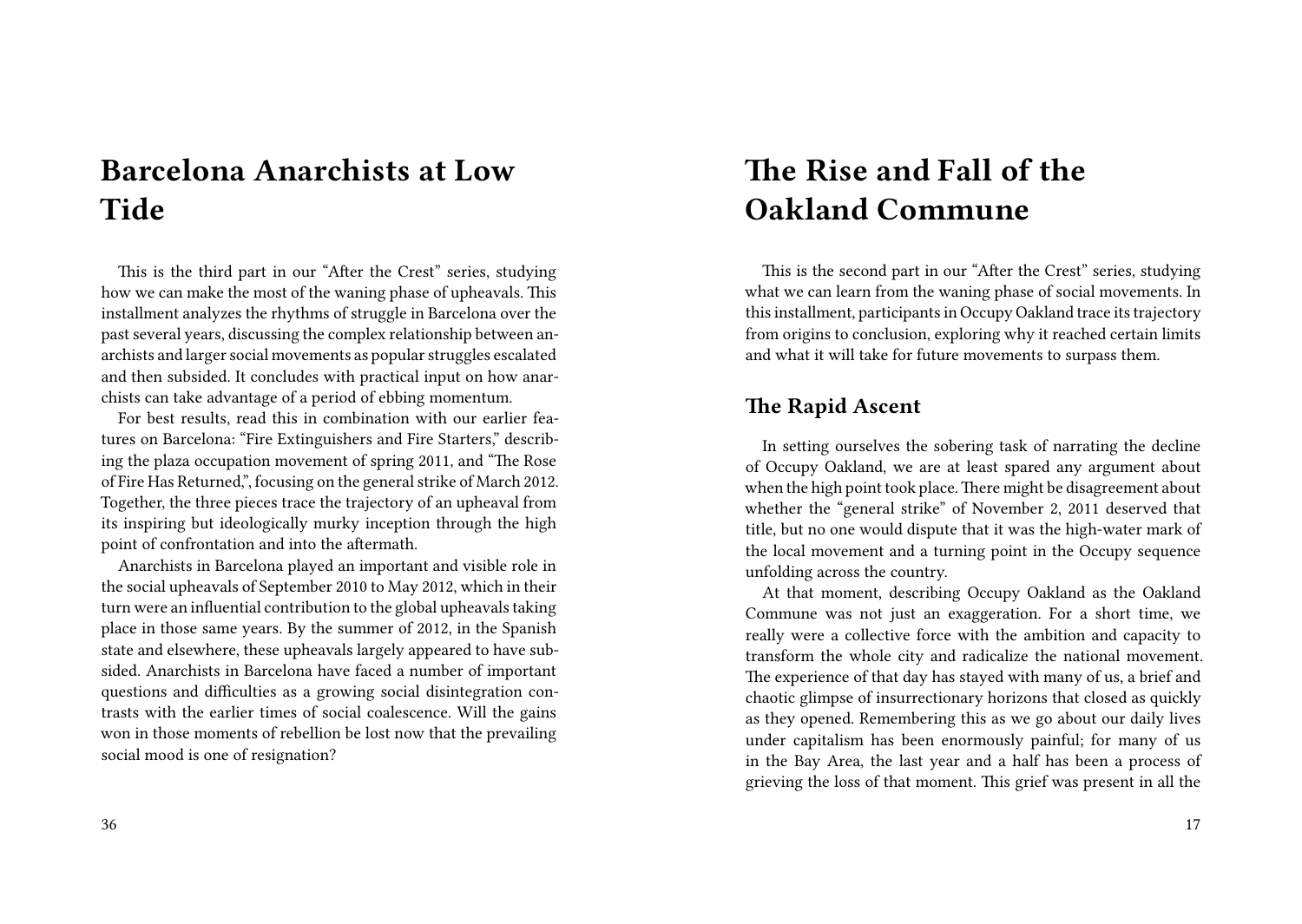# Barcelona Anarchists at Low Tide

This is the third part in our "After the Crest" series, studying how we can make the most of the waning phase of upheavals. This installment analyzes the rhythms of struggle in Barcelona over the past several years, discussing the complex relationship between anarchists and larger social movements as popular struggles escalated and then subsided. It concludes with practical input on how anarchists can take advantage of a period of ebbing momentum.

For best results, read this in combination with our earlier features on Barcelona: "Fire Extinguishers and Fire Starters," describing the plaza occupation movement of spring 2011, and "The Rose of Fire Has Returned,", focusing on the general strike of March 2012. Together, the three pieces trace the trajectory of an upheaval from its inspiring but ideologically murky inception through the high point of confrontation and into the aftermath.

Anarchists in Barcelona played an important and visible role in the social upheavals of September 2010 to May 2012, which in their turn were an influential contribution to the global upheavals taking place in those same years. By the summer of 2012, in the Spanish state and elsewhere, these upheavals largely appeared to have subsided. Anarchists in Barcelona have faced a number of important questions and difficulties as a growing social disintegration contrasts with the earlier times of social coalescence. Will the gains won in those moments of rebellion be lost now that the prevailing social mood is one of resignation?

# The Rise and Fall of the Oakland Commune

This is the second part in our "After the Crest" series, studying what we can learn from the waning phase of social movements. In this installment, participants in Occupy Oakland trace its trajectory from origins to conclusion, exploring why it reached certain limits and what it will take for future movements to surpass them.

## The Rapid Ascent

In setting ourselves the sobering task of narrating the decline of Occupy Oakland, we are at least spared any argument about when the high point took place. There might be disagreement about whether the "general strike" of November 2, 2011 deserved that title, but no one would dispute that it was the high-water mark of the local movement and a turning point in the Occupy sequence unfolding across the country.

At that moment, describing Occupy Oakland as the Oakland Commune was not just an exaggeration. For a short time, we really were a collective force with the ambition and capacity to transform the whole city and radicalize the national movement. The experience of that day has stayed with many of us, a brief and chaotic glimpse of insurrectionary horizons that closed as quickly as they opened. Remembering this as we go about our daily lives under capitalism has been enormously painful; for many of us in the Bay Area, the last year and a half has been a process of grieving the loss of that moment. This grief was present in all the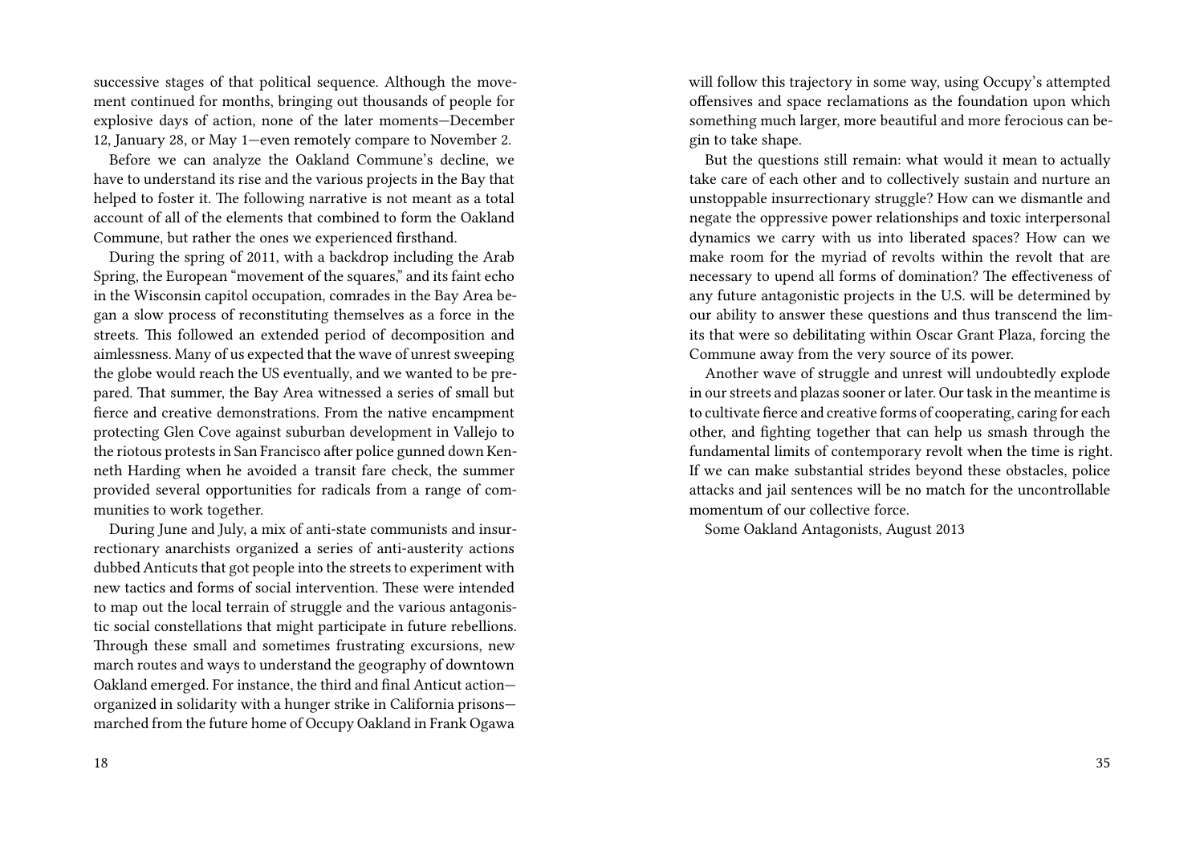successive stages of that political sequence. Although the movement continued for months, bringing out thousands of people for explosive days of action, none of the later moments—December 12, January 28, or May 1—even remotely compare to November 2.

Before we can analyze the Oakland Commune's decline, we have to understand its rise and the various projects in the Bay that helped to foster it. The following narrative is not meant as a total account of all of the elements that combined to form the Oakland Commune, but rather the ones we experienced firsthand.

During the spring of 2011, with a backdrop including the Arab Spring, the European "movement of the squares," and its faint echo in the Wisconsin capitol occupation, comrades in the Bay Area began a slow process of reconstituting themselves as a force in the streets. This followed an extended period of decomposition and aimlessness. Many of us expected that the wave of unrest sweeping the globe would reach the US eventually, and we wanted to be prepared. That summer, the Bay Area witnessed a series of small but fierce and creative demonstrations. From the native encampment protecting Glen Cove against suburban development in Vallejo to the riotous protests in San Francisco after police gunned down Kenneth Harding when he avoided a transit fare check, the summer provided several opportunities for radicals from a range of communities to work together.

During June and July, a mix of anti-state communists and insurrectionary anarchists organized a series of anti-austerity actions dubbed Anticuts that got people into the streets to experiment with new tactics and forms of social intervention. These were intended to map out the local terrain of struggle and the various antagonistic social constellations that might participate in future rebellions. Through these small and sometimes frustrating excursions, new march routes and ways to understand the geography of downtown Oakland emerged. For instance, the third and final Anticut action—organized in solidarity with a hunger strike in California prisons—marched from the future home of Occupy Oakland in Frank Ogawa

will follow this trajectory in some way, using Occupy's attempted offensives and space reclamations as the foundation upon which something much larger, more beautiful and more ferocious can begin to take shape.

But the questions still remain: what would it mean to actually take care of each other and to collectively sustain and nurture an unstoppable insurrectionary struggle? How can we dismantle and negate the oppressive power relationships and toxic interpersonal dynamics we carry with us into liberated spaces? How can we make room for the myriad of revolts within the revolt that are necessary to upend all forms of domination? The effectiveness of any future antagonistic projects in the U.S. will be determined by our ability to answer these questions and thus transcend the limits that were so debilitating within Oscar Grant Plaza, forcing the Commune away from the very source of its power.

Another wave of struggle and unrest will undoubtedly explode in our streets and plazas sooner or later. Our task in the meantime is to cultivate fierce and creative forms of cooperating, caring for each other, and fighting together that can help us smash through the fundamental limits of contemporary revolt when the time is right. If we can make substantial strides beyond these obstacles, police attacks and jail sentences will be no match for the uncontrollable momentum of our collective force.

Some Oakland Antagonists, August 2013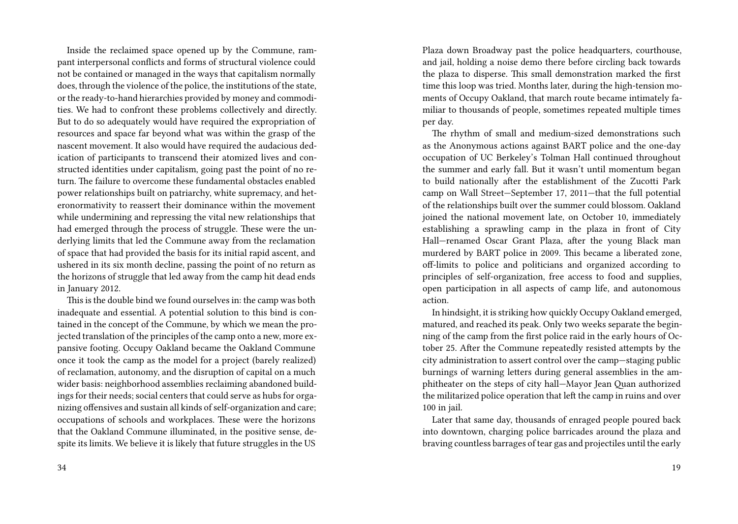Inside the reclaimed space opened up by the Commune, rampant interpersonal conflicts and forms of structural violence could not be contained or managed in the ways that capitalism normally does, through the violence of the police, the institutions of the state, or the ready-to-hand hierarchies provided by money and commodities. We had to confront these problems collectively and directly. But to do so adequately would have required the expropriation of resources and space far beyond what was within the grasp of the nascent movement. It also would have required the audacious dedication of participants to transcend their atomized lives and constructed identities under capitalism, going past the point of no return. The failure to overcome these fundamental obstacles enabled power relationships built on patriarchy, white supremacy, and heteronormativity to reassert their dominance within the movement while undermining and repressing the vital new relationships that had emerged through the process of struggle. These were the underlying limits that led the Commune away from the reclamation of space that had provided the basis for its initial rapid ascent, and ushered in its six month decline, passing the point of no return as the horizons of struggle that led away from the camp hit dead ends in January 2012.

This is the double bind we found ourselves in: the camp was both inadequate and essential. A potential solution to this bind is contained in the concept of the Commune, by which we mean the projected translation of the principles of the camp onto a new, more expansive footing. Occupy Oakland became the Oakland Commune once it took the camp as the model for a project (barely realized) of reclamation, autonomy, and the disruption of capital on a much wider basis: neighborhood assemblies reclaiming abandoned buildings for their needs; social centers that could serve as hubs for organizing offensives and sustain all kinds of self-organization and care; occupations of schools and workplaces. These were the horizons that the Oakland Commune illuminated, in the positive sense, despite its limits. We believe it is likely that future struggles in the US

Plaza down Broadway past the police headquarters, courthouse, and jail, holding a noise demo there before circling back towards the plaza to disperse. This small demonstration marked the first time this loop was tried. Months later, during the high-tension moments of Occupy Oakland, that march route became intimately familiar to thousands of people, sometimes repeated multiple times per day.

The rhythm of small and medium-sized demonstrations such as the Anonymous actions against BART police and the one-day occupation of UC Berkeley's Tolman Hall continued throughout the summer and early fall. But it wasn't until momentum began to build nationally after the establishment of the Zucotti Park camp on Wall Street—September 17, 2011—that the full potential of the relationships built over the summer could blossom. Oakland joined the national movement late, on October 10, immediately establishing a sprawling camp in the plaza in front of City Hall—renamed Oscar Grant Plaza, after the young Black man murdered by BART police in 2009. This became a liberated zone, off-limits to police and politicians and organized according to principles of self-organization, free access to food and supplies, open participation in all aspects of camp life, and autonomous action.

In hindsight, it is striking how quickly Occupy Oakland emerged, matured, and reached its peak. Only two weeks separate the beginning of the camp from the first police raid in the early hours of October 25. After the Commune repeatedly resisted attempts by the city administration to assert control over the camp—staging public burnings of warning letters during general assemblies in the amphitheater on the steps of city hall—Mayor Jean Quan authorized the militarized police operation that left the camp in ruins and over 100 in jail.

Later that same day, thousands of enraged people poured back into downtown, charging police barricades around the plaza and braving countless barrages of tear gas and projectiles until the early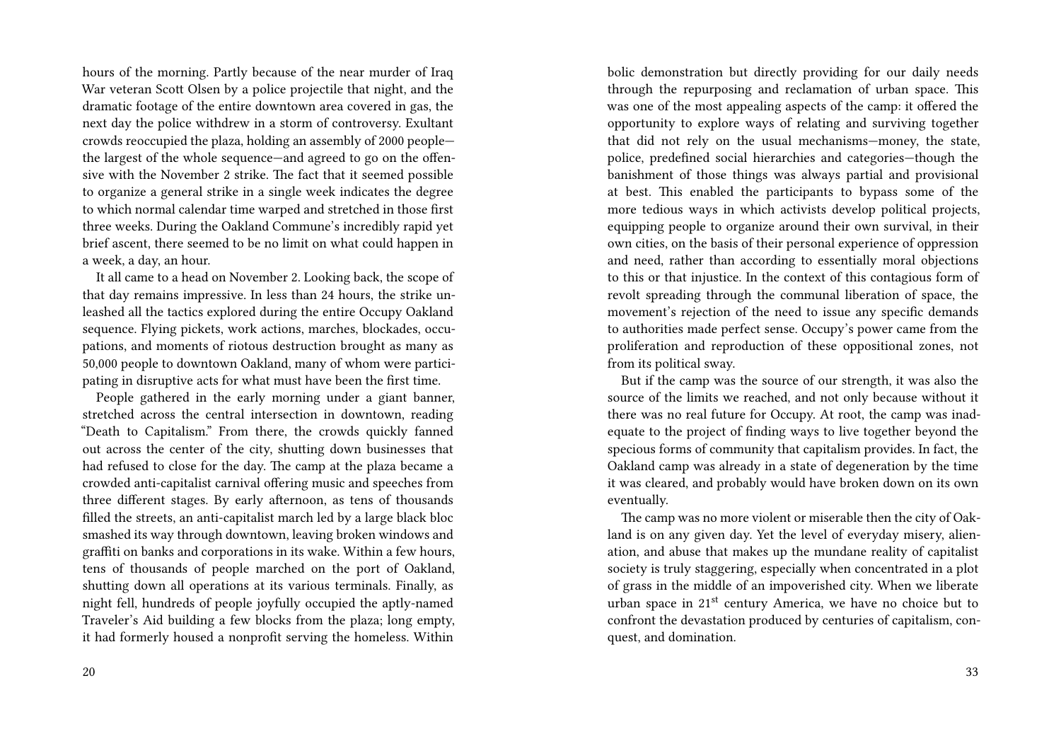hours of the morning. Partly because of the near murder of Iraq War veteran Scott Olsen by a police projectile that night, and the dramatic footage of the entire downtown area covered in gas, the next day the police withdrew in a storm of controversy. Exultant crowds reoccupied the plaza, holding an assembly of 2000 people—the largest of the whole sequence—and agreed to go on the offensive with the November 2 strike. The fact that it seemed possible to organize a general strike in a single week indicates the degree to which normal calendar time warped and stretched in those first three weeks. During the Oakland Commune's incredibly rapid yet brief ascent, there seemed to be no limit on what could happen in a week, a day, an hour.

It all came to a head on November 2. Looking back, the scope of that day remains impressive. In less than 24 hours, the strike unleashed all the tactics explored during the entire Occupy Oakland sequence. Flying pickets, work actions, marches, blockades, occupations, and moments of riotous destruction brought as many as 50,000 people to downtown Oakland, many of whom were participating in disruptive acts for what must have been the first time.

People gathered in the early morning under a giant banner, stretched across the central intersection in downtown, reading "Death to Capitalism." From there, the crowds quickly fanned out across the center of the city, shutting down businesses that had refused to close for the day. The camp at the plaza became a crowded anti-capitalist carnival offering music and speeches from three different stages. By early afternoon, as tens of thousands filled the streets, an anti-capitalist march led by a large black bloc smashed its way through downtown, leaving broken windows and graffiti on banks and corporations in its wake. Within a few hours, tens of thousands of people marched on the port of Oakland, shutting down all operations at its various terminals. Finally, as night fell, hundreds of people joyfully occupied the aptly-named Traveler's Aid building a few blocks from the plaza; long empty, it had formerly housed a nonprofit serving the homeless. Within

bolic demonstration but directly providing for our daily needs through the repurposing and reclamation of urban space. This was one of the most appealing aspects of the camp: it offered the opportunity to explore ways of relating and surviving together that did not rely on the usual mechanisms—money, the state, police, predefined social hierarchies and categories—though the banishment of those things was always partial and provisional at best. This enabled the participants to bypass some of the more tedious ways in which activists develop political projects, equipping people to organize around their own survival, in their own cities, on the basis of their personal experience of oppression and need, rather than according to essentially moral objections to this or that injustice. In the context of this contagious form of revolt spreading through the communal liberation of space, the movement's rejection of the need to issue any specific demands to authorities made perfect sense. Occupy's power came from the proliferation and reproduction of these oppositional zones, not from its political sway.

But if the camp was the source of our strength, it was also the source of the limits we reached, and not only because without it there was no real future for Occupy. At root, the camp was inadequate to the project of finding ways to live together beyond the specious forms of community that capitalism provides. In fact, the Oakland camp was already in a state of degeneration by the time it was cleared, and probably would have broken down on its own eventually.

The camp was no more violent or miserable then the city of Oakland is on any given day. Yet the level of everyday misery, alienation, and abuse that makes up the mundane reality of capitalist society is truly staggering, especially when concentrated in a plot of grass in the middle of an impoverished city. When we liberate urban space in 21st century America, we have no choice but to confront the devastation produced by centuries of capitalism, conquest, and domination.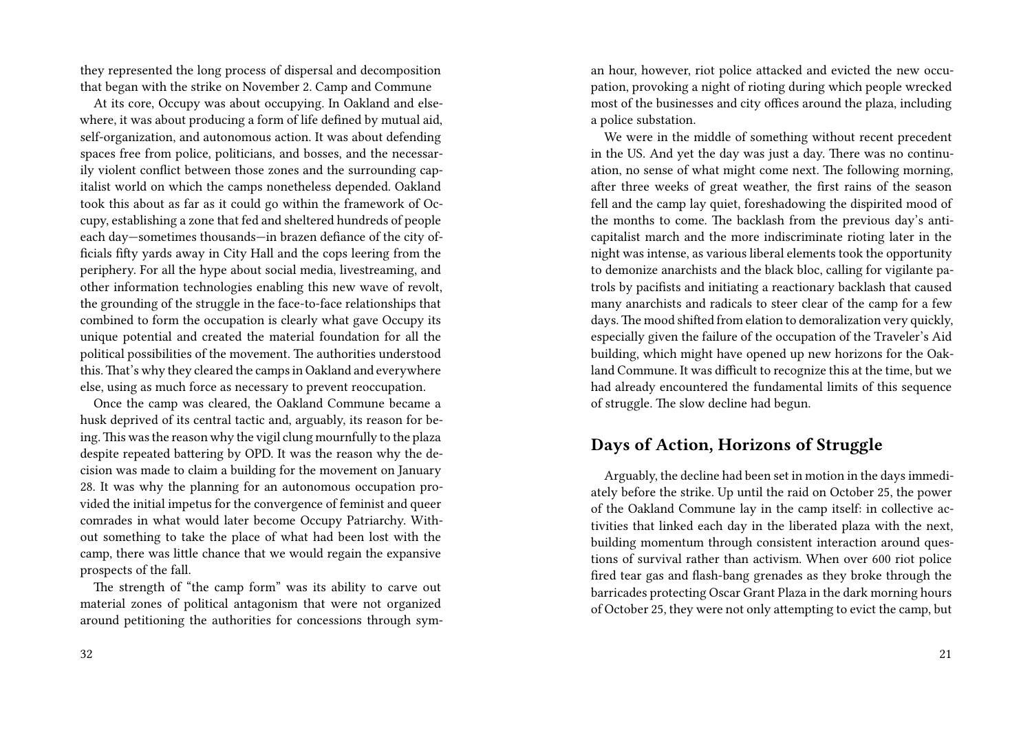they represented the long process of dispersal and decomposition that began with the strike on November 2. Camp and Commune

At its core, Occupy was about occupying. In Oakland and elsewhere, it was about producing a form of life defined by mutual aid, self-organization, and autonomous action. It was about defending spaces free from police, politicians, and bosses, and the necessarily violent conflict between those zones and the surrounding capitalist world on which the camps nonetheless depended. Oakland took this about as far as it could go within the framework of Occupy, establishing a zone that fed and sheltered hundreds of people each day—sometimes thousands—in brazen defiance of the city officials fifty yards away in City Hall and the cops leering from the periphery. For all the hype about social media, livestreaming, and other information technologies enabling this new wave of revolt, the grounding of the struggle in the face-to-face relationships that combined to form the occupation is clearly what gave Occupy its unique potential and created the material foundation for all the political possibilities of the movement. The authorities understood this. That's why they cleared the camps in Oakland and everywhere else, using as much force as necessary to prevent reoccupation.

Once the camp was cleared, the Oakland Commune became a husk deprived of its central tactic and, arguably, its reason for being. This was the reason why the vigil clung mournfully to the plaza despite repeated battering by OPD. It was the reason why the decision was made to claim a building for the movement on January 28. It was why the planning for an autonomous occupation provided the initial impetus for the convergence of feminist and queer comrades in what would later become Occupy Patriarchy. Without something to take the place of what had been lost with the camp, there was little chance that we would regain the expansive prospects of the fall.

The strength of "the camp form" was its ability to carve out material zones of political antagonism that were not organized around petitioning the authorities for concessions through sym-

an hour, however, riot police attacked and evicted the new occupation, provoking a night of rioting during which people wrecked most of the businesses and city offices around the plaza, including a police substation.

We were in the middle of something without recent precedent in the US. And yet the day was just a day. There was no continuation, no sense of what might come next. The following morning, after three weeks of great weather, the first rains of the season fell and the camp lay quiet, foreshadowing the dispirited mood of the months to come. The backlash from the previous day's anticapitalist march and the more indiscriminate rioting later in the night was intense, as various liberal elements took the opportunity to demonize anarchists and the black bloc, calling for vigilante patrols by pacifists and initiating a reactionary backlash that caused many anarchists and radicals to steer clear of the camp for a few days. The mood shifted from elation to demoralization very quickly, especially given the failure of the occupation of the Traveler's Aid building, which might have opened up new horizons for the Oakland Commune. It was difficult to recognize this at the time, but we had already encountered the fundamental limits of this sequence of struggle. The slow decline had begun.

## Days of Action, Horizons of Struggle

Arguably, the decline had been set in motion in the days immediately before the strike. Up until the raid on October 25, the power of the Oakland Commune lay in the camp itself: in collective activities that linked each day in the liberated plaza with the next, building momentum through consistent interaction around questions of survival rather than activism. When over 600 riot police fired tear gas and flash-bang grenades as they broke through the barricades protecting Oscar Grant Plaza in the dark morning hours of October 25, they were not only attempting to evict the camp, but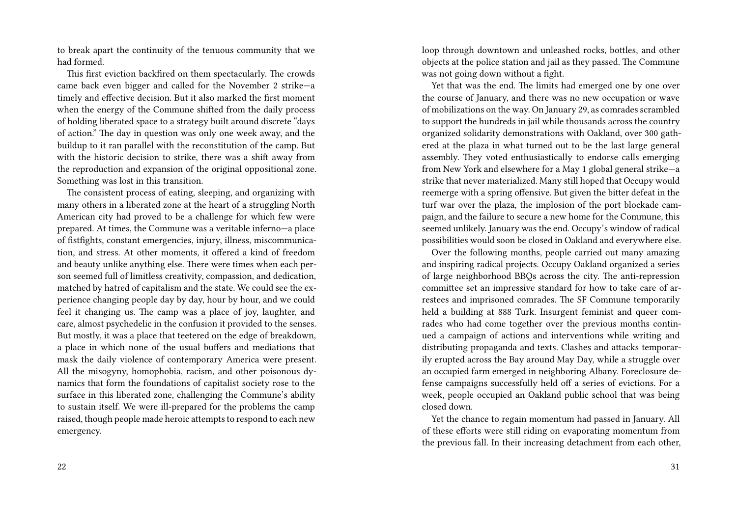to break apart the continuity of the tenuous community that we had formed.

This first eviction backfired on them spectacularly. The crowds came back even bigger and called for the November 2 strike—a timely and effective decision. But it also marked the first moment when the energy of the Commune shifted from the daily process of holding liberated space to a strategy built around discrete "days of action." The day in question was only one week away, and the buildup to it ran parallel with the reconstitution of the camp. But with the historic decision to strike, there was a shift away from the reproduction and expansion of the original oppositional zone. Something was lost in this transition.

The consistent process of eating, sleeping, and organizing with many others in a liberated zone at the heart of a struggling North American city had proved to be a challenge for which few were prepared. At times, the Commune was a veritable inferno—a place of fistfights, constant emergencies, injury, illness, miscommunication, and stress. At other moments, it offered a kind of freedom and beauty unlike anything else. There were times when each person seemed full of limitless creativity, compassion, and dedication, matched by hatred of capitalism and the state. We could see the experience changing people day by day, hour by hour, and we could feel it changing us. The camp was a place of joy, laughter, and care, almost psychedelic in the confusion it provided to the senses. But mostly, it was a place that teetered on the edge of breakdown, a place in which none of the usual buffers and mediations that mask the daily violence of contemporary America were present. All the misogyny, homophobia, racism, and other poisonous dynamics that form the foundations of capitalist society rose to the surface in this liberated zone, challenging the Commune's ability to sustain itself. We were ill-prepared for the problems the camp raised, though people made heroic attempts to respond to each new emergency.

loop through downtown and unleashed rocks, bottles, and other objects at the police station and jail as they passed. The Commune was not going down without a fight.

Yet that was the end. The limits had emerged one by one over the course of January, and there was no new occupation or wave of mobilizations on the way. On January 29, as comrades scrambled to support the hundreds in jail while thousands across the country organized solidarity demonstrations with Oakland, over 300 gathered at the plaza in what turned out to be the last large general assembly. They voted enthusiastically to endorse calls emerging from New York and elsewhere for a May 1 global general strike—a strike that never materialized. Many still hoped that Occupy would reemerge with a spring offensive. But given the bitter defeat in the turf war over the plaza, the implosion of the port blockade campaign, and the failure to secure a new home for the Commune, this seemed unlikely. January was the end. Occupy's window of radical possibilities would soon be closed in Oakland and everywhere else.

Over the following months, people carried out many amazing and inspiring radical projects. Occupy Oakland organized a series of large neighborhood BBQs across the city. The anti-repression committee set an impressive standard for how to take care of arrestees and imprisoned comrades. The SF Commune temporarily held a building at 888 Turk. Insurgent feminist and queer comrades who had come together over the previous months continued a campaign of actions and interventions while writing and distributing propaganda and texts. Clashes and attacks temporarily erupted across the Bay around May Day, while a struggle over an occupied farm emerged in neighboring Albany. Foreclosure defense campaigns successfully held off a series of evictions. For a week, people occupied an Oakland public school that was being closed down.

Yet the chance to regain momentum had passed in January. All of these efforts were still riding on evaporating momentum from the previous fall. In their increasing detachment from each other,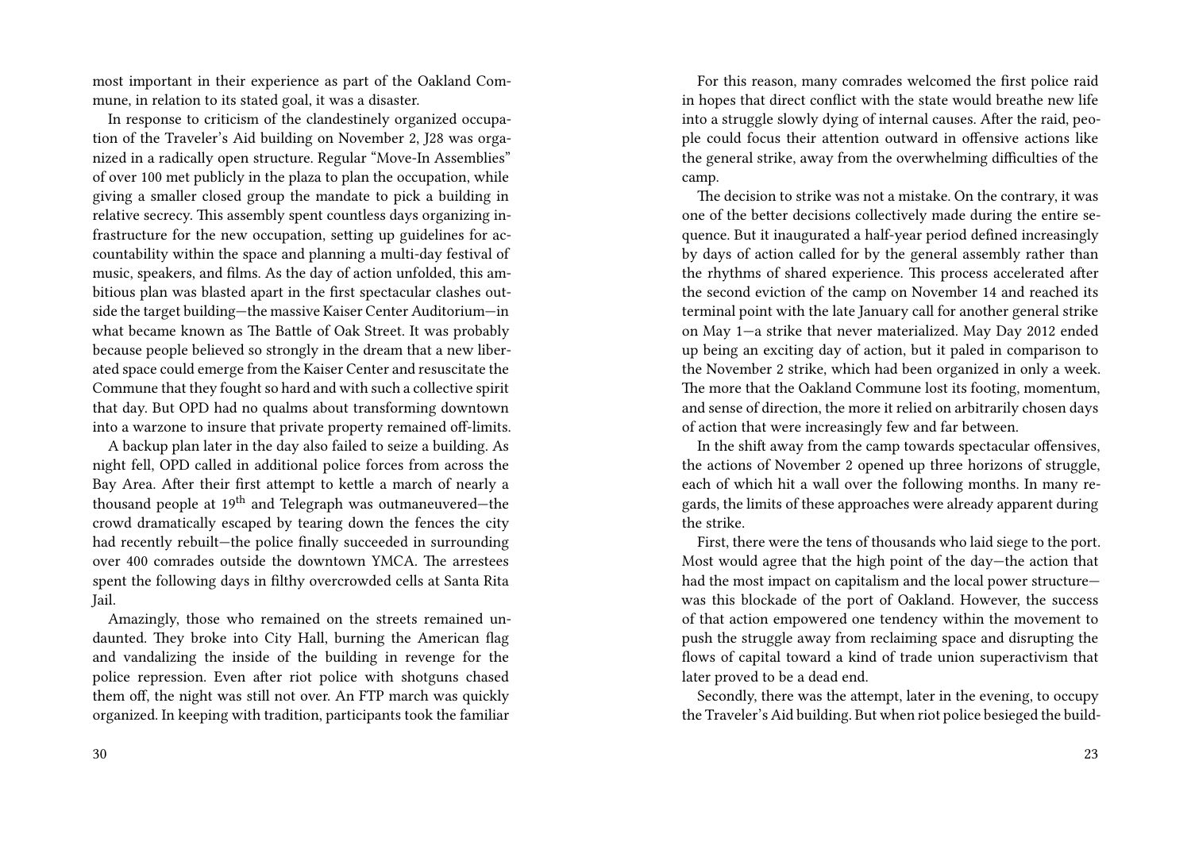most important in their experience as part of the Oakland Commune, in relation to its stated goal, it was a disaster.

In response to criticism of the clandestinely organized occupation of the Traveler's Aid building on November 2, J28 was organized in a radically open structure. Regular "Move-In Assemblies" of over 100 met publicly in the plaza to plan the occupation, while giving a smaller closed group the mandate to pick a building in relative secrecy. This assembly spent countless days organizing infrastructure for the new occupation, setting up guidelines for accountability within the space and planning a multi-day festival of music, speakers, and films. As the day of action unfolded, this ambitious plan was blasted apart in the first spectacular clashes outside the target building—the massive Kaiser Center Auditorium—in what became known as The Battle of Oak Street. It was probably because people believed so strongly in the dream that a new liberated space could emerge from the Kaiser Center and resuscitate the Commune that they fought so hard and with such a collective spirit that day. But OPD had no qualms about transforming downtown into a warzone to insure that private property remained off-limits.

A backup plan later in the day also failed to seize a building. As night fell, OPD called in additional police forces from across the Bay Area. After their first attempt to kettle a march of nearly a thousand people at 19th and Telegraph was outmaneuvered—the crowd dramatically escaped by tearing down the fences the city had recently rebuilt—the police finally succeeded in surrounding over 400 comrades outside the downtown YMCA. The arrestees spent the following days in filthy overcrowded cells at Santa Rita Jail.

Amazingly, those who remained on the streets remained undaunted. They broke into City Hall, burning the American flag and vandalizing the inside of the building in revenge for the police repression. Even after riot police with shotguns chased them off, the night was still not over. An FTP march was quickly organized. In keeping with tradition, participants took the familiar

For this reason, many comrades welcomed the first police raid in hopes that direct conflict with the state would breathe new life into a struggle slowly dying of internal causes. After the raid, people could focus their attention outward in offensive actions like the general strike, away from the overwhelming difficulties of the camp.

The decision to strike was not a mistake. On the contrary, it was one of the better decisions collectively made during the entire sequence. But it inaugurated a half-year period defined increasingly by days of action called for by the general assembly rather than the rhythms of shared experience. This process accelerated after the second eviction of the camp on November 14 and reached its terminal point with the late January call for another general strike on May 1—a strike that never materialized. May Day 2012 ended up being an exciting day of action, but it paled in comparison to the November 2 strike, which had been organized in only a week. The more that the Oakland Commune lost its footing, momentum, and sense of direction, the more it relied on arbitrarily chosen days of action that were increasingly few and far between.

In the shift away from the camp towards spectacular offensives, the actions of November 2 opened up three horizons of struggle, each of which hit a wall over the following months. In many regards, the limits of these approaches were already apparent during the strike.

First, there were the tens of thousands who laid siege to the port. Most would agree that the high point of the day—the action that had the most impact on capitalism and the local power structure—was this blockade of the port of Oakland. However, the success of that action empowered one tendency within the movement to push the struggle away from reclaiming space and disrupting the flows of capital toward a kind of trade union superactivism that later proved to be a dead end.

Secondly, there was the attempt, later in the evening, to occupy the Traveler's Aid building. But when riot police besieged the build-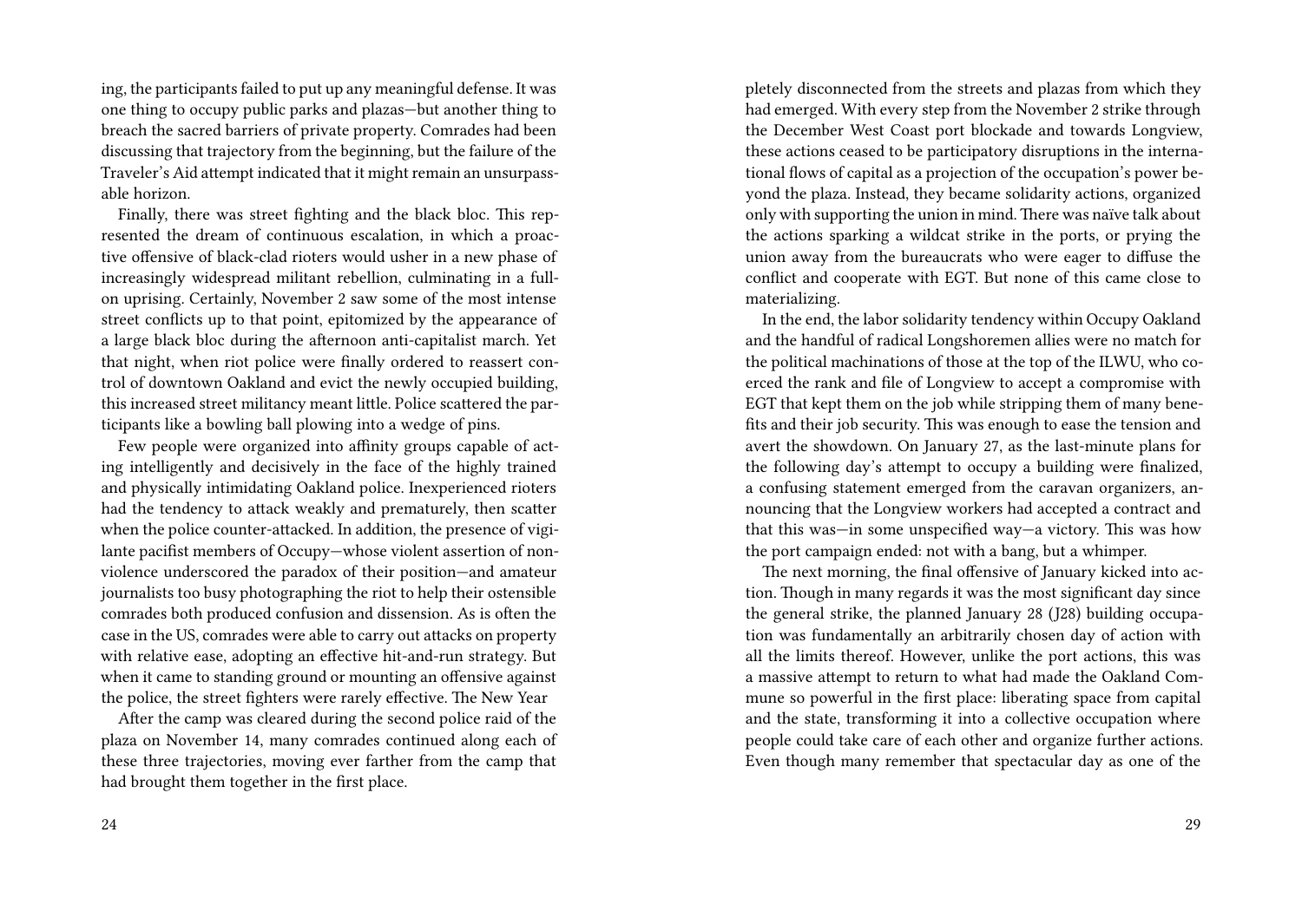ing, the participants failed to put up any meaningful defense. It was one thing to occupy public parks and plazas—but another thing to breach the sacred barriers of private property. Comrades had been discussing that trajectory from the beginning, but the failure of the Traveler's Aid attempt indicated that it might remain an unsurpassable horizon.

Finally, there was street fighting and the black bloc. This represented the dream of continuous escalation, in which a proactive offensive of black-clad rioters would usher in a new phase of increasingly widespread militant rebellion, culminating in a full-on uprising. Certainly, November 2 saw some of the most intense street conflicts up to that point, epitomized by the appearance of a large black bloc during the afternoon anti-capitalist march. Yet that night, when riot police were finally ordered to reassert control of downtown Oakland and evict the newly occupied building, this increased street militancy meant little. Police scattered the participants like a bowling ball plowing into a wedge of pins.

Few people were organized into affinity groups capable of acting intelligently and decisively in the face of the highly trained and physically intimidating Oakland police. Inexperienced rioters had the tendency to attack weakly and prematurely, then scatter when the police counter-attacked. In addition, the presence of vigilante pacifist members of Occupy—whose violent assertion of nonviolence underscored the paradox of their position—and amateur journalists too busy photographing the riot to help their ostensible comrades both produced confusion and dissension. As is often the case in the US, comrades were able to carry out attacks on property with relative ease, adopting an effective hit-and-run strategy. But when it came to standing ground or mounting an offensive against the police, the street fighters were rarely effective.

## The New Year

After the camp was cleared during the second police raid of the plaza on November 14, many comrades continued along each of these three trajectories, moving ever farther from the camp that had brought them together in the first place.

pletely disconnected from the streets and plazas from which they had emerged. With every step from the November 2 strike through the December West Coast port blockade and towards Longview, these actions ceased to be participatory disruptions in the international flows of capital as a projection of the occupation's power beyond the plaza. Instead, they became solidarity actions, organized only with supporting the union in mind. There was naïve talk about the actions sparking a wildcat strike in the ports, or prying the union away from the bureaucrats who were eager to diffuse the conflict and cooperate with EGT. But none of this came close to materializing.

In the end, the labor solidarity tendency within Occupy Oakland and the handful of radical Longshoremen allies were no match for the political machinations of those at the top of the ILWU, who coerced the rank and file of Longview to accept a compromise with EGT that kept them on the job while stripping them of many benefits and their job security. This was enough to ease the tension and avert the showdown. On January 27, as the last-minute plans for the following day's attempt to occupy a building were finalized, a confusing statement emerged from the caravan organizers, announcing that the Longview workers had accepted a contract and that this was—in some unspecified way—a victory. This was how the port campaign ended: not with a bang, but a whimper.

The next morning, the final offensive of January kicked into action. Though in many regards it was the most significant day since the general strike, the planned January 28 (J28) building occupation was fundamentally an arbitrarily chosen day of action with all the limits thereof. However, unlike the port actions, this was a massive attempt to return to what had made the Oakland Commune so powerful in the first place: liberating space from capital and the state, transforming it into a collective occupation where people could take care of each other and organize further actions. Even though many remember that spectacular day as one of the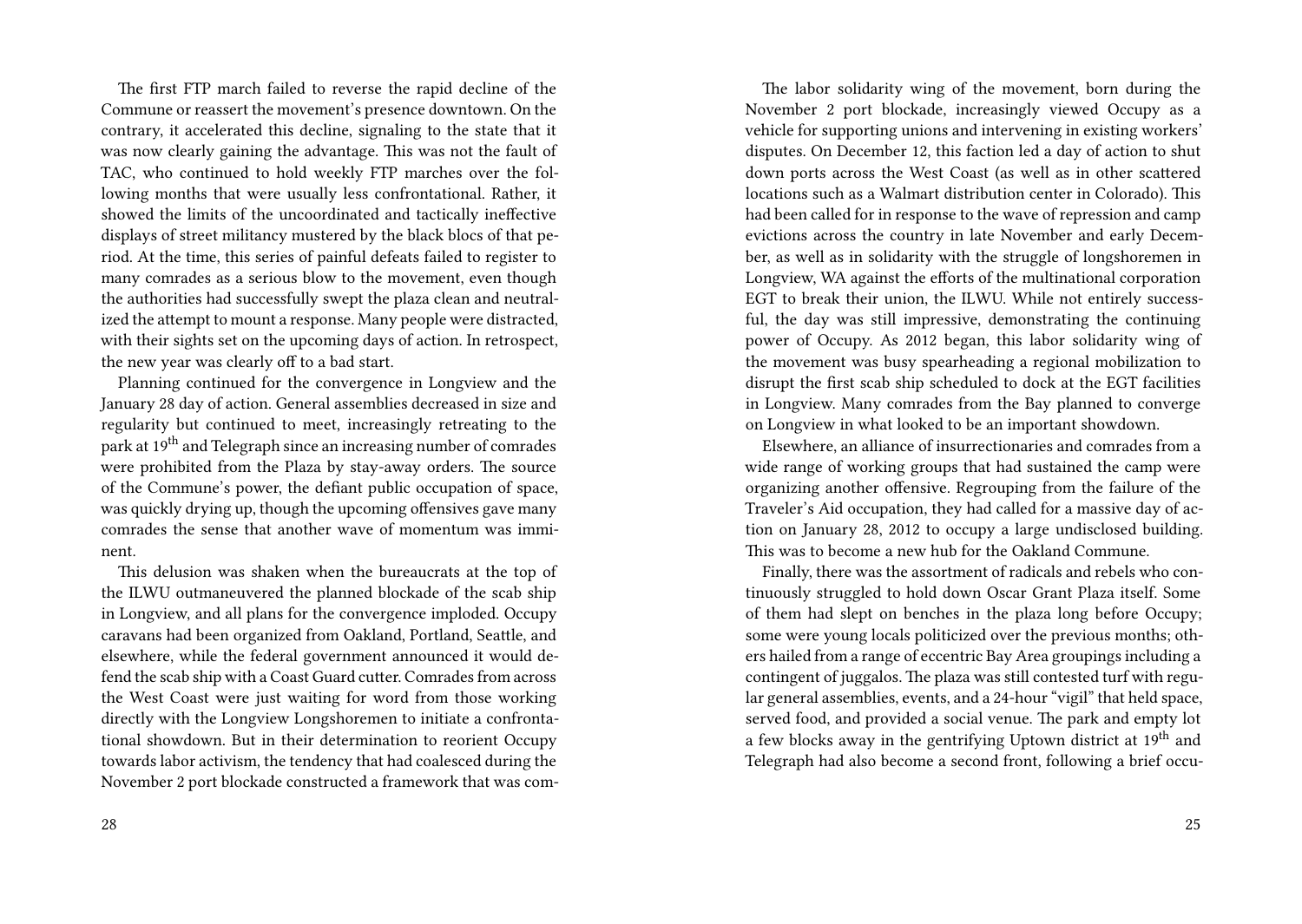The first FTP march failed to reverse the rapid decline of the Commune or reassert the movement's presence downtown. On the contrary, it accelerated this decline, signaling to the state that it was now clearly gaining the advantage. This was not the fault of TAC, who continued to hold weekly FTP marches over the following months that were usually less confrontational. Rather, it showed the limits of the uncoordinated and tactically ineffective displays of street militancy mustered by the black blocs of that period. At the time, this series of painful defeats failed to register to many comrades as a serious blow to the movement, even though the authorities had successfully swept the plaza clean and neutralized the attempt to mount a response. Many people were distracted, with their sights set on the upcoming days of action. In retrospect, the new year was clearly off to a bad start.

Planning continued for the convergence in Longview and the January 28 day of action. General assemblies decreased in size and regularity but continued to meet, increasingly retreating to the park at 19th and Telegraph since an increasing number of comrades were prohibited from the Plaza by stay-away orders. The source of the Commune's power, the defiant public occupation of space, was quickly drying up, though the upcoming offensives gave many comrades the sense that another wave of momentum was imminent.

This delusion was shaken when the bureaucrats at the top of the ILWU outmaneuvered the planned blockade of the scab ship in Longview, and all plans for the convergence imploded. Occupy caravans had been organized from Oakland, Portland, Seattle, and elsewhere, while the federal government announced it would defend the scab ship with a Coast Guard cutter. Comrades from across the West Coast were just waiting for word from those working directly with the Longview Longshoremen to initiate a confrontational showdown. But in their determination to reorient Occupy towards labor activism, the tendency that had coalesced during the November 2 port blockade constructed a framework that was com-

The labor solidarity wing of the movement, born during the November 2 port blockade, increasingly viewed Occupy as a vehicle for supporting unions and intervening in existing workers' disputes. On December 12, this faction led a day of action to shut down ports across the West Coast (as well as in other scattered locations such as a Walmart distribution center in Colorado). This had been called for in response to the wave of repression and camp evictions across the country in late November and early December, as well as in solidarity with the struggle of longshoremen in Longview, WA against the efforts of the multinational corporation EGT to break their union, the ILWU. While not entirely successful, the day was still impressive, demonstrating the continuing power of Occupy. As 2012 began, this labor solidarity wing of the movement was busy spearheading a regional mobilization to disrupt the first scab ship scheduled to dock at the EGT facilities in Longview. Many comrades from the Bay planned to converge on Longview in what looked to be an important showdown.

Elsewhere, an alliance of insurrectionaries and comrades from a wide range of working groups that had sustained the camp were organizing another offensive. Regrouping from the failure of the Traveler's Aid occupation, they had called for a massive day of action on January 28, 2012 to occupy a large undisclosed building. This was to become a new hub for the Oakland Commune.

Finally, there was the assortment of radicals and rebels who continuously struggled to hold down Oscar Grant Plaza itself. Some of them had slept on benches in the plaza long before Occupy; some were young locals politicized over the previous months; others hailed from a range of eccentric Bay Area groupings including a contingent of juggalos. The plaza was still contested turf with regular general assemblies, events, and a 24-hour "vigil" that held space, served food, and provided a social venue. The park and empty lot a few blocks away in the gentrifying Uptown district at 19th and Telegraph had also become a second front, following a brief occu-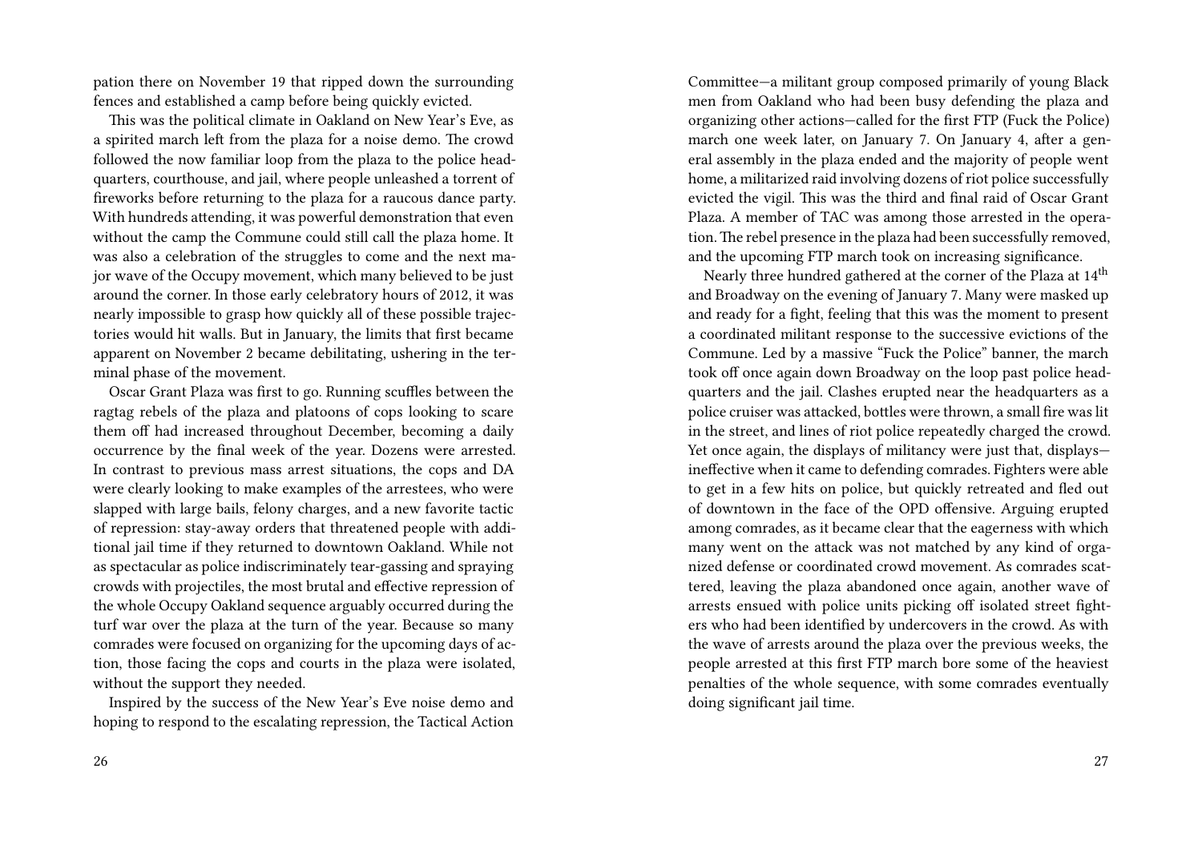pation there on November 19 that ripped down the surrounding fences and established a camp before being quickly evicted.

This was the political climate in Oakland on New Year's Eve, as a spirited march left from the plaza for a noise demo. The crowd followed the now familiar loop from the plaza to the police headquarters, courthouse, and jail, where people unleashed a torrent of fireworks before returning to the plaza for a raucous dance party. With hundreds attending, it was powerful demonstration that even without the camp the Commune could still call the plaza home. It was also a celebration of the struggles to come and the next major wave of the Occupy movement, which many believed to be just around the corner. In those early celebratory hours of 2012, it was nearly impossible to grasp how quickly all of these possible trajectories would hit walls. But in January, the limits that first became apparent on November 2 became debilitating, ushering in the terminal phase of the movement.

Oscar Grant Plaza was first to go. Running scuffles between the ragtag rebels of the plaza and platoons of cops looking to scare them off had increased throughout December, becoming a daily occurrence by the final week of the year. Dozens were arrested. In contrast to previous mass arrest situations, the cops and DA were clearly looking to make examples of the arrestees, who were slapped with large bails, felony charges, and a new favorite tactic of repression: stay-away orders that threatened people with additional jail time if they returned to downtown Oakland. While not as spectacular as police indiscriminately tear-gassing and spraying crowds with projectiles, the most brutal and effective repression of the whole Occupy Oakland sequence arguably occurred during the turf war over the plaza at the turn of the year. Because so many comrades were focused on organizing for the upcoming days of action, those facing the cops and courts in the plaza were isolated, without the support they needed.

Inspired by the success of the New Year's Eve noise demo and hoping to respond to the escalating repression, the Tactical Action Committee—a militant group composed primarily of young Black men from Oakland who had been busy defending the plaza and organizing other actions—called for the first FTP (Fuck the Police) march one week later, on January 7. On January 4, after a general assembly in the plaza ended and the majority of people went home, a militarized raid involving dozens of riot police successfully evicted the vigil. This was the third and final raid of Oscar Grant Plaza. A member of TAC was among those arrested in the operation. The rebel presence in the plaza had been successfully removed, and the upcoming FTP march took on increasing significance.

Nearly three hundred gathered at the corner of the Plaza at 14th and Broadway on the evening of January 7. Many were masked up and ready for a fight, feeling that this was the moment to present a coordinated militant response to the successive evictions of the Commune. Led by a massive "Fuck the Police" banner, the march took off once again down Broadway on the loop past police headquarters and the jail. Clashes erupted near the headquarters as a police cruiser was attacked, bottles were thrown, a small fire was lit in the street, and lines of riot police repeatedly charged the crowd. Yet once again, the displays of militancy were just that, displays—ineffective when it came to defending comrades. Fighters were able to get in a few hits on police, but quickly retreated and fled out of downtown in the face of the OPD offensive. Arguing erupted among comrades, as it became clear that the eagerness with which many went on the attack was not matched by any kind of organized defense or coordinated crowd movement. As comrades scattered, leaving the plaza abandoned once again, another wave of arrests ensued with police units picking off isolated street fighters who had been identified by undercovers in the crowd. As with the wave of arrests around the plaza over the previous weeks, the people arrested at this first FTP march bore some of the heaviest penalties of the whole sequence, with some comrades eventually doing significant jail time.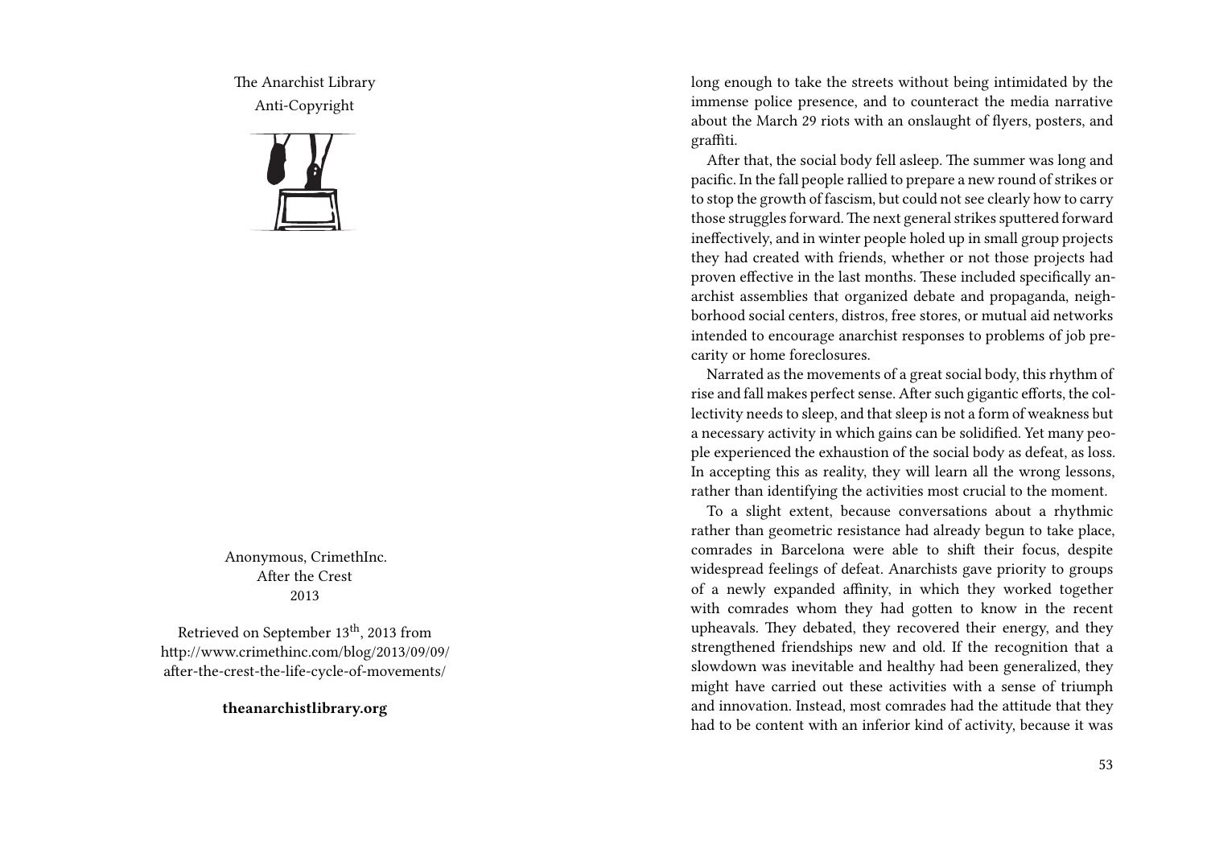The Anarchist Library
Anti-Copyright

Anonymous, CrimethInc.
After the Crest
2013

Retrieved on September 13th, 2013 from http://www.crimethinc.com/blog/2013/09/09/after-the-crest-the-life-cycle-of-movements/

**theanarchistlibrary.org**

long enough to take the streets without being intimidated by the immense police presence, and to counteract the media narrative about the March 29 riots with an onslaught of flyers, posters, and graffiti.

After that, the social body fell asleep. The summer was long and pacific. In the fall people rallied to prepare a new round of strikes or to stop the growth of fascism, but could not see clearly how to carry those struggles forward. The next general strikes sputtered forward ineffectively, and in winter people holed up in small group projects they had created with friends, whether or not those projects had proven effective in the last months. These included specifically anarchist assemblies that organized debate and propaganda, neighborhood social centers, distros, free stores, or mutual aid networks intended to encourage anarchist responses to problems of job precarity or home foreclosures.

Narrated as the movements of a great social body, this rhythm of rise and fall makes perfect sense. After such gigantic efforts, the collectivity needs to sleep, and that sleep is not a form of weakness but a necessary activity in which gains can be solidified. Yet many people experienced the exhaustion of the social body as defeat, as loss. In accepting this as reality, they will learn all the wrong lessons, rather than identifying the activities most crucial to the moment.

To a slight extent, because conversations about a rhythmic rather than geometric resistance had already begun to take place, comrades in Barcelona were able to shift their focus, despite widespread feelings of defeat. Anarchists gave priority to groups of a newly expanded affinity, in which they worked together with comrades whom they had gotten to know in the recent upheavals. They debated, they recovered their energy, and they strengthened friendships new and old. If the recognition that a slowdown was inevitable and healthy had been generalized, they might have carried out these activities with a sense of triumph and innovation. Instead, most comrades had the attitude that they had to be content with an inferior kind of activity, because it was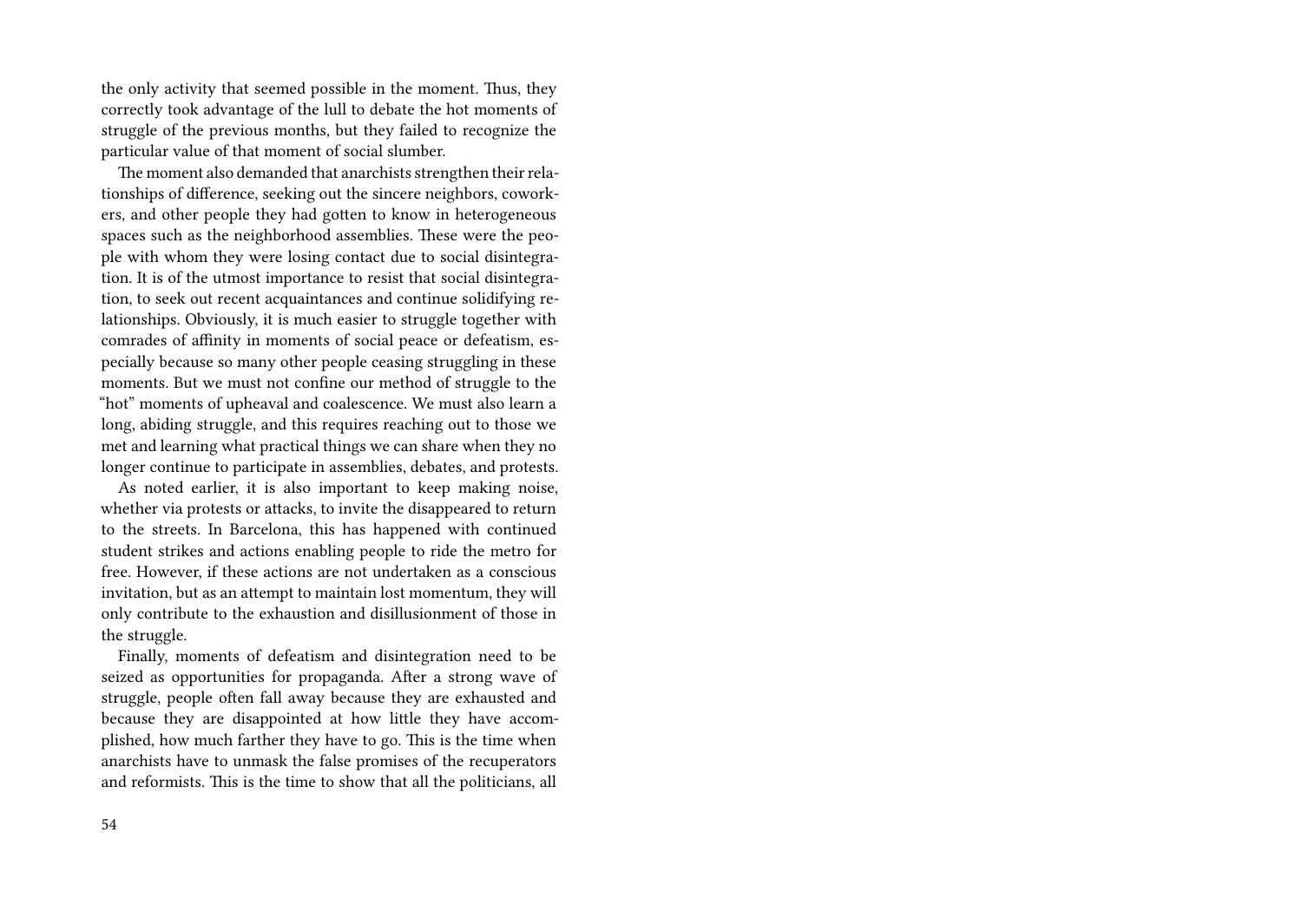the only activity that seemed possible in the moment. Thus, they correctly took advantage of the lull to debate the hot moments of struggle of the previous months, but they failed to recognize the particular value of that moment of social slumber.

The moment also demanded that anarchists strengthen their relationships of difference, seeking out the sincere neighbors, coworkers, and other people they had gotten to know in heterogeneous spaces such as the neighborhood assemblies. These were the people with whom they were losing contact due to social disintegration. It is of the utmost importance to resist that social disintegration, to seek out recent acquaintances and continue solidifying relationships. Obviously, it is much easier to struggle together with comrades of affinity in moments of social peace or defeatism, especially because so many other people ceasing struggling in these moments. But we must not confine our method of struggle to the "hot" moments of upheaval and coalescence. We must also learn a long, abiding struggle, and this requires reaching out to those we met and learning what practical things we can share when they no longer continue to participate in assemblies, debates, and protests.

As noted earlier, it is also important to keep making noise, whether via protests or attacks, to invite the disappeared to return to the streets. In Barcelona, this has happened with continued student strikes and actions enabling people to ride the metro for free. However, if these actions are not undertaken as a conscious invitation, but as an attempt to maintain lost momentum, they will only contribute to the exhaustion and disillusionment of those in the struggle.

Finally, moments of defeatism and disintegration need to be seized as opportunities for propaganda. After a strong wave of struggle, people often fall away because they are exhausted and because they are disappointed at how little they have accomplished, how much farther they have to go. This is the time when anarchists have to unmask the false promises of the recuperators and reformists. This is the time to show that all the politicians, all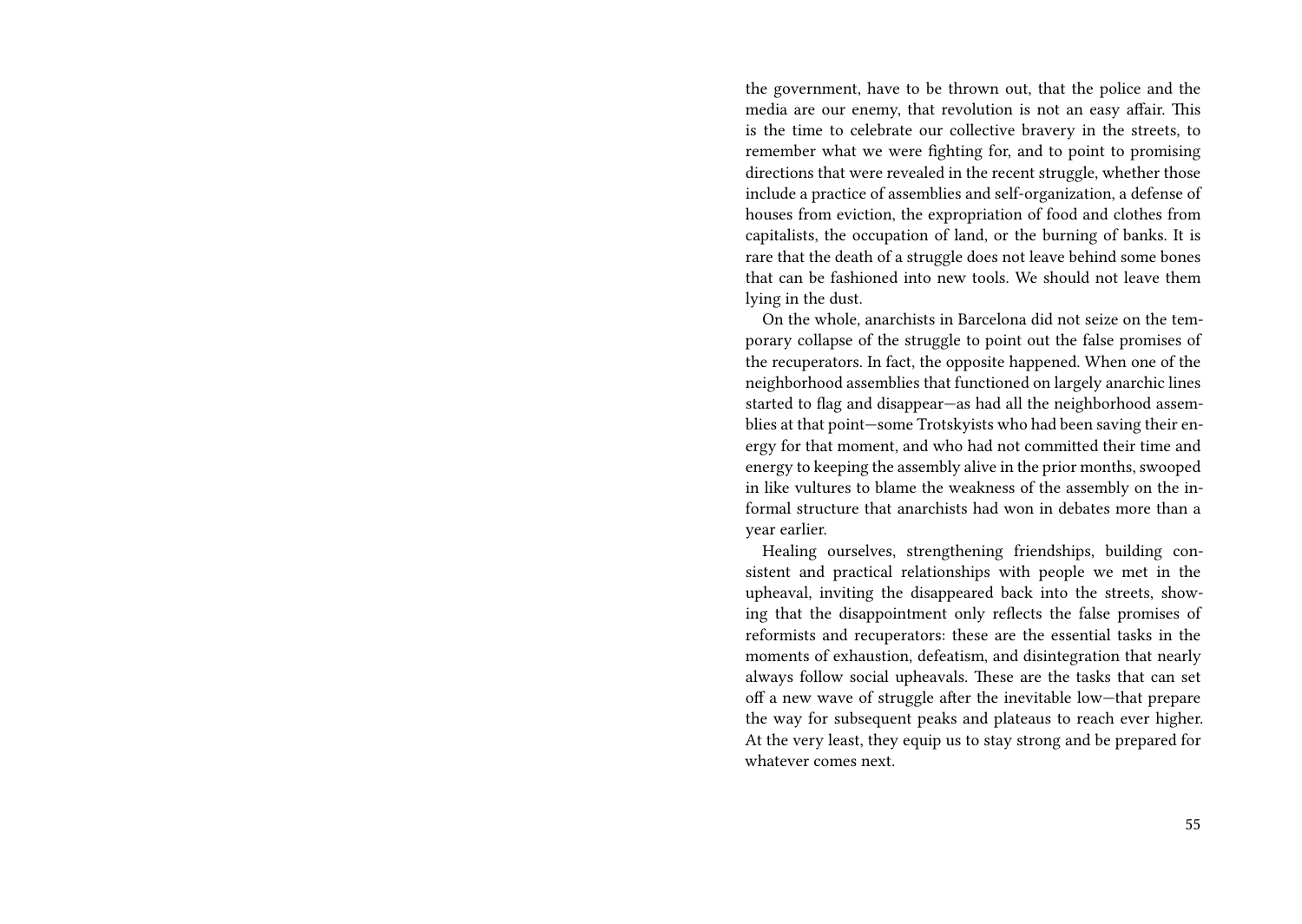the government, have to be thrown out, that the police and the media are our enemy, that revolution is not an easy affair. This is the time to celebrate our collective bravery in the streets, to remember what we were fighting for, and to point to promising directions that were revealed in the recent struggle, whether those include a practice of assemblies and self-organization, a defense of houses from eviction, the expropriation of food and clothes from capitalists, the occupation of land, or the burning of banks. It is rare that the death of a struggle does not leave behind some bones that can be fashioned into new tools. We should not leave them lying in the dust.

On the whole, anarchists in Barcelona did not seize on the temporary collapse of the struggle to point out the false promises of the recuperators. In fact, the opposite happened. When one of the neighborhood assemblies that functioned on largely anarchic lines started to flag and disappear—as had all the neighborhood assemblies at that point—some Trotskyists who had been saving their energy for that moment, and who had not committed their time and energy to keeping the assembly alive in the prior months, swooped in like vultures to blame the weakness of the assembly on the informal structure that anarchists had won in debates more than a year earlier.

Healing ourselves, strengthening friendships, building consistent and practical relationships with people we met in the upheaval, inviting the disappeared back into the streets, showing that the disappointment only reflects the false promises of reformists and recuperators: these are the essential tasks in the moments of exhaustion, defeatism, and disintegration that nearly always follow social upheavals. These are the tasks that can set off a new wave of struggle after the inevitable low—that prepare the way for subsequent peaks and plateaus to reach ever higher. At the very least, they equip us to stay strong and be prepared for whatever comes next.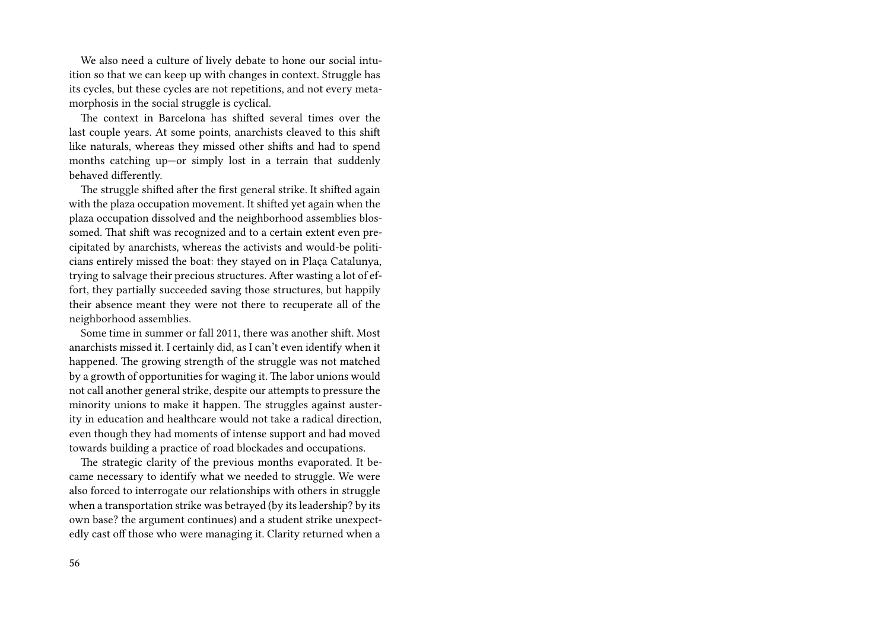We also need a culture of lively debate to hone our social intuition so that we can keep up with changes in context. Struggle has its cycles, but these cycles are not repetitions, and not every metamorphosis in the social struggle is cyclical.

The context in Barcelona has shifted several times over the last couple years. At some points, anarchists cleaved to this shift like naturals, whereas they missed other shifts and had to spend months catching up—or simply lost in a terrain that suddenly behaved differently.

The struggle shifted after the first general strike. It shifted again with the plaza occupation movement. It shifted yet again when the plaza occupation dissolved and the neighborhood assemblies blossomed. That shift was recognized and to a certain extent even precipitated by anarchists, whereas the activists and would-be politicians entirely missed the boat: they stayed on in Plaça Catalunya, trying to salvage their precious structures. After wasting a lot of effort, they partially succeeded saving those structures, but happily their absence meant they were not there to recuperate all of the neighborhood assemblies.

Some time in summer or fall 2011, there was another shift. Most anarchists missed it. I certainly did, as I can't even identify when it happened. The growing strength of the struggle was not matched by a growth of opportunities for waging it. The labor unions would not call another general strike, despite our attempts to pressure the minority unions to make it happen. The struggles against austerity in education and healthcare would not take a radical direction, even though they had moments of intense support and had moved towards building a practice of road blockades and occupations.

The strategic clarity of the previous months evaporated. It became necessary to identify what we needed to struggle. We were also forced to interrogate our relationships with others in struggle when a transportation strike was betrayed (by its leadership? by its own base? the argument continues) and a student strike unexpectedly cast off those who were managing it. Clarity returned when a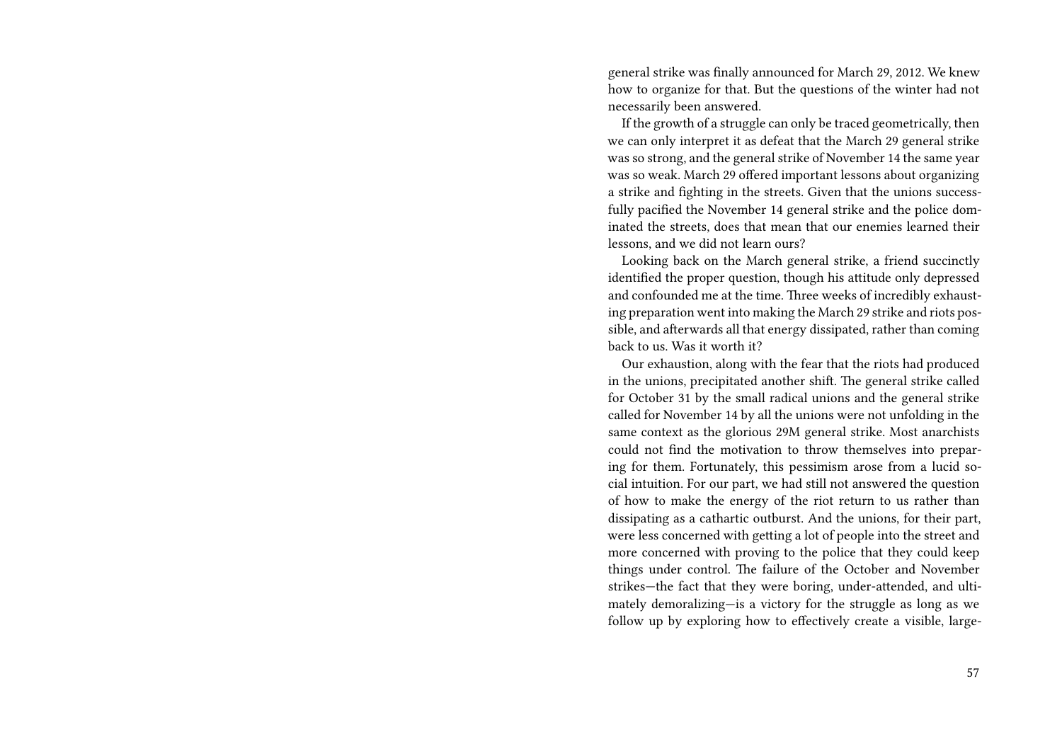general strike was finally announced for March 29, 2012. We knew how to organize for that. But the questions of the winter had not necessarily been answered.

If the growth of a struggle can only be traced geometrically, then we can only interpret it as defeat that the March 29 general strike was so strong, and the general strike of November 14 the same year was so weak. March 29 offered important lessons about organizing a strike and fighting in the streets. Given that the unions successfully pacified the November 14 general strike and the police dominated the streets, does that mean that our enemies learned their lessons, and we did not learn ours?

Looking back on the March general strike, a friend succinctly identified the proper question, though his attitude only depressed and confounded me at the time. Three weeks of incredibly exhausting preparation went into making the March 29 strike and riots possible, and afterwards all that energy dissipated, rather than coming back to us. Was it worth it?

Our exhaustion, along with the fear that the riots had produced in the unions, precipitated another shift. The general strike called for October 31 by the small radical unions and the general strike called for November 14 by all the unions were not unfolding in the same context as the glorious 29M general strike. Most anarchists could not find the motivation to throw themselves into preparing for them. Fortunately, this pessimism arose from a lucid social intuition. For our part, we had still not answered the question of how to make the energy of the riot return to us rather than dissipating as a cathartic outburst. And the unions, for their part, were less concerned with getting a lot of people into the street and more concerned with proving to the police that they could keep things under control. The failure of the October and November strikes—the fact that they were boring, under-attended, and ultimately demoralizing—is a victory for the struggle as long as we follow up by exploring how to effectively create a visible, large-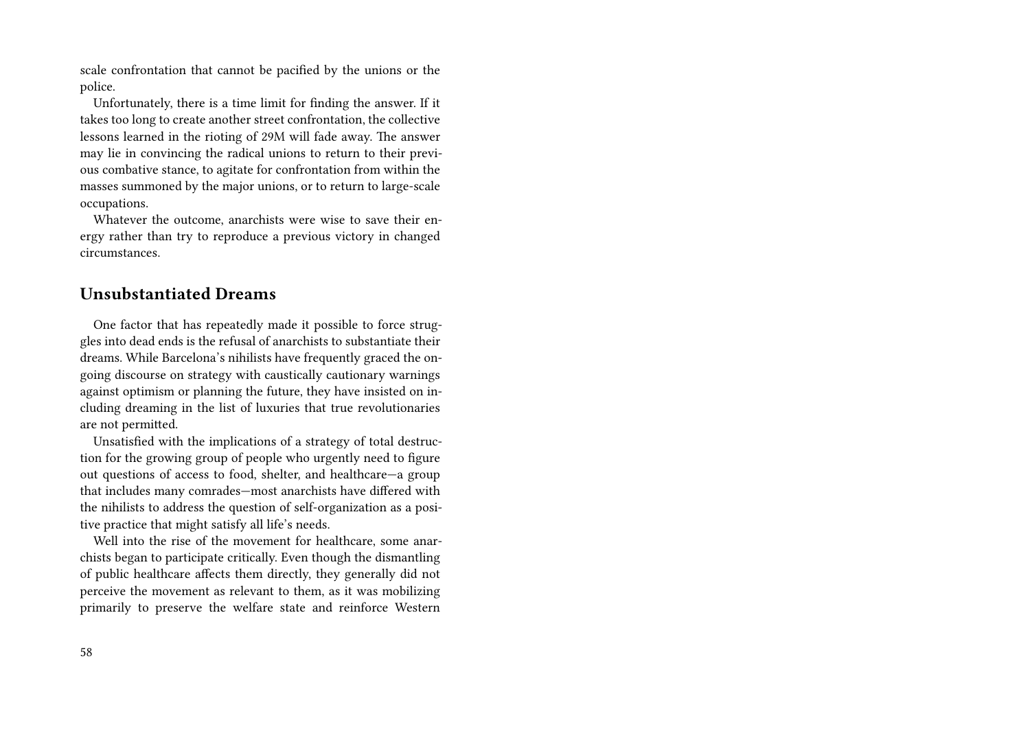scale confrontation that cannot be pacified by the unions or the police.

Unfortunately, there is a time limit for finding the answer. If it takes too long to create another street confrontation, the collective lessons learned in the rioting of 29M will fade away. The answer may lie in convincing the radical unions to return to their previous combative stance, to agitate for confrontation from within the masses summoned by the major unions, or to return to large-scale occupations.

Whatever the outcome, anarchists were wise to save their energy rather than try to reproduce a previous victory in changed circumstances.

## Unsubstantiated Dreams

One factor that has repeatedly made it possible to force struggles into dead ends is the refusal of anarchists to substantiate their dreams. While Barcelona's nihilists have frequently graced the ongoing discourse on strategy with caustically cautionary warnings against optimism or planning the future, they have insisted on including dreaming in the list of luxuries that true revolutionaries are not permitted.

Unsatisfied with the implications of a strategy of total destruction for the growing group of people who urgently need to figure out questions of access to food, shelter, and healthcare—a group that includes many comrades—most anarchists have differed with the nihilists to address the question of self-organization as a positive practice that might satisfy all life's needs.

Well into the rise of the movement for healthcare, some anarchists began to participate critically. Even though the dismantling of public healthcare affects them directly, they generally did not perceive the movement as relevant to them, as it was mobilizing primarily to preserve the welfare state and reinforce Western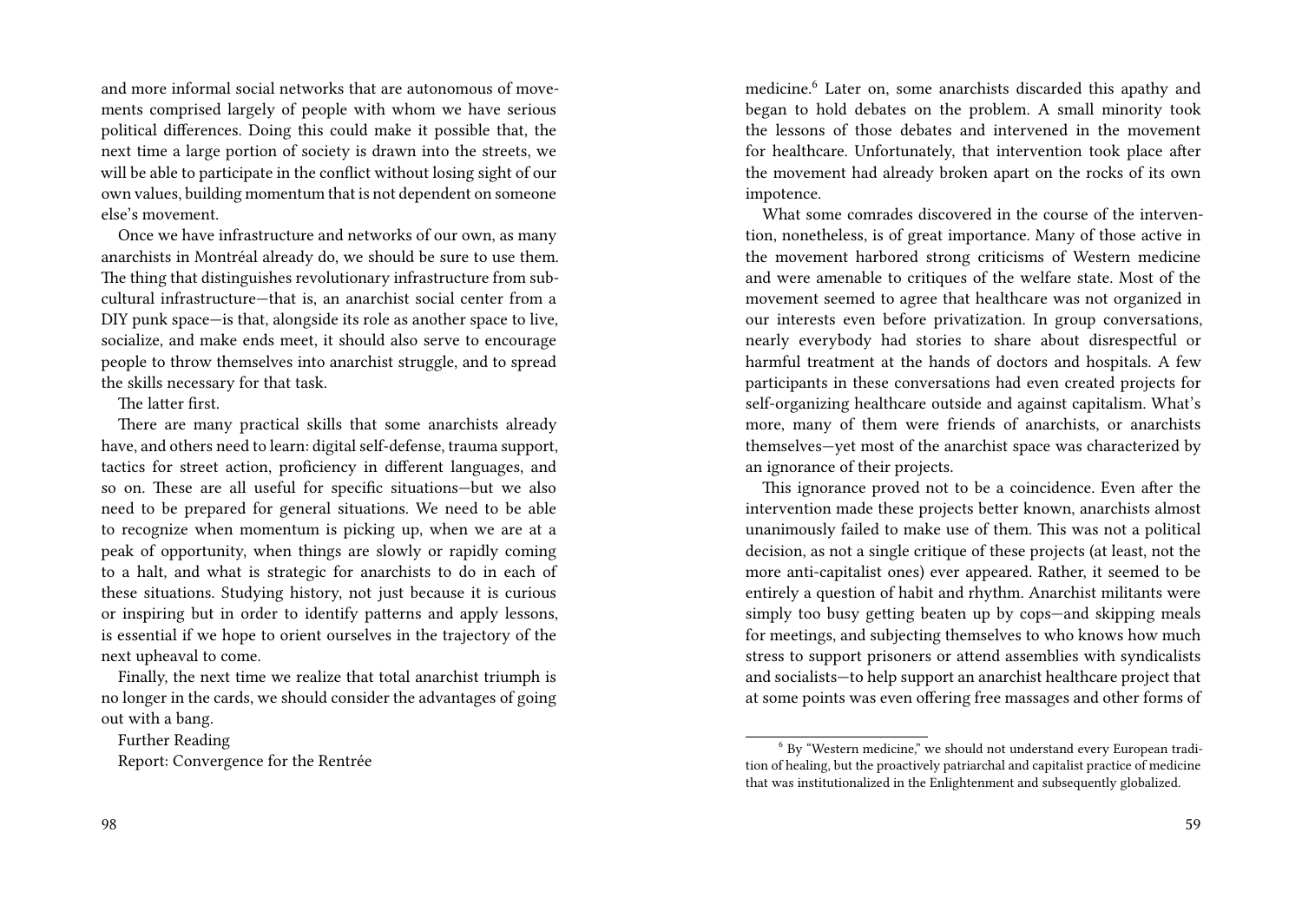and more informal social networks that are autonomous of movements comprised largely of people with whom we have serious political differences. Doing this could make it possible that, the next time a large portion of society is drawn into the streets, we will be able to participate in the conflict without losing sight of our own values, building momentum that is not dependent on someone else's movement.

Once we have infrastructure and networks of our own, as many anarchists in Montréal already do, we should be sure to use them. The thing that distinguishes revolutionary infrastructure from subcultural infrastructure—that is, an anarchist social center from a DIY punk space—is that, alongside its role as another space to live, socialize, and make ends meet, it should also serve to encourage people to throw themselves into anarchist struggle, and to spread the skills necessary for that task.

The latter first.

There are many practical skills that some anarchists already have, and others need to learn: digital self-defense, trauma support, tactics for street action, proficiency in different languages, and so on. These are all useful for specific situations—but we also need to be prepared for general situations. We need to be able to recognize when momentum is picking up, when we are at a peak of opportunity, when things are slowly or rapidly coming to a halt, and what is strategic for anarchists to do in each of these situations. Studying history, not just because it is curious or inspiring but in order to identify patterns and apply lessons, is essential if we hope to orient ourselves in the trajectory of the next upheaval to come.

Finally, the next time we realize that total anarchist triumph is no longer in the cards, we should consider the advantages of going out with a bang.

Further Reading

Report: Convergence for the Rentrée

medicine.[6] Later on, some anarchists discarded this apathy and began to hold debates on the problem. A small minority took the lessons of those debates and intervened in the movement for healthcare. Unfortunately, that intervention took place after the movement had already broken apart on the rocks of its own impotence.

What some comrades discovered in the course of the intervention, nonetheless, is of great importance. Many of those active in the movement harbored strong criticisms of Western medicine and were amenable to critiques of the welfare state. Most of the movement seemed to agree that healthcare was not organized in our interests even before privatization. In group conversations, nearly everybody had stories to share about disrespectful or harmful treatment at the hands of doctors and hospitals. A few participants in these conversations had even created projects for self-organizing healthcare outside and against capitalism. What's more, many of them were friends of anarchists, or anarchists themselves—yet most of the anarchist space was characterized by an ignorance of their projects.

This ignorance proved not to be a coincidence. Even after the intervention made these projects better known, anarchists almost unanimously failed to make use of them. This was not a political decision, as not a single critique of these projects (at least, not the more anti-capitalist ones) ever appeared. Rather, it seemed to be entirely a question of habit and rhythm. Anarchist militants were simply too busy getting beaten up by cops—and skipping meals for meetings, and subjecting themselves to who knows how much stress to support prisoners or attend assemblies with syndicalists and socialists—to help support an anarchist healthcare project that at some points was even offering free massages and other forms of

[6] By "Western medicine," we should not understand every European tradition of healing, but the proactively patriarchal and capitalist practice of medicine that was institutionalized in the Enlightenment and subsequently globalized.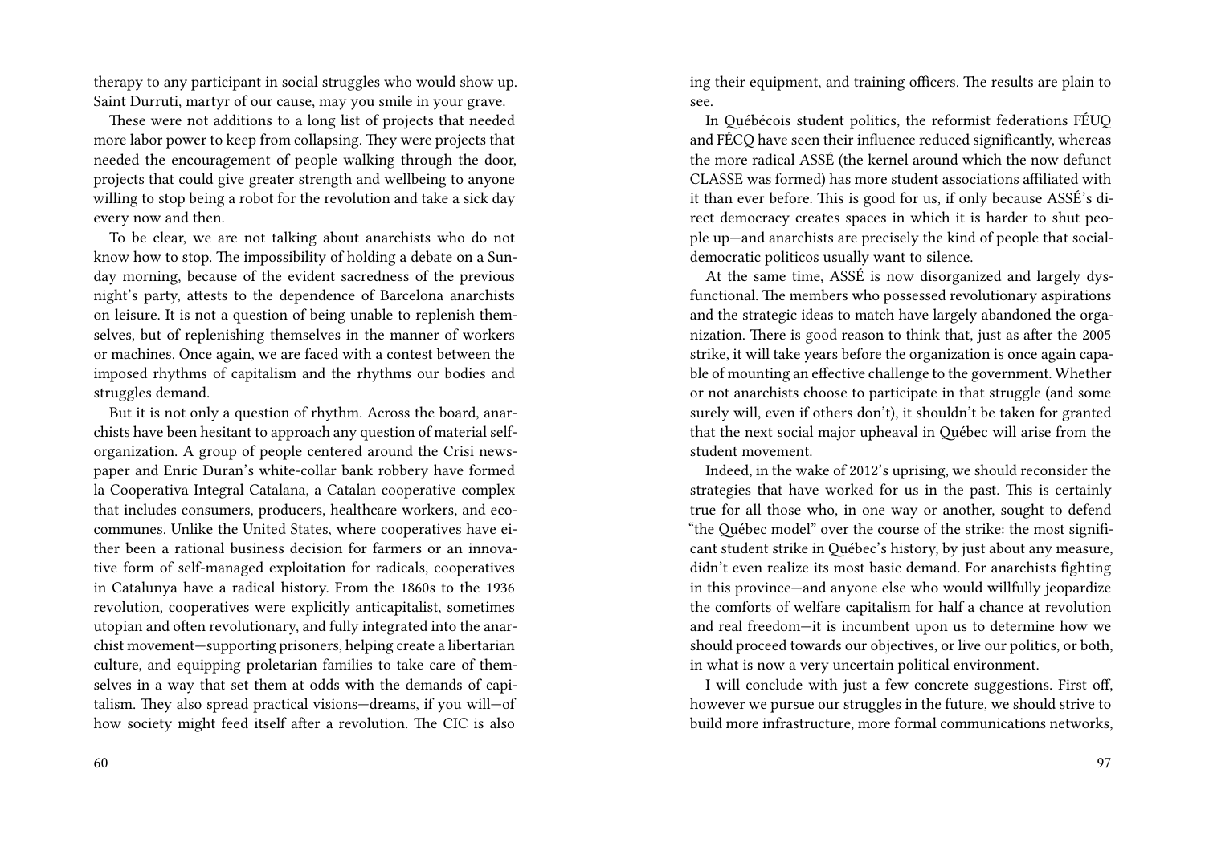therapy to any participant in social struggles who would show up. Saint Durruti, martyr of our cause, may you smile in your grave.

These were not additions to a long list of projects that needed more labor power to keep from collapsing. They were projects that needed the encouragement of people walking through the door, projects that could give greater strength and wellbeing to anyone willing to stop being a robot for the revolution and take a sick day every now and then.

To be clear, we are not talking about anarchists who do not know how to stop. The impossibility of holding a debate on a Sunday morning, because of the evident sacredness of the previous night's party, attests to the dependence of Barcelona anarchists on leisure. It is not a question of being unable to replenish themselves, but of replenishing themselves in the manner of workers or machines. Once again, we are faced with a contest between the imposed rhythms of capitalism and the rhythms our bodies and struggles demand.

But it is not only a question of rhythm. Across the board, anarchists have been hesitant to approach any question of material self-organization. A group of people centered around the Crisi newspaper and Enric Duran's white-collar bank robbery have formed la Cooperativa Integral Catalana, a Catalan cooperative complex that includes consumers, producers, healthcare workers, and eco-communes. Unlike the United States, where cooperatives have either been a rational business decision for farmers or an innovative form of self-managed exploitation for radicals, cooperatives in Catalunya have a radical history. From the 1860s to the 1936 revolution, cooperatives were explicitly anticapitalist, sometimes utopian and often revolutionary, and fully integrated into the anarchist movement—supporting prisoners, helping create a libertarian culture, and equipping proletarian families to take care of themselves in a way that set them at odds with the demands of capitalism. They also spread practical visions—dreams, if you will—of how society might feed itself after a revolution. The CIC is also

ing their equipment, and training officers. The results are plain to see.

In Québécois student politics, the reformist federations FÉUQ and FÉCQ have seen their influence reduced significantly, whereas the more radical ASSÉ (the kernel around which the now defunct CLASSE was formed) has more student associations affiliated with it than ever before. This is good for us, if only because ASSÉ's direct democracy creates spaces in which it is harder to shut people up—and anarchists are precisely the kind of people that social-democratic politicos usually want to silence.

At the same time, ASSÉ is now disorganized and largely dysfunctional. The members who possessed revolutionary aspirations and the strategic ideas to match have largely abandoned the organization. There is good reason to think that, just as after the 2005 strike, it will take years before the organization is once again capable of mounting an effective challenge to the government. Whether or not anarchists choose to participate in that struggle (and some surely will, even if others don't), it shouldn't be taken for granted that the next social major upheaval in Québec will arise from the student movement.

Indeed, in the wake of 2012's uprising, we should reconsider the strategies that have worked for us in the past. This is certainly true for all those who, in one way or another, sought to defend "the Québec model" over the course of the strike: the most significant student strike in Québec's history, by just about any measure, didn't even realize its most basic demand. For anarchists fighting in this province—and anyone else who would willfully jeopardize the comforts of welfare capitalism for half a chance at revolution and real freedom—it is incumbent upon us to determine how we should proceed towards our objectives, or live our politics, or both, in what is now a very uncertain political environment.

I will conclude with just a few concrete suggestions. First off, however we pursue our struggles in the future, we should strive to build more infrastructure, more formal communications networks,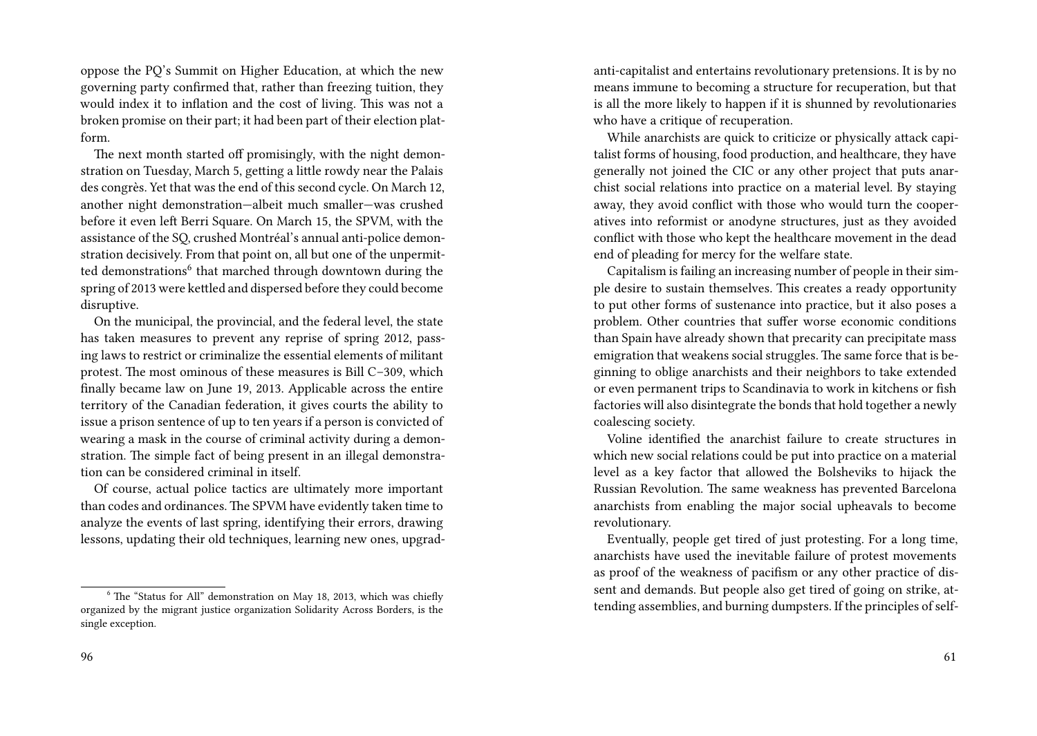oppose the PQ's Summit on Higher Education, at which the new governing party confirmed that, rather than freezing tuition, they would index it to inflation and the cost of living. This was not a broken promise on their part; it had been part of their election platform.

The next month started off promisingly, with the night demonstration on Tuesday, March 5, getting a little rowdy near the Palais des congrès. Yet that was the end of this second cycle. On March 12, another night demonstration—albeit much smaller—was crushed before it even left Berri Square. On March 15, the SPVM, with the assistance of the SQ, crushed Montréal's annual anti-police demonstration decisively. From that point on, all but one of the unpermitted demonstrations[6] that marched through downtown during the spring of 2013 were kettled and dispersed before they could become disruptive.

On the municipal, the provincial, and the federal level, the state has taken measures to prevent any reprise of spring 2012, passing laws to restrict or criminalize the essential elements of militant protest. The most ominous of these measures is Bill C–309, which finally became law on June 19, 2013. Applicable across the entire territory of the Canadian federation, it gives courts the ability to issue a prison sentence of up to ten years if a person is convicted of wearing a mask in the course of criminal activity during a demonstration. The simple fact of being present in an illegal demonstration can be considered criminal in itself.

Of course, actual police tactics are ultimately more important than codes and ordinances. The SPVM have evidently taken time to analyze the events of last spring, identifying their errors, drawing lessons, updating their old techniques, learning new ones, upgrad-

[6] The "Status for All" demonstration on May 18, 2013, which was chiefly organized by the migrant justice organization Solidarity Across Borders, is the single exception.

anti-capitalist and entertains revolutionary pretensions. It is by no means immune to becoming a structure for recuperation, but that is all the more likely to happen if it is shunned by revolutionaries who have a critique of recuperation.

While anarchists are quick to criticize or physically attack capitalist forms of housing, food production, and healthcare, they have generally not joined the CIC or any other project that puts anarchist social relations into practice on a material level. By staying away, they avoid conflict with those who would turn the cooperatives into reformist or anodyne structures, just as they avoided conflict with those who kept the healthcare movement in the dead end of pleading for mercy for the welfare state.

Capitalism is failing an increasing number of people in their simple desire to sustain themselves. This creates a ready opportunity to put other forms of sustenance into practice, but it also poses a problem. Other countries that suffer worse economic conditions than Spain have already shown that precarity can precipitate mass emigration that weakens social struggles. The same force that is beginning to oblige anarchists and their neighbors to take extended or even permanent trips to Scandinavia to work in kitchens or fish factories will also disintegrate the bonds that hold together a newly coalescing society.

Voline identified the anarchist failure to create structures in which new social relations could be put into practice on a material level as a key factor that allowed the Bolsheviks to hijack the Russian Revolution. The same weakness has prevented Barcelona anarchists from enabling the major social upheavals to become revolutionary.

Eventually, people get tired of just protesting. For a long time, anarchists have used the inevitable failure of protest movements as proof of the weakness of pacifism or any other practice of dissent and demands. But people also get tired of going on strike, attending assemblies, and burning dumpsters. If the principles of self-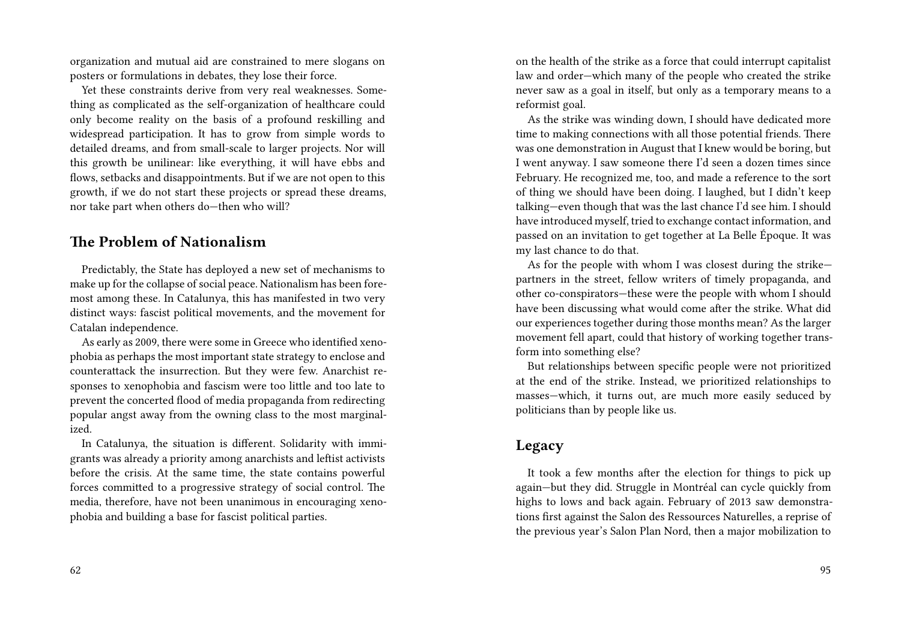organization and mutual aid are constrained to mere slogans on posters or formulations in debates, they lose their force.

Yet these constraints derive from very real weaknesses. Something as complicated as the self-organization of healthcare could only become reality on the basis of a profound reskilling and widespread participation. It has to grow from simple words to detailed dreams, and from small-scale to larger projects. Nor will this growth be unilinear: like everything, it will have ebbs and flows, setbacks and disappointments. But if we are not open to this growth, if we do not start these projects or spread these dreams, nor take part when others do—then who will?

## The Problem of Nationalism

Predictably, the State has deployed a new set of mechanisms to make up for the collapse of social peace. Nationalism has been foremost among these. In Catalunya, this has manifested in two very distinct ways: fascist political movements, and the movement for Catalan independence.

As early as 2009, there were some in Greece who identified xenophobia as perhaps the most important state strategy to enclose and counterattack the insurrection. But they were few. Anarchist responses to xenophobia and fascism were too little and too late to prevent the concerted flood of media propaganda from redirecting popular angst away from the owning class to the most marginalized.

In Catalunya, the situation is different. Solidarity with immigrants was already a priority among anarchists and leftist activists before the crisis. At the same time, the state contains powerful forces committed to a progressive strategy of social control. The media, therefore, have not been unanimous in encouraging xenophobia and building a base for fascist political parties.

on the health of the strike as a force that could interrupt capitalist law and order—which many of the people who created the strike never saw as a goal in itself, but only as a temporary means to a reformist goal.

As the strike was winding down, I should have dedicated more time to making connections with all those potential friends. There was one demonstration in August that I knew would be boring, but I went anyway. I saw someone there I'd seen a dozen times since February. He recognized me, too, and made a reference to the sort of thing we should have been doing. I laughed, but I didn't keep talking—even though that was the last chance I'd see him. I should have introduced myself, tried to exchange contact information, and passed on an invitation to get together at La Belle Époque. It was my last chance to do that.

As for the people with whom I was closest during the strike—partners in the street, fellow writers of timely propaganda, and other co-conspirators—these were the people with whom I should have been discussing what would come after the strike. What did our experiences together during those months mean? As the larger movement fell apart, could that history of working together transform into something else?

But relationships between specific people were not prioritized at the end of the strike. Instead, we prioritized relationships to masses—which, it turns out, are much more easily seduced by politicians than by people like us.

## Legacy

It took a few months after the election for things to pick up again—but they did. Struggle in Montréal can cycle quickly from highs to lows and back again. February of 2013 saw demonstrations first against the Salon des Ressources Naturelles, a reprise of the previous year's Salon Plan Nord, then a major mobilization to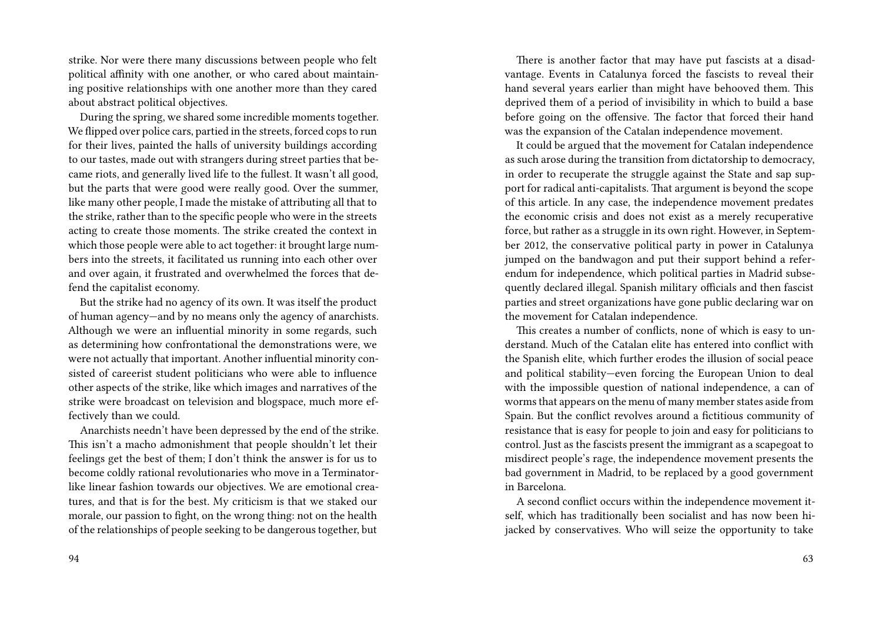strike. Nor were there many discussions between people who felt political affinity with one another, or who cared about maintaining positive relationships with one another more than they cared about abstract political objectives.

During the spring, we shared some incredible moments together. We flipped over police cars, partied in the streets, forced cops to run for their lives, painted the halls of university buildings according to our tastes, made out with strangers during street parties that became riots, and generally lived life to the fullest. It wasn't all good, but the parts that were good were really good. Over the summer, like many other people, I made the mistake of attributing all that to the strike, rather than to the specific people who were in the streets acting to create those moments. The strike created the context in which those people were able to act together: it brought large numbers into the streets, it facilitated us running into each other over and over again, it frustrated and overwhelmed the forces that defend the capitalist economy.

But the strike had no agency of its own. It was itself the product of human agency—and by no means only the agency of anarchists. Although we were an influential minority in some regards, such as determining how confrontational the demonstrations were, we were not actually that important. Another influential minority consisted of careerist student politicians who were able to influence other aspects of the strike, like which images and narratives of the strike were broadcast on television and blogspace, much more effectively than we could.

Anarchists needn't have been depressed by the end of the strike. This isn't a macho admonishment that people shouldn't let their feelings get the best of them; I don't think the answer is for us to become coldly rational revolutionaries who move in a Terminator-like linear fashion towards our objectives. We are emotional creatures, and that is for the best. My criticism is that we staked our morale, our passion to fight, on the wrong thing: not on the health of the relationships of people seeking to be dangerous together, but

There is another factor that may have put fascists at a disadvantage. Events in Catalunya forced the fascists to reveal their hand several years earlier than might have behooved them. This deprived them of a period of invisibility in which to build a base before going on the offensive. The factor that forced their hand was the expansion of the Catalan independence movement.

It could be argued that the movement for Catalan independence as such arose during the transition from dictatorship to democracy, in order to recuperate the struggle against the State and sap support for radical anti-capitalists. That argument is beyond the scope of this article. In any case, the independence movement predates the economic crisis and does not exist as a merely recuperative force, but rather as a struggle in its own right. However, in September 2012, the conservative political party in power in Catalunya jumped on the bandwagon and put their support behind a referendum for independence, which political parties in Madrid subsequently declared illegal. Spanish military officials and then fascist parties and street organizations have gone public declaring war on the movement for Catalan independence.

This creates a number of conflicts, none of which is easy to understand. Much of the Catalan elite has entered into conflict with the Spanish elite, which further erodes the illusion of social peace and political stability—even forcing the European Union to deal with the impossible question of national independence, a can of worms that appears on the menu of many member states aside from Spain. But the conflict revolves around a fictitious community of resistance that is easy for people to join and easy for politicians to control. Just as the fascists present the immigrant as a scapegoat to misdirect people's rage, the independence movement presents the bad government in Madrid, to be replaced by a good government in Barcelona.

A second conflict occurs within the independence movement itself, which has traditionally been socialist and has now been hijacked by conservatives. Who will seize the opportunity to take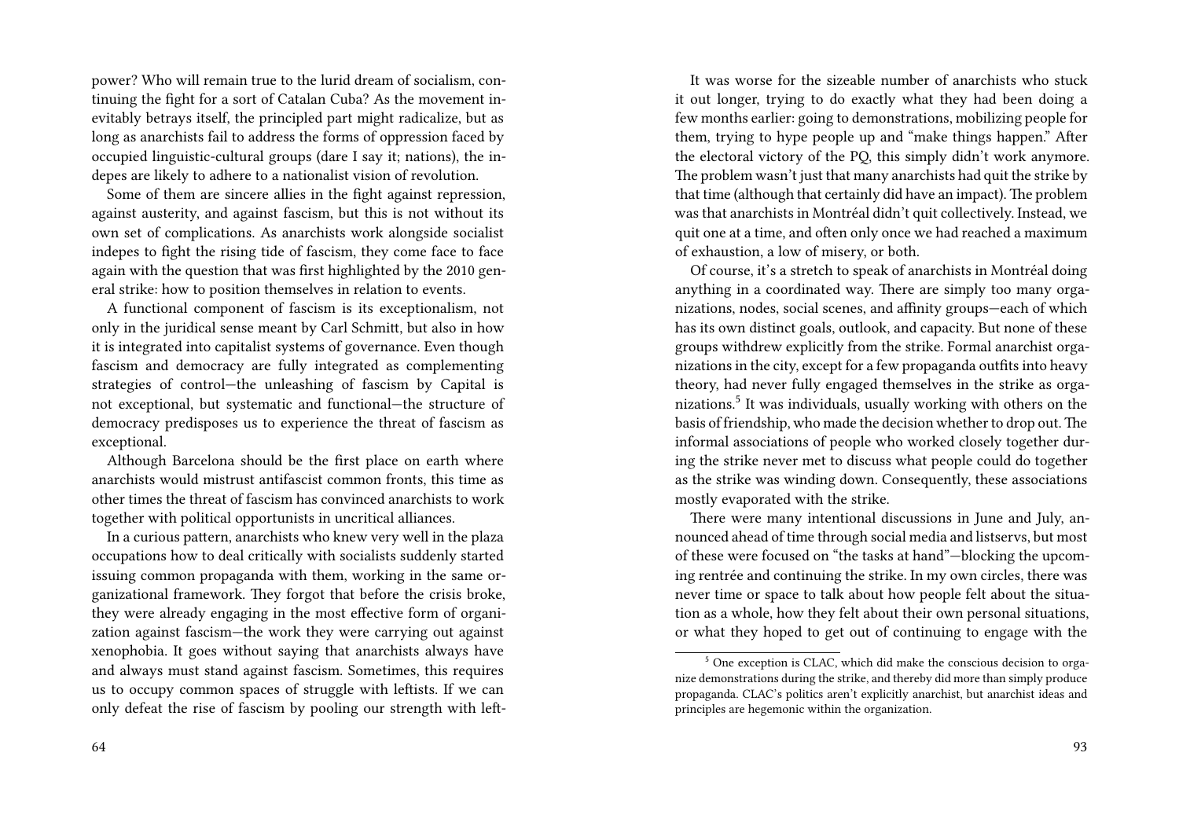power? Who will remain true to the lurid dream of socialism, continuing the fight for a sort of Catalan Cuba? As the movement inevitably betrays itself, the principled part might radicalize, but as long as anarchists fail to address the forms of oppression faced by occupied linguistic-cultural groups (dare I say it; nations), the indepes are likely to adhere to a nationalist vision of revolution.

Some of them are sincere allies in the fight against repression, against austerity, and against fascism, but this is not without its own set of complications. As anarchists work alongside socialist indepes to fight the rising tide of fascism, they come face to face again with the question that was first highlighted by the 2010 general strike: how to position themselves in relation to events.

A functional component of fascism is its exceptionalism, not only in the juridical sense meant by Carl Schmitt, but also in how it is integrated into capitalist systems of governance. Even though fascism and democracy are fully integrated as complementing strategies of control—the unleashing of fascism by Capital is not exceptional, but systematic and functional—the structure of democracy predisposes us to experience the threat of fascism as exceptional.

Although Barcelona should be the first place on earth where anarchists would mistrust antifascist common fronts, this time as other times the threat of fascism has convinced anarchists to work together with political opportunists in uncritical alliances.

In a curious pattern, anarchists who knew very well in the plaza occupations how to deal critically with socialists suddenly started issuing common propaganda with them, working in the same organizational framework. They forgot that before the crisis broke, they were already engaging in the most effective form of organization against fascism—the work they were carrying out against xenophobia. It goes without saying that anarchists always have and always must stand against fascism. Sometimes, this requires us to occupy common spaces of struggle with leftists. If we can only defeat the rise of fascism by pooling our strength with left-

It was worse for the sizeable number of anarchists who stuck it out longer, trying to do exactly what they had been doing a few months earlier: going to demonstrations, mobilizing people for them, trying to hype people up and "make things happen." After the electoral victory of the PQ, this simply didn't work anymore. The problem wasn't just that many anarchists had quit the strike by that time (although that certainly did have an impact). The problem was that anarchists in Montréal didn't quit collectively. Instead, we quit one at a time, and often only once we had reached a maximum of exhaustion, a low of misery, or both.

Of course, it's a stretch to speak of anarchists in Montréal doing anything in a coordinated way. There are simply too many organizations, nodes, social scenes, and affinity groups—each of which has its own distinct goals, outlook, and capacity. But none of these groups withdrew explicitly from the strike. Formal anarchist organizations in the city, except for a few propaganda outfits into heavy theory, had never fully engaged themselves in the strike as organizations.[5] It was individuals, usually working with others on the basis of friendship, who made the decision whether to drop out. The informal associations of people who worked closely together during the strike never met to discuss what people could do together as the strike was winding down. Consequently, these associations mostly evaporated with the strike.

There were many intentional discussions in June and July, announced ahead of time through social media and listservs, but most of these were focused on "the tasks at hand"—blocking the upcoming rentrée and continuing the strike. In my own circles, there was never time or space to talk about how people felt about the situation as a whole, how they felt about their own personal situations, or what they hoped to get out of continuing to engage with the

[5] One exception is CLAC, which did make the conscious decision to organize demonstrations during the strike, and thereby did more than simply produce propaganda. CLAC's politics aren't explicitly anarchist, but anarchist ideas and principles are hegemonic within the organization.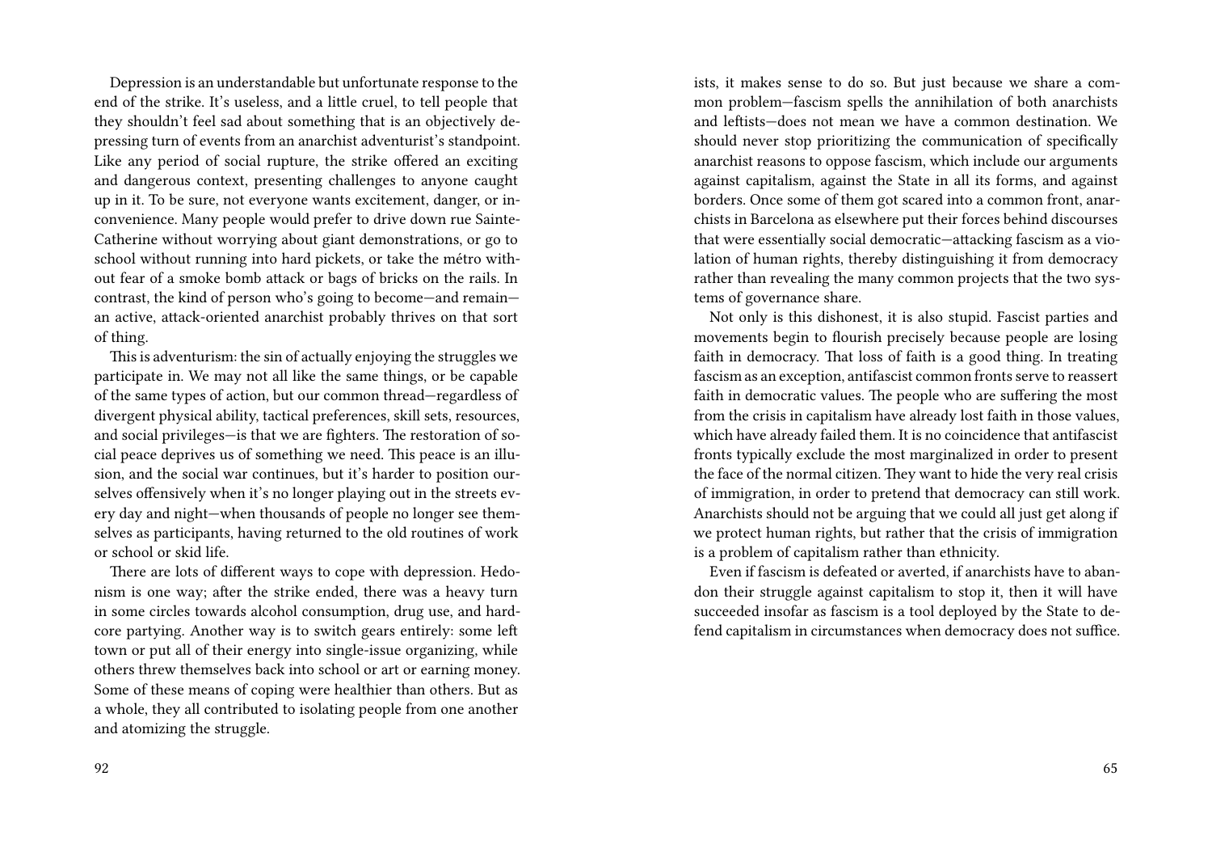Depression is an understandable but unfortunate response to the end of the strike. It's useless, and a little cruel, to tell people that they shouldn't feel sad about something that is an objectively depressing turn of events from an anarchist adventurist's standpoint. Like any period of social rupture, the strike offered an exciting and dangerous context, presenting challenges to anyone caught up in it. To be sure, not everyone wants excitement, danger, or inconvenience. Many people would prefer to drive down rue Sainte-Catherine without worrying about giant demonstrations, or go to school without running into hard pickets, or take the métro without fear of a smoke bomb attack or bags of bricks on the rails. In contrast, the kind of person who's going to become—and remain—an active, attack-oriented anarchist probably thrives on that sort of thing.

This is adventurism: the sin of actually enjoying the struggles we participate in. We may not all like the same things, or be capable of the same types of action, but our common thread—regardless of divergent physical ability, tactical preferences, skill sets, resources, and social privileges—is that we are fighters. The restoration of social peace deprives us of something we need. This peace is an illusion, and the social war continues, but it's harder to position ourselves offensively when it's no longer playing out in the streets every day and night—when thousands of people no longer see themselves as participants, having returned to the old routines of work or school or skid life.

There are lots of different ways to cope with depression. Hedonism is one way; after the strike ended, there was a heavy turn in some circles towards alcohol consumption, drug use, and hardcore partying. Another way is to switch gears entirely: some left town or put all of their energy into single-issue organizing, while others threw themselves back into school or art or earning money. Some of these means of coping were healthier than others. But as a whole, they all contributed to isolating people from one another and atomizing the struggle.

ists, it makes sense to do so. But just because we share a common problem—fascism spells the annihilation of both anarchists and leftists—does not mean we have a common destination. We should never stop prioritizing the communication of specifically anarchist reasons to oppose fascism, which include our arguments against capitalism, against the State in all its forms, and against borders. Once some of them got scared into a common front, anarchists in Barcelona as elsewhere put their forces behind discourses that were essentially social democratic—attacking fascism as a violation of human rights, thereby distinguishing it from democracy rather than revealing the many common projects that the two systems of governance share.

Not only is this dishonest, it is also stupid. Fascist parties and movements begin to flourish precisely because people are losing faith in democracy. That loss of faith is a good thing. In treating fascism as an exception, antifascist common fronts serve to reassert faith in democratic values. The people who are suffering the most from the crisis in capitalism have already lost faith in those values, which have already failed them. It is no coincidence that antifascist fronts typically exclude the most marginalized in order to present the face of the normal citizen. They want to hide the very real crisis of immigration, in order to pretend that democracy can still work. Anarchists should not be arguing that we could all just get along if we protect human rights, but rather that the crisis of immigration is a problem of capitalism rather than ethnicity.

Even if fascism is defeated or averted, if anarchists have to abandon their struggle against capitalism to stop it, then it will have succeeded insofar as fascism is a tool deployed by the State to defend capitalism in circumstances when democracy does not suffice.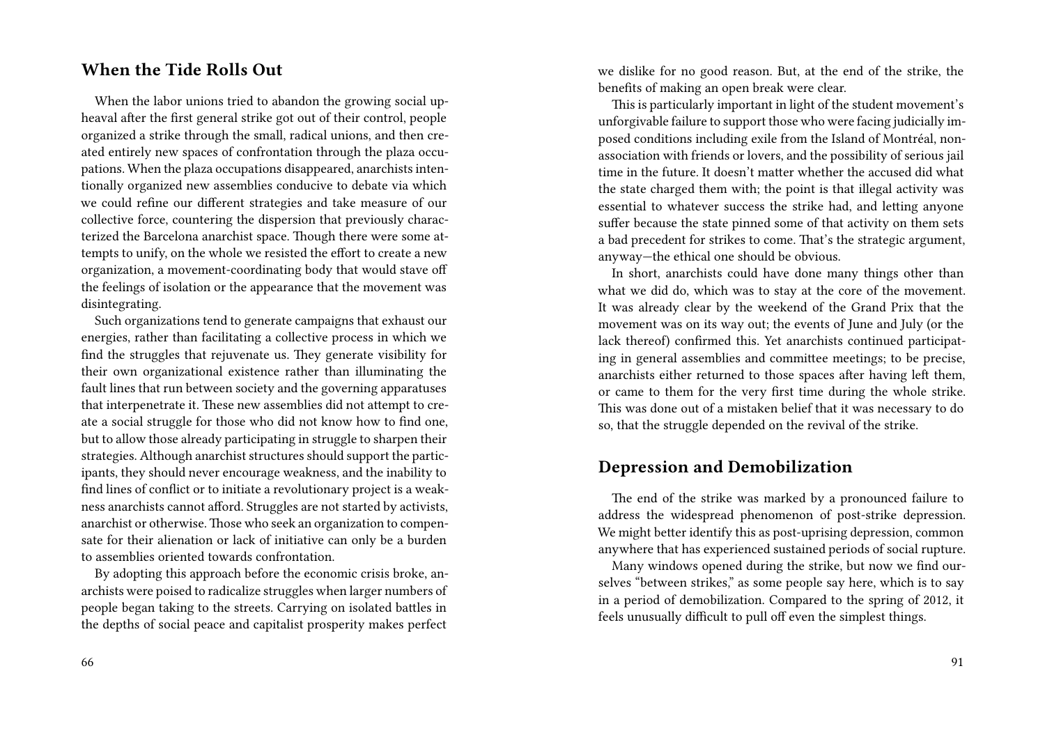## When the Tide Rolls Out

When the labor unions tried to abandon the growing social upheaval after the first general strike got out of their control, people organized a strike through the small, radical unions, and then created entirely new spaces of confrontation through the plaza occupations. When the plaza occupations disappeared, anarchists intentionally organized new assemblies conducive to debate via which we could refine our different strategies and take measure of our collective force, countering the dispersion that previously characterized the Barcelona anarchist space. Though there were some attempts to unify, on the whole we resisted the effort to create a new organization, a movement-coordinating body that would stave off the feelings of isolation or the appearance that the movement was disintegrating.

Such organizations tend to generate campaigns that exhaust our energies, rather than facilitating a collective process in which we find the struggles that rejuvenate us. They generate visibility for their own organizational existence rather than illuminating the fault lines that run between society and the governing apparatuses that interpenetrate it. These new assemblies did not attempt to create a social struggle for those who did not know how to find one, but to allow those already participating in struggle to sharpen their strategies. Although anarchist structures should support the participants, they should never encourage weakness, and the inability to find lines of conflict or to initiate a revolutionary project is a weakness anarchists cannot afford. Struggles are not started by activists, anarchist or otherwise. Those who seek an organization to compensate for their alienation or lack of initiative can only be a burden to assemblies oriented towards confrontation.

By adopting this approach before the economic crisis broke, anarchists were poised to radicalize struggles when larger numbers of people began taking to the streets. Carrying on isolated battles in the depths of social peace and capitalist prosperity makes perfect

we dislike for no good reason. But, at the end of the strike, the benefits of making an open break were clear.

This is particularly important in light of the student movement's unforgivable failure to support those who were facing judicially imposed conditions including exile from the Island of Montréal, non-association with friends or lovers, and the possibility of serious jail time in the future. It doesn't matter whether the accused did what the state charged them with; the point is that illegal activity was essential to whatever success the strike had, and letting anyone suffer because the state pinned some of that activity on them sets a bad precedent for strikes to come. That's the strategic argument, anyway—the ethical one should be obvious.

In short, anarchists could have done many things other than what we did do, which was to stay at the core of the movement. It was already clear by the weekend of the Grand Prix that the movement was on its way out; the events of June and July (or the lack thereof) confirmed this. Yet anarchists continued participating in general assemblies and committee meetings; to be precise, anarchists either returned to those spaces after having left them, or came to them for the very first time during the whole strike. This was done out of a mistaken belief that it was necessary to do so, that the struggle depended on the revival of the strike.

## Depression and Demobilization

The end of the strike was marked by a pronounced failure to address the widespread phenomenon of post-strike depression. We might better identify this as post-uprising depression, common anywhere that has experienced sustained periods of social rupture.

Many windows opened during the strike, but now we find ourselves "between strikes," as some people say here, which is to say in a period of demobilization. Compared to the spring of 2012, it feels unusually difficult to pull off even the simplest things.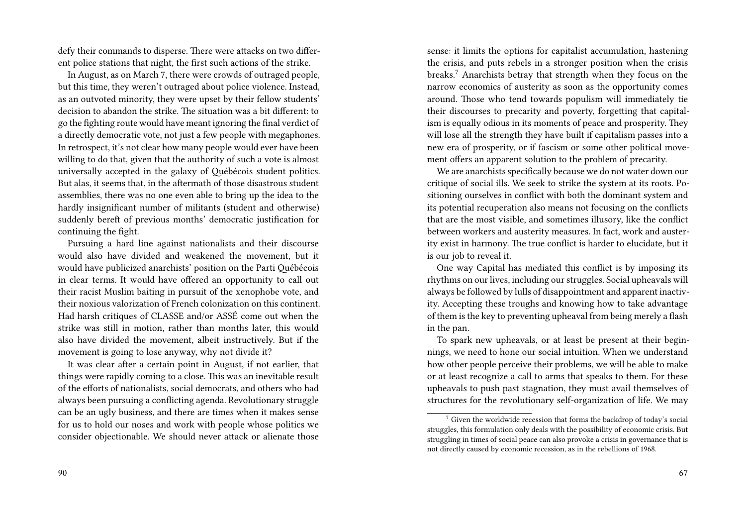defy their commands to disperse. There were attacks on two different police stations that night, the first such actions of the strike.

In August, as on March 7, there were crowds of outraged people, but this time, they weren't outraged about police violence. Instead, as an outvoted minority, they were upset by their fellow students' decision to abandon the strike. The situation was a bit different: to go the fighting route would have meant ignoring the final verdict of a directly democratic vote, not just a few people with megaphones. In retrospect, it's not clear how many people would ever have been willing to do that, given that the authority of such a vote is almost universally accepted in the galaxy of Québécois student politics. But alas, it seems that, in the aftermath of those disastrous student assemblies, there was no one even able to bring up the idea to the hardly insignificant number of militants (student and otherwise) suddenly bereft of previous months' democratic justification for continuing the fight.

Pursuing a hard line against nationalists and their discourse would also have divided and weakened the movement, but it would have publicized anarchists' position on the Parti Québécois in clear terms. It would have offered an opportunity to call out their racist Muslim baiting in pursuit of the xenophobe vote, and their noxious valorization of French colonization on this continent. Had harsh critiques of CLASSE and/or ASSÉ come out when the strike was still in motion, rather than months later, this would also have divided the movement, albeit instructively. But if the movement is going to lose anyway, why not divide it?

It was clear after a certain point in August, if not earlier, that things were rapidly coming to a close. This was an inevitable result of the efforts of nationalists, social democrats, and others who had always been pursuing a conflicting agenda. Revolutionary struggle can be an ugly business, and there are times when it makes sense for us to hold our noses and work with people whose politics we consider objectionable. We should never attack or alienate those

sense: it limits the options for capitalist accumulation, hastening the crisis, and puts rebels in a stronger position when the crisis breaks.[7] Anarchists betray that strength when they focus on the narrow economics of austerity as soon as the opportunity comes around. Those who tend towards populism will immediately tie their discourses to precarity and poverty, forgetting that capitalism is equally odious in its moments of peace and prosperity. They will lose all the strength they have built if capitalism passes into a new era of prosperity, or if fascism or some other political movement offers an apparent solution to the problem of precarity.

We are anarchists specifically because we do not water down our critique of social ills. We seek to strike the system at its roots. Positioning ourselves in conflict with both the dominant system and its potential recuperation also means not focusing on the conflicts that are the most visible, and sometimes illusory, like the conflict between workers and austerity measures. In fact, work and austerity exist in harmony. The true conflict is harder to elucidate, but it is our job to reveal it.

One way Capital has mediated this conflict is by imposing its rhythms on our lives, including our struggles. Social upheavals will always be followed by lulls of disappointment and apparent inactivity. Accepting these troughs and knowing how to take advantage of them is the key to preventing upheaval from being merely a flash in the pan.

To spark new upheavals, or at least be present at their beginnings, we need to hone our social intuition. When we understand how other people perceive their problems, we will be able to make or at least recognize a call to arms that speaks to them. For these upheavals to push past stagnation, they must avail themselves of structures for the revolutionary self-organization of life. We may

[7] Given the worldwide recession that forms the backdrop of today's social struggles, this formulation only deals with the possibility of economic crisis. But struggling in times of social peace can also provoke a crisis in governance that is not directly caused by economic recession, as in the rebellions of 1968.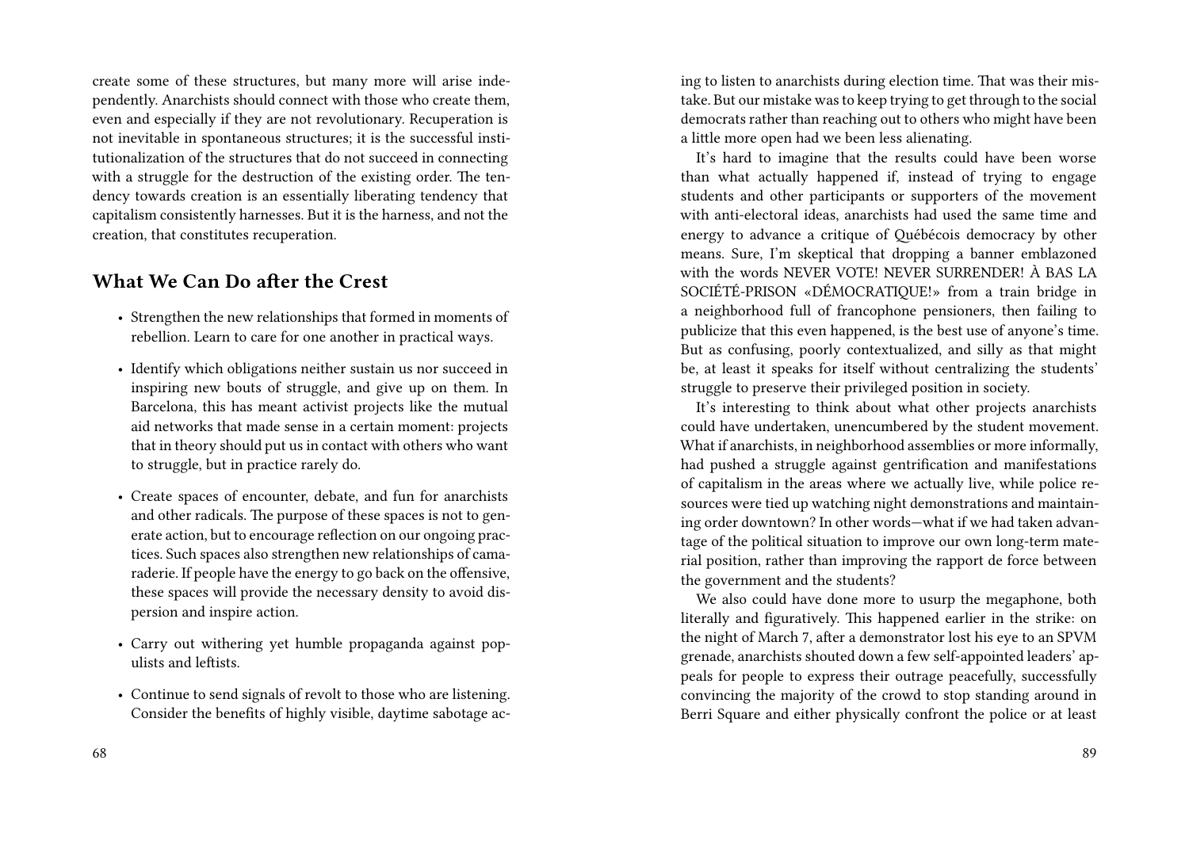create some of these structures, but many more will arise independently. Anarchists should connect with those who create them, even and especially if they are not revolutionary. Recuperation is not inevitable in spontaneous structures; it is the successful institutionalization of the structures that do not succeed in connecting with a struggle for the destruction of the existing order. The tendency towards creation is an essentially liberating tendency that capitalism consistently harnesses. But it is the harness, and not the creation, that constitutes recuperation.

## What We Can Do after the Crest

- Strengthen the new relationships that formed in moments of rebellion. Learn to care for one another in practical ways.
- Identify which obligations neither sustain us nor succeed in inspiring new bouts of struggle, and give up on them. In Barcelona, this has meant activist projects like the mutual aid networks that made sense in a certain moment: projects that in theory should put us in contact with others who want to struggle, but in practice rarely do.
- Create spaces of encounter, debate, and fun for anarchists and other radicals. The purpose of these spaces is not to generate action, but to encourage reflection on our ongoing practices. Such spaces also strengthen new relationships of camaraderie. If people have the energy to go back on the offensive, these spaces will provide the necessary density to avoid dispersion and inspire action.
- Carry out withering yet humble propaganda against populists and leftists.
- Continue to send signals of revolt to those who are listening. Consider the benefits of highly visible, daytime sabotage ac-

ing to listen to anarchists during election time. That was their mistake. But our mistake was to keep trying to get through to the social democrats rather than reaching out to others who might have been a little more open had we been less alienating.

It's hard to imagine that the results could have been worse than what actually happened if, instead of trying to engage students and other participants or supporters of the movement with anti-electoral ideas, anarchists had used the same time and energy to advance a critique of Québécois democracy by other means. Sure, I'm skeptical that dropping a banner emblazoned with the words NEVER VOTE! NEVER SURRENDER! À BAS LA SOCIÉTÉ-PRISON «DÉMOCRATIQUE!» from a train bridge in a neighborhood full of francophone pensioners, then failing to publicize that this even happened, is the best use of anyone's time. But as confusing, poorly contextualized, and silly as that might be, at least it speaks for itself without centralizing the students' struggle to preserve their privileged position in society.

It's interesting to think about what other projects anarchists could have undertaken, unencumbered by the student movement. What if anarchists, in neighborhood assemblies or more informally, had pushed a struggle against gentrification and manifestations of capitalism in the areas where we actually live, while police resources were tied up watching night demonstrations and maintaining order downtown? In other words—what if we had taken advantage of the political situation to improve our own long-term material position, rather than improving the rapport de force between the government and the students?

We also could have done more to usurp the megaphone, both literally and figuratively. This happened earlier in the strike: on the night of March 7, after a demonstrator lost his eye to an SPVM grenade, anarchists shouted down a few self-appointed leaders' appeals for people to express their outrage peacefully, successfully convincing the majority of the crowd to stop standing around in Berri Square and either physically confront the police or at least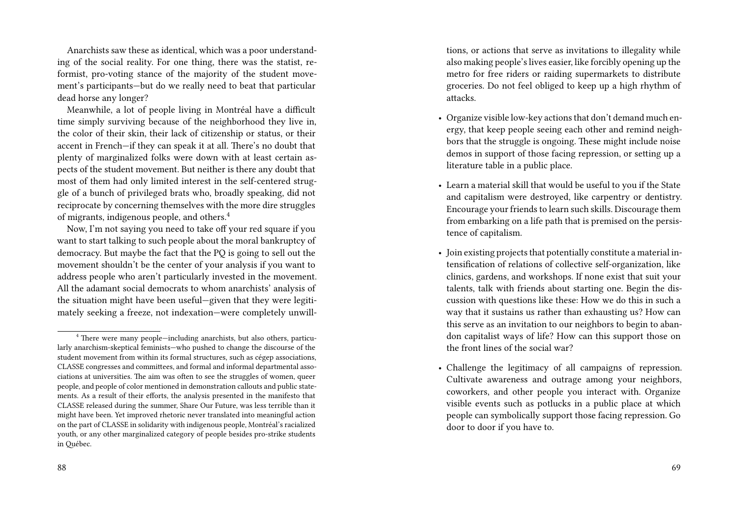Anarchists saw these as identical, which was a poor understanding of the social reality. For one thing, there was the statist, reformist, pro-voting stance of the majority of the student movement's participants—but do we really need to beat that particular dead horse any longer?

Meanwhile, a lot of people living in Montréal have a difficult time simply surviving because of the neighborhood they live in, the color of their skin, their lack of citizenship or status, or their accent in French—if they can speak it at all. There's no doubt that plenty of marginalized folks were down with at least certain aspects of the student movement. But neither is there any doubt that most of them had only limited interest in the self-centered struggle of a bunch of privileged brats who, broadly speaking, did not reciprocate by concerning themselves with the more dire struggles of migrants, indigenous people, and others.[4]

Now, I'm not saying you need to take off your red square if you want to start talking to such people about the moral bankruptcy of democracy. But maybe the fact that the PQ is going to sell out the movement shouldn't be the center of your analysis if you want to address people who aren't particularly invested in the movement. All the adamant social democrats to whom anarchists' analysis of the situation might have been useful—given that they were legitimately seeking a freeze, not indexation—were completely unwill-

[4] There were many people—including anarchists, but also others, particularly anarchism-skeptical feminists—who pushed to change the discourse of the student movement from within its formal structures, such as cégep associations, CLASSE congresses and committees, and formal and informal departmental associations at universities. The aim was often to see the struggles of women, queer people, and people of color mentioned in demonstration callouts and public statements. As a result of their efforts, the analysis presented in the manifesto that CLASSE released during the summer, Share Our Future, was less terrible than it might have been. Yet improved rhetoric never translated into meaningful action on the part of CLASSE in solidarity with indigenous people, Montréal's racialized youth, or any other marginalized category of people besides pro-strike students in Québec.

tions, or actions that serve as invitations to illegality while also making people's lives easier, like forcibly opening up the metro for free riders or raiding supermarkets to distribute groceries. Do not feel obliged to keep up a high rhythm of attacks.

- Organize visible low-key actions that don't demand much energy, that keep people seeing each other and remind neighbors that the struggle is ongoing. These might include noise demos in support of those facing repression, or setting up a literature table in a public place.
- Learn a material skill that would be useful to you if the State and capitalism were destroyed, like carpentry or dentistry. Encourage your friends to learn such skills. Discourage them from embarking on a life path that is premised on the persistence of capitalism.
- Join existing projects that potentially constitute a material intensification of relations of collective self-organization, like clinics, gardens, and workshops. If none exist that suit your talents, talk with friends about starting one. Begin the discussion with questions like these: How we do this in such a way that it sustains us rather than exhausting us? How can this serve as an invitation to our neighbors to begin to abandon capitalist ways of life? How can this support those on the front lines of the social war?
- Challenge the legitimacy of all campaigns of repression. Cultivate awareness and outrage among your neighbors, coworkers, and other people you interact with. Organize visible events such as potlucks in a public place at which people can symbolically support those facing repression. Go door to door if you have to.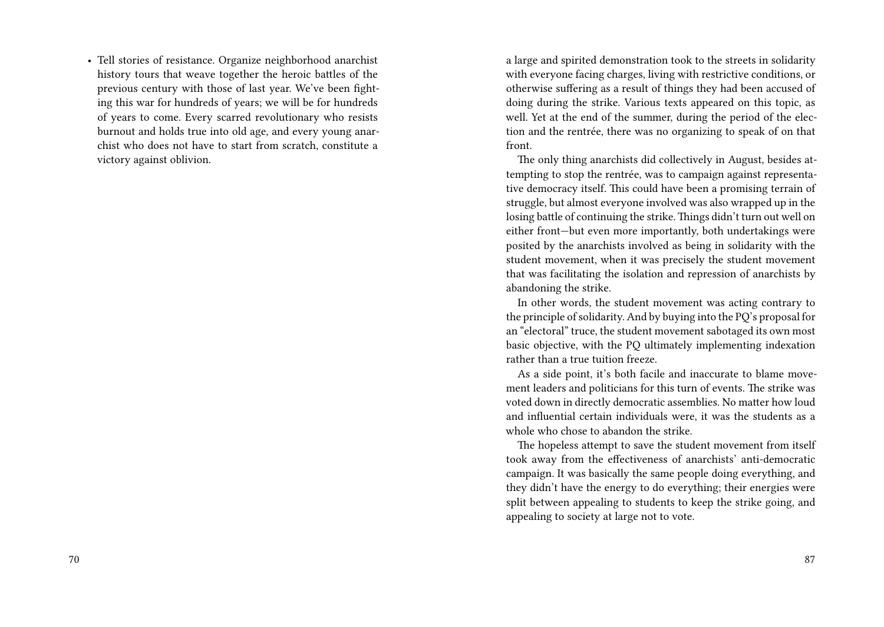- Tell stories of resistance. Organize neighborhood anarchist history tours that weave together the heroic battles of the previous century with those of last year. We've been fighting this war for hundreds of years; we will be for hundreds of years to come. Every scarred revolutionary who resists burnout and holds true into old age, and every young anarchist who does not have to start from scratch, constitute a victory against oblivion.

a large and spirited demonstration took to the streets in solidarity with everyone facing charges, living with restrictive conditions, or otherwise suffering as a result of things they had been accused of doing during the strike. Various texts appeared on this topic, as well. Yet at the end of the summer, during the period of the election and the rentrée, there was no organizing to speak of on that front.

The only thing anarchists did collectively in August, besides attempting to stop the rentrée, was to campaign against representative democracy itself. This could have been a promising terrain of struggle, but almost everyone involved was also wrapped up in the losing battle of continuing the strike. Things didn't turn out well on either front—but even more importantly, both undertakings were posited by the anarchists involved as being in solidarity with the student movement, when it was precisely the student movement that was facilitating the isolation and repression of anarchists by abandoning the strike.

In other words, the student movement was acting contrary to the principle of solidarity. And by buying into the PQ's proposal for an "electoral" truce, the student movement sabotaged its own most basic objective, with the PQ ultimately implementing indexation rather than a true tuition freeze.

As a side point, it's both facile and inaccurate to blame movement leaders and politicians for this turn of events. The strike was voted down in directly democratic assemblies. No matter how loud and influential certain individuals were, it was the students as a whole who chose to abandon the strike.

The hopeless attempt to save the student movement from itself took away from the effectiveness of anarchists' anti-democratic campaign. It was basically the same people doing everything, and they didn't have the energy to do everything; their energies were split between appealing to students to keep the strike going, and appealing to society at large not to vote.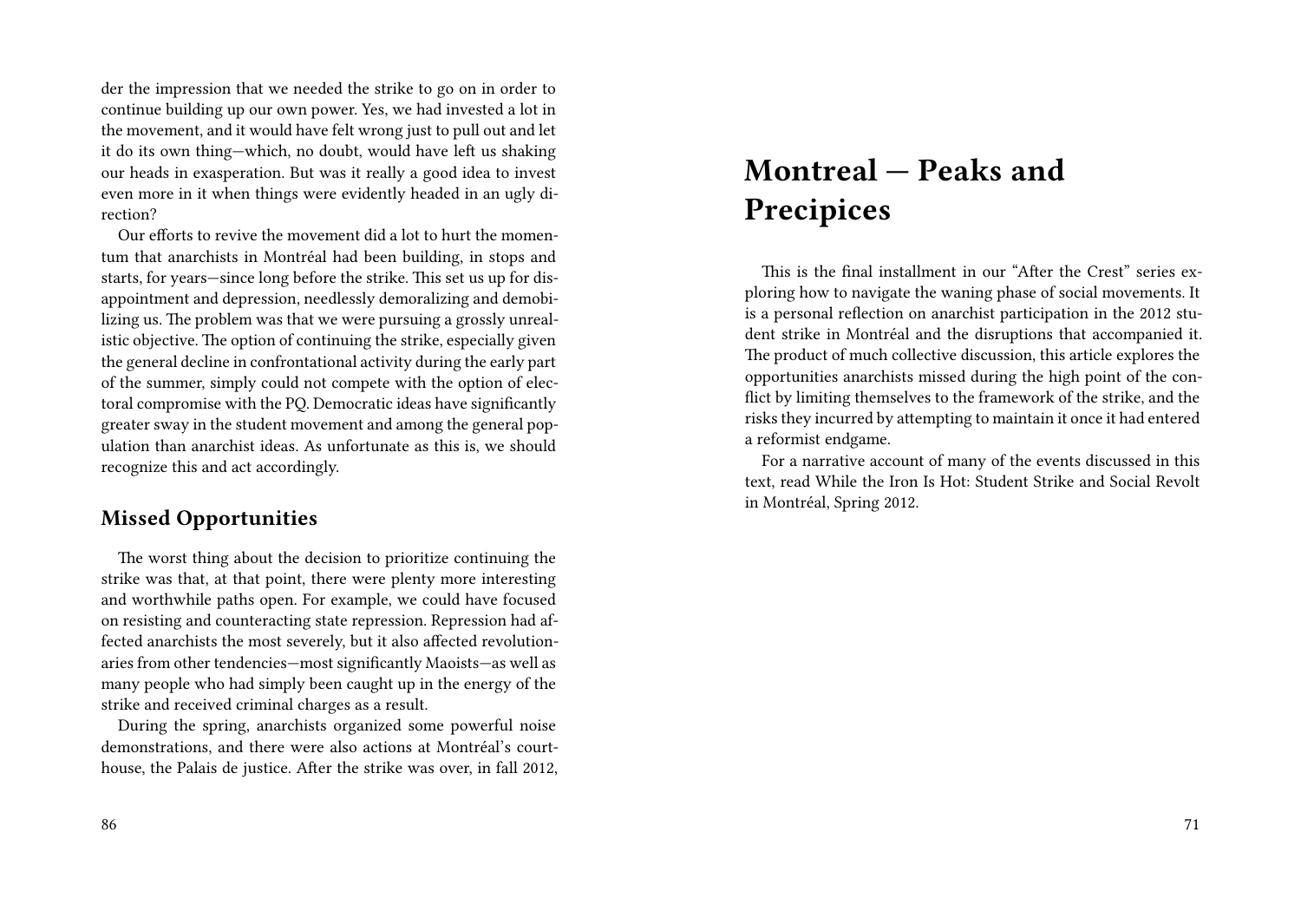der the impression that we needed the strike to go on in order to continue building up our own power. Yes, we had invested a lot in the movement, and it would have felt wrong just to pull out and let it do its own thing—which, no doubt, would have left us shaking our heads in exasperation. But was it really a good idea to invest even more in it when things were evidently headed in an ugly direction?

Our efforts to revive the movement did a lot to hurt the momentum that anarchists in Montréal had been building, in stops and starts, for years—since long before the strike. This set us up for disappointment and depression, needlessly demoralizing and demobilizing us. The problem was that we were pursuing a grossly unrealistic objective. The option of continuing the strike, especially given the general decline in confrontational activity during the early part of the summer, simply could not compete with the option of electoral compromise with the PQ. Democratic ideas have significantly greater sway in the student movement and among the general population than anarchist ideas. As unfortunate as this is, we should recognize this and act accordingly.

### Missed Opportunities

The worst thing about the decision to prioritize continuing the strike was that, at that point, there were plenty more interesting and worthwhile paths open. For example, we could have focused on resisting and counteracting state repression. Repression had affected anarchists the most severely, but it also affected revolutionaries from other tendencies—most significantly Maoists—as well as many people who had simply been caught up in the energy of the strike and received criminal charges as a result.

During the spring, anarchists organized some powerful noise demonstrations, and there were also actions at Montréal's courthouse, the Palais de justice. After the strike was over, in fall 2012,

# Montreal — Peaks and Precipices

This is the final installment in our "After the Crest" series exploring how to navigate the waning phase of social movements. It is a personal reflection on anarchist participation in the 2012 student strike in Montréal and the disruptions that accompanied it. The product of much collective discussion, this article explores the opportunities anarchists missed during the high point of the conflict by limiting themselves to the framework of the strike, and the risks they incurred by attempting to maintain it once it had entered a reformist endgame.

For a narrative account of many of the events discussed in this text, read While the Iron Is Hot: Student Strike and Social Revolt in Montréal, Spring 2012.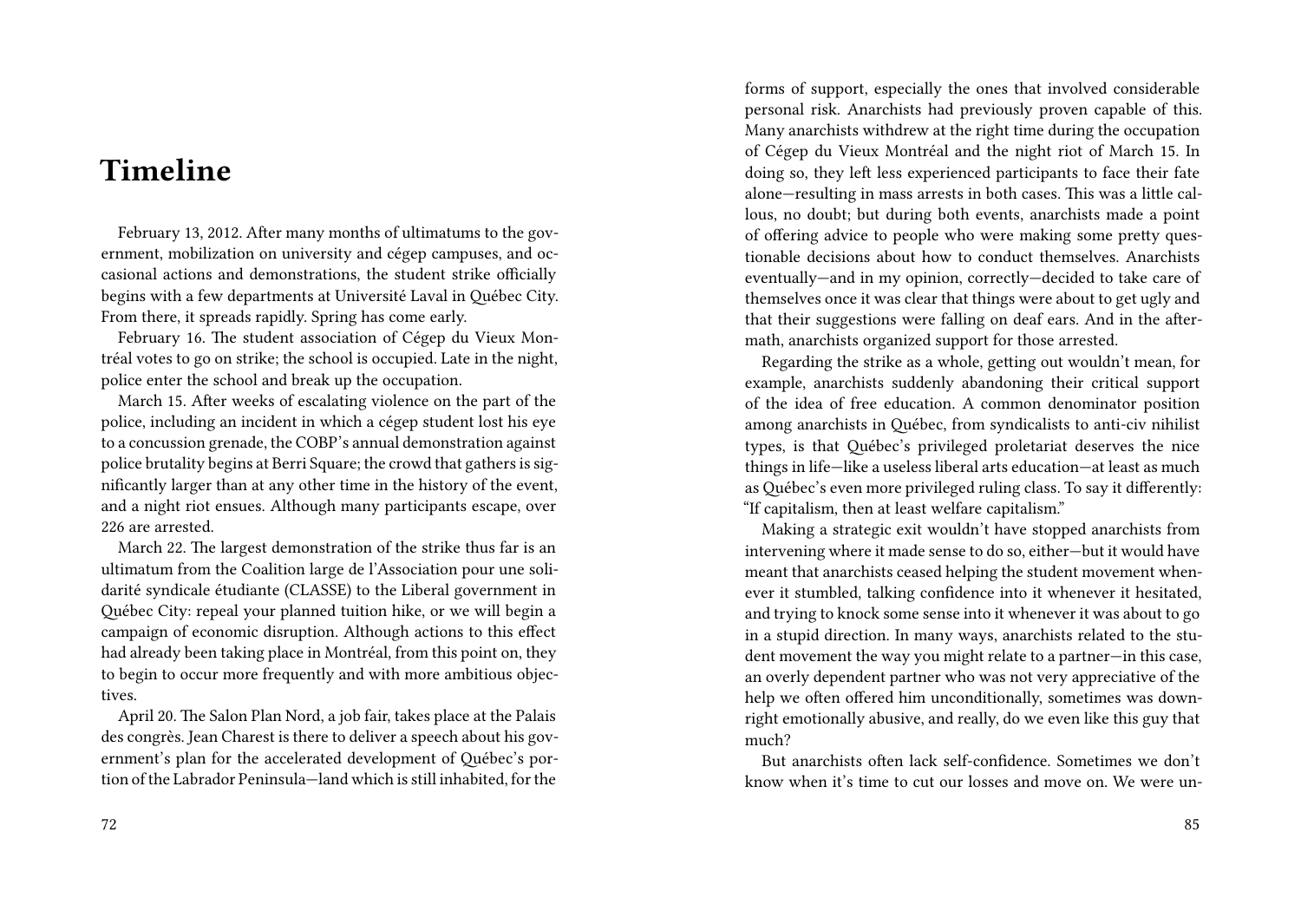# Timeline

February 13, 2012. After many months of ultimatums to the government, mobilization on university and cégep campuses, and occasional actions and demonstrations, the student strike officially begins with a few departments at Université Laval in Québec City. From there, it spreads rapidly. Spring has come early.

February 16. The student association of Cégep du Vieux Montréal votes to go on strike; the school is occupied. Late in the night, police enter the school and break up the occupation.

March 15. After weeks of escalating violence on the part of the police, including an incident in which a cégep student lost his eye to a concussion grenade, the COBP's annual demonstration against police brutality begins at Berri Square; the crowd that gathers is significantly larger than at any other time in the history of the event, and a night riot ensues. Although many participants escape, over 226 are arrested.

March 22. The largest demonstration of the strike thus far is an ultimatum from the Coalition large de l'Association pour une solidarité syndicale étudiante (CLASSE) to the Liberal government in Québec City: repeal your planned tuition hike, or we will begin a campaign of economic disruption. Although actions to this effect had already been taking place in Montréal, from this point on, they to begin to occur more frequently and with more ambitious objectives.

April 20. The Salon Plan Nord, a job fair, takes place at the Palais des congrès. Jean Charest is there to deliver a speech about his government's plan for the accelerated development of Québec's portion of the Labrador Peninsula—land which is still inhabited, for the

forms of support, especially the ones that involved considerable personal risk. Anarchists had previously proven capable of this. Many anarchists withdrew at the right time during the occupation of Cégep du Vieux Montréal and the night riot of March 15. In doing so, they left less experienced participants to face their fate alone—resulting in mass arrests in both cases. This was a little callous, no doubt; but during both events, anarchists made a point of offering advice to people who were making some pretty questionable decisions about how to conduct themselves. Anarchists eventually—and in my opinion, correctly—decided to take care of themselves once it was clear that things were about to get ugly and that their suggestions were falling on deaf ears. And in the aftermath, anarchists organized support for those arrested.

Regarding the strike as a whole, getting out wouldn't mean, for example, anarchists suddenly abandoning their critical support of the idea of free education. A common denominator position among anarchists in Québec, from syndicalists to anti-civ nihilist types, is that Québec's privileged proletariat deserves the nice things in life—like a useless liberal arts education—at least as much as Québec's even more privileged ruling class. To say it differently: "If capitalism, then at least welfare capitalism."

Making a strategic exit wouldn't have stopped anarchists from intervening where it made sense to do so, either—but it would have meant that anarchists ceased helping the student movement whenever it stumbled, talking confidence into it whenever it hesitated, and trying to knock some sense into it whenever it was about to go in a stupid direction. In many ways, anarchists related to the student movement the way you might relate to a partner—in this case, an overly dependent partner who was not very appreciative of the help we often offered him unconditionally, sometimes was downright emotionally abusive, and really, do we even like this guy that much?

But anarchists often lack self-confidence. Sometimes we don't know when it's time to cut our losses and move on. We were un-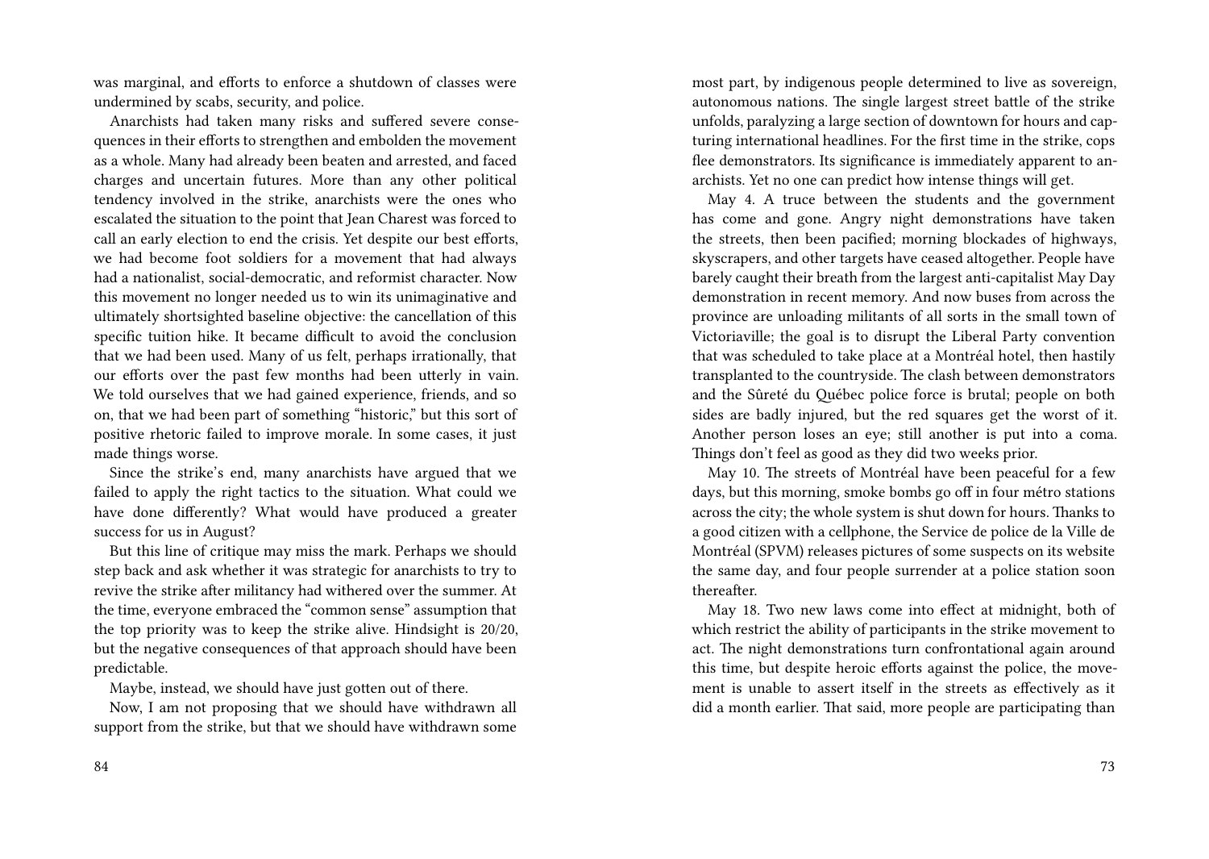was marginal, and efforts to enforce a shutdown of classes were undermined by scabs, security, and police.

Anarchists had taken many risks and suffered severe consequences in their efforts to strengthen and embolden the movement as a whole. Many had already been beaten and arrested, and faced charges and uncertain futures. More than any other political tendency involved in the strike, anarchists were the ones who escalated the situation to the point that Jean Charest was forced to call an early election to end the crisis. Yet despite our best efforts, we had become foot soldiers for a movement that had always had a nationalist, social-democratic, and reformist character. Now this movement no longer needed us to win its unimaginative and ultimately shortsighted baseline objective: the cancellation of this specific tuition hike. It became difficult to avoid the conclusion that we had been used. Many of us felt, perhaps irrationally, that our efforts over the past few months had been utterly in vain. We told ourselves that we had gained experience, friends, and so on, that we had been part of something "historic," but this sort of positive rhetoric failed to improve morale. In some cases, it just made things worse.

Since the strike's end, many anarchists have argued that we failed to apply the right tactics to the situation. What could we have done differently? What would have produced a greater success for us in August?

But this line of critique may miss the mark. Perhaps we should step back and ask whether it was strategic for anarchists to try to revive the strike after militancy had withered over the summer. At the time, everyone embraced the "common sense" assumption that the top priority was to keep the strike alive. Hindsight is 20/20, but the negative consequences of that approach should have been predictable.

Maybe, instead, we should have just gotten out of there.

Now, I am not proposing that we should have withdrawn all support from the strike, but that we should have withdrawn some

most part, by indigenous people determined to live as sovereign, autonomous nations. The single largest street battle of the strike unfolds, paralyzing a large section of downtown for hours and capturing international headlines. For the first time in the strike, cops flee demonstrators. Its significance is immediately apparent to anarchists. Yet no one can predict how intense things will get.

May 4. A truce between the students and the government has come and gone. Angry night demonstrations have taken the streets, then been pacified; morning blockades of highways, skyscrapers, and other targets have ceased altogether. People have barely caught their breath from the largest anti-capitalist May Day demonstration in recent memory. And now buses from across the province are unloading militants of all sorts in the small town of Victoriaville; the goal is to disrupt the Liberal Party convention that was scheduled to take place at a Montréal hotel, then hastily transplanted to the countryside. The clash between demonstrators and the Sûreté du Québec police force is brutal; people on both sides are badly injured, but the red squares get the worst of it. Another person loses an eye; still another is put into a coma. Things don't feel as good as they did two weeks prior.

May 10. The streets of Montréal have been peaceful for a few days, but this morning, smoke bombs go off in four métro stations across the city; the whole system is shut down for hours. Thanks to a good citizen with a cellphone, the Service de police de la Ville de Montréal (SPVM) releases pictures of some suspects on its website the same day, and four people surrender at a police station soon thereafter.

May 18. Two new laws come into effect at midnight, both of which restrict the ability of participants in the strike movement to act. The night demonstrations turn confrontational again around this time, but despite heroic efforts against the police, the movement is unable to assert itself in the streets as effectively as it did a month earlier. That said, more people are participating than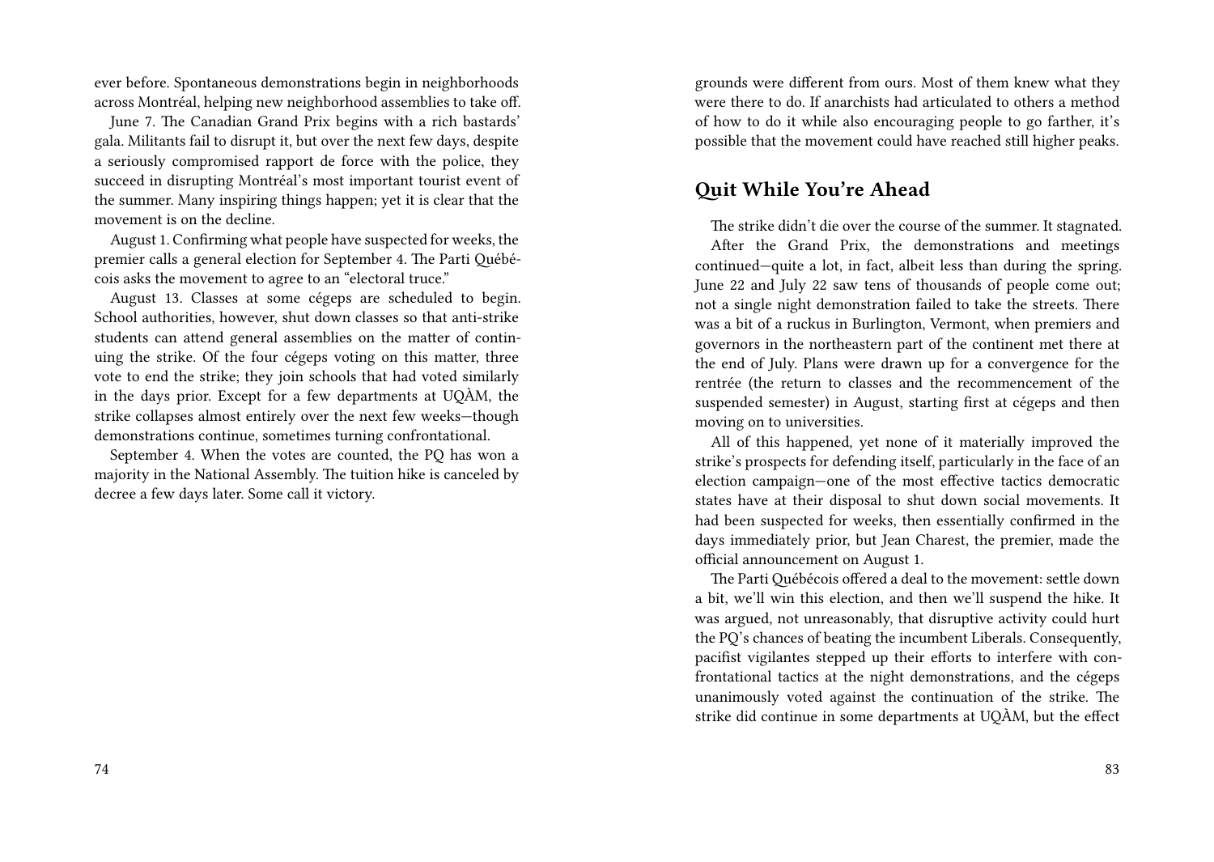ever before. Spontaneous demonstrations begin in neighborhoods across Montréal, helping new neighborhood assemblies to take off.

June 7. The Canadian Grand Prix begins with a rich bastards' gala. Militants fail to disrupt it, but over the next few days, despite a seriously compromised rapport de force with the police, they succeed in disrupting Montréal's most important tourist event of the summer. Many inspiring things happen; yet it is clear that the movement is on the decline.

August 1. Confirming what people have suspected for weeks, the premier calls a general election for September 4. The Parti Québécois asks the movement to agree to an "electoral truce."

August 13. Classes at some cégeps are scheduled to begin. School authorities, however, shut down classes so that anti-strike students can attend general assemblies on the matter of continuing the strike. Of the four cégeps voting on this matter, three vote to end the strike; they join schools that had voted similarly in the days prior. Except for a few departments at UQÀM, the strike collapses almost entirely over the next few weeks—though demonstrations continue, sometimes turning confrontational.

September 4. When the votes are counted, the PQ has won a majority in the National Assembly. The tuition hike is canceled by decree a few days later. Some call it victory.

grounds were different from ours. Most of them knew what they were there to do. If anarchists had articulated to others a method of how to do it while also encouraging people to go farther, it's possible that the movement could have reached still higher peaks.

## Quit While You're Ahead

The strike didn't die over the course of the summer. It stagnated.

After the Grand Prix, the demonstrations and meetings continued—quite a lot, in fact, albeit less than during the spring. June 22 and July 22 saw tens of thousands of people come out; not a single night demonstration failed to take the streets. There was a bit of a ruckus in Burlington, Vermont, when premiers and governors in the northeastern part of the continent met there at the end of July. Plans were drawn up for a convergence for the rentrée (the return to classes and the recommencement of the suspended semester) in August, starting first at cégeps and then moving on to universities.

All of this happened, yet none of it materially improved the strike's prospects for defending itself, particularly in the face of an election campaign—one of the most effective tactics democratic states have at their disposal to shut down social movements. It had been suspected for weeks, then essentially confirmed in the days immediately prior, but Jean Charest, the premier, made the official announcement on August 1.

The Parti Québécois offered a deal to the movement: settle down a bit, we'll win this election, and then we'll suspend the hike. It was argued, not unreasonably, that disruptive activity could hurt the PQ's chances of beating the incumbent Liberals. Consequently, pacifist vigilantes stepped up their efforts to interfere with confrontational tactics at the night demonstrations, and the cégeps unanimously voted against the continuation of the strike. The strike did continue in some departments at UQÀM, but the effect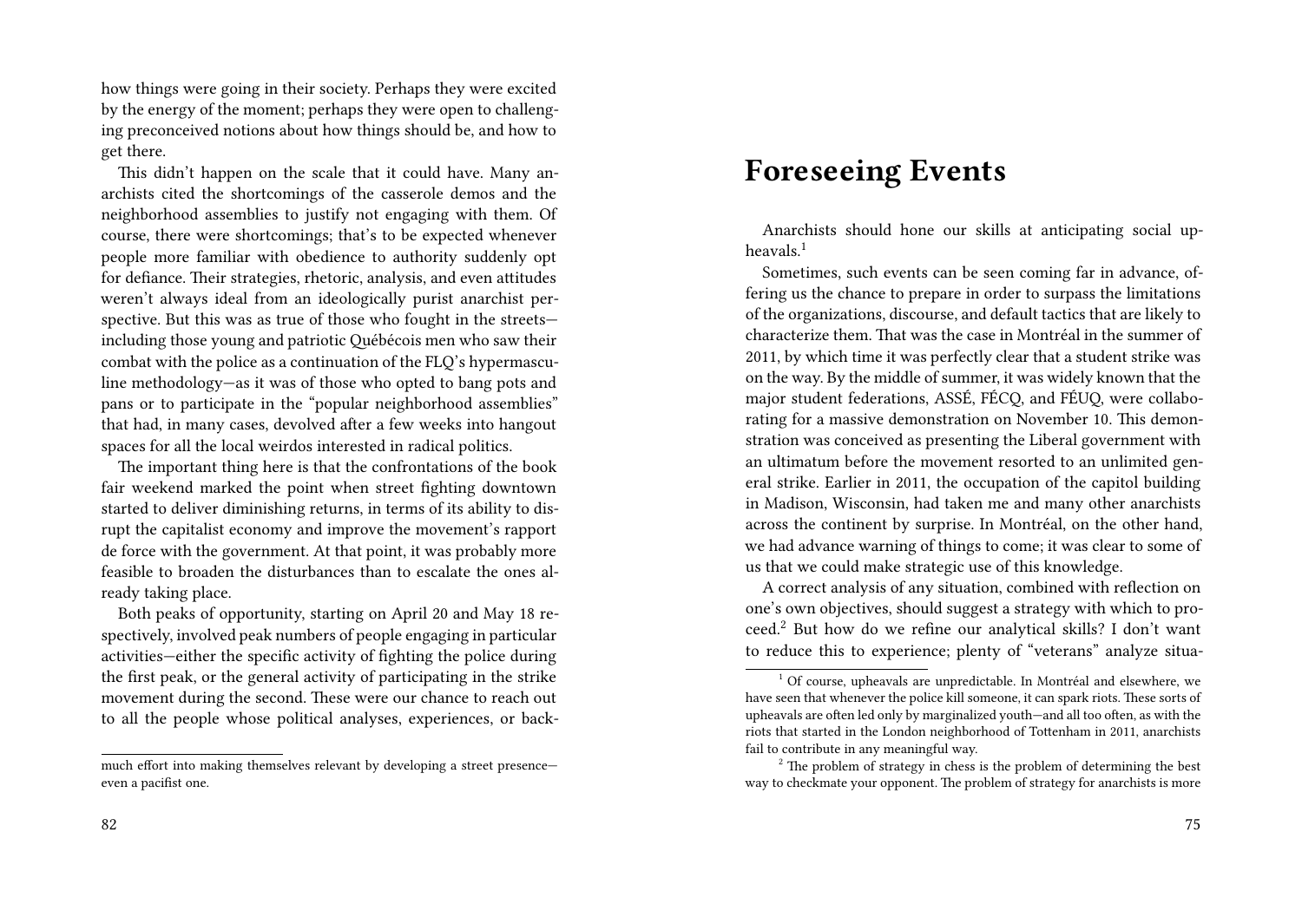how things were going in their society. Perhaps they were excited by the energy of the moment; perhaps they were open to challenging preconceived notions about how things should be, and how to get there.

This didn't happen on the scale that it could have. Many anarchists cited the shortcomings of the casserole demos and the neighborhood assemblies to justify not engaging with them. Of course, there were shortcomings; that's to be expected whenever people more familiar with obedience to authority suddenly opt for defiance. Their strategies, rhetoric, analysis, and even attitudes weren't always ideal from an ideologically purist anarchist perspective. But this was as true of those who fought in the streets—including those young and patriotic Québécois men who saw their combat with the police as a continuation of the FLQ's hypermasculine methodology—as it was of those who opted to bang pots and pans or to participate in the "popular neighborhood assemblies" that had, in many cases, devolved after a few weeks into hangout spaces for all the local weirdos interested in radical politics.

The important thing here is that the confrontations of the book fair weekend marked the point when street fighting downtown started to deliver diminishing returns, in terms of its ability to disrupt the capitalist economy and improve the movement's rapport de force with the government. At that point, it was probably more feasible to broaden the disturbances than to escalate the ones already taking place.

Both peaks of opportunity, starting on April 20 and May 18 respectively, involved peak numbers of people engaging in particular activities—either the specific activity of fighting the police during the first peak, or the general activity of participating in the strike movement during the second. These were our chance to reach out to all the people whose political analyses, experiences, or back-

much effort into making themselves relevant by developing a street presence—even a pacifist one.

# Foreseeing Events

Anarchists should hone our skills at anticipating social upheavals.[1]

Sometimes, such events can be seen coming far in advance, offering us the chance to prepare in order to surpass the limitations of the organizations, discourse, and default tactics that are likely to characterize them. That was the case in Montréal in the summer of 2011, by which time it was perfectly clear that a student strike was on the way. By the middle of summer, it was widely known that the major student federations, ASSÉ, FÉCQ, and FÉUQ, were collaborating for a massive demonstration on November 10. This demonstration was conceived as presenting the Liberal government with an ultimatum before the movement resorted to an unlimited general strike. Earlier in 2011, the occupation of the capitol building in Madison, Wisconsin, had taken me and many other anarchists across the continent by surprise. In Montréal, on the other hand, we had advance warning of things to come; it was clear to some of us that we could make strategic use of this knowledge.

A correct analysis of any situation, combined with reflection on one's own objectives, should suggest a strategy with which to proceed.[2] But how do we refine our analytical skills? I don't want to reduce this to experience; plenty of "veterans" analyze situa-

[1] Of course, upheavals are unpredictable. In Montréal and elsewhere, we have seen that whenever the police kill someone, it can spark riots. These sorts of upheavals are often led only by marginalized youth—and all too often, as with the riots that started in the London neighborhood of Tottenham in 2011, anarchists fail to contribute in any meaningful way.

[2] The problem of strategy in chess is the problem of determining the best way to checkmate your opponent. The problem of strategy for anarchists is more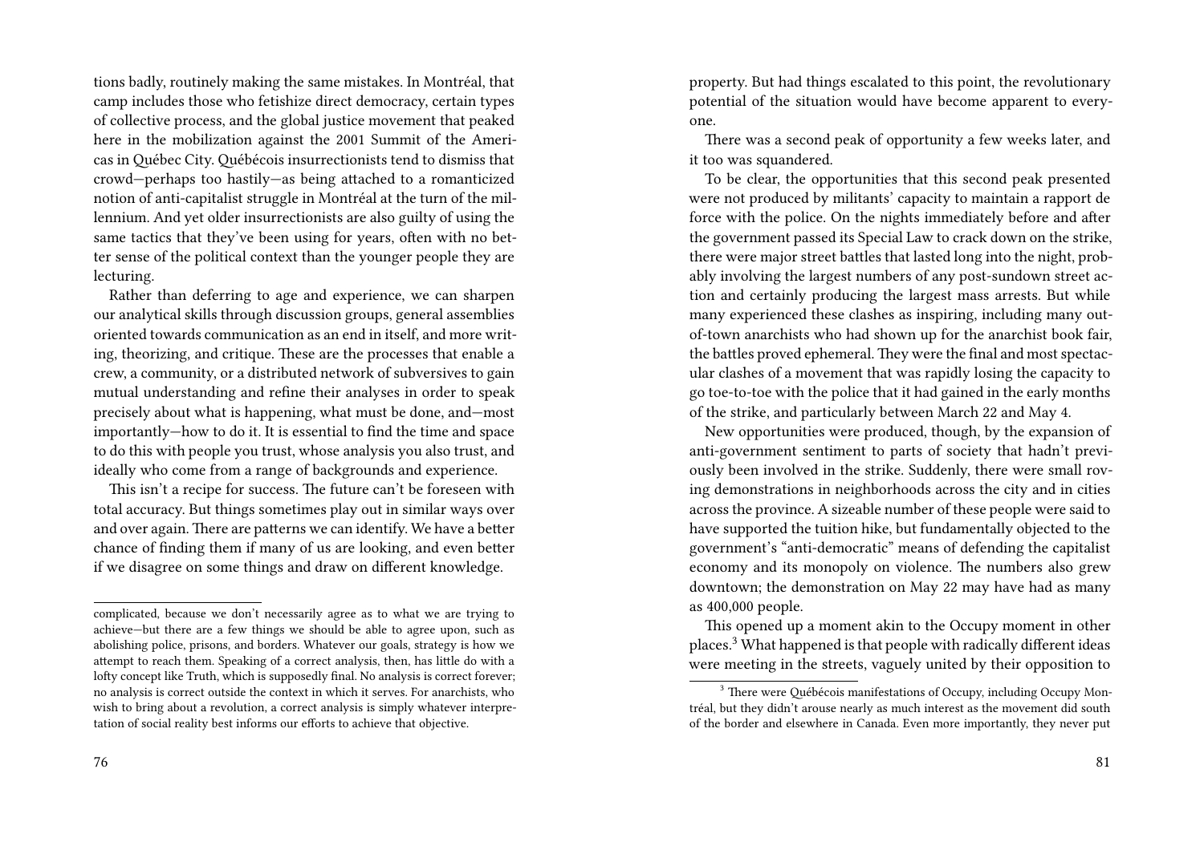tions badly, routinely making the same mistakes. In Montréal, that camp includes those who fetishize direct democracy, certain types of collective process, and the global justice movement that peaked here in the mobilization against the 2001 Summit of the Americas in Québec City. Québécois insurrectionists tend to dismiss that crowd—perhaps too hastily—as being attached to a romanticized notion of anti-capitalist struggle in Montréal at the turn of the millennium. And yet older insurrectionists are also guilty of using the same tactics that they've been using for years, often with no better sense of the political context than the younger people they are lecturing.

Rather than deferring to age and experience, we can sharpen our analytical skills through discussion groups, general assemblies oriented towards communication as an end in itself, and more writing, theorizing, and critique. These are the processes that enable a crew, a community, or a distributed network of subversives to gain mutual understanding and refine their analyses in order to speak precisely about what is happening, what must be done, and—most importantly—how to do it. It is essential to find the time and space to do this with people you trust, whose analysis you also trust, and ideally who come from a range of backgrounds and experience.

This isn't a recipe for success. The future can't be foreseen with total accuracy. But things sometimes play out in similar ways over and over again. There are patterns we can identify. We have a better chance of finding them if many of us are looking, and even better if we disagree on some things and draw on different knowledge.

complicated, because we don't necessarily agree as to what we are trying to achieve—but there are a few things we should be able to agree upon, such as abolishing police, prisons, and borders. Whatever our goals, strategy is how we attempt to reach them. Speaking of a correct analysis, then, has little do with a lofty concept like Truth, which is supposedly final. No analysis is correct forever; no analysis is correct outside the context in which it serves. For anarchists, who wish to bring about a revolution, a correct analysis is simply whatever interpretation of social reality best informs our efforts to achieve that objective.

property. But had things escalated to this point, the revolutionary potential of the situation would have become apparent to everyone.

There was a second peak of opportunity a few weeks later, and it too was squandered.

To be clear, the opportunities that this second peak presented were not produced by militants' capacity to maintain a rapport de force with the police. On the nights immediately before and after the government passed its Special Law to crack down on the strike, there were major street battles that lasted long into the night, probably involving the largest numbers of any post-sundown street action and certainly producing the largest mass arrests. But while many experienced these clashes as inspiring, including many out-of-town anarchists who had shown up for the anarchist book fair, the battles proved ephemeral. They were the final and most spectacular clashes of a movement that was rapidly losing the capacity to go toe-to-toe with the police that it had gained in the early months of the strike, and particularly between March 22 and May 4.

New opportunities were produced, though, by the expansion of anti-government sentiment to parts of society that hadn't previously been involved in the strike. Suddenly, there were small roving demonstrations in neighborhoods across the city and in cities across the province. A sizeable number of these people were said to have supported the tuition hike, but fundamentally objected to the government's "anti-democratic" means of defending the capitalist economy and its monopoly on violence. The numbers also grew downtown; the demonstration on May 22 may have had as many as 400,000 people.

This opened up a moment akin to the Occupy moment in other places.[3] What happened is that people with radically different ideas were meeting in the streets, vaguely united by their opposition to

[3] There were Québécois manifestations of Occupy, including Occupy Montréal, but they didn't arouse nearly as much interest as the movement did south of the border and elsewhere in Canada. Even more importantly, they never put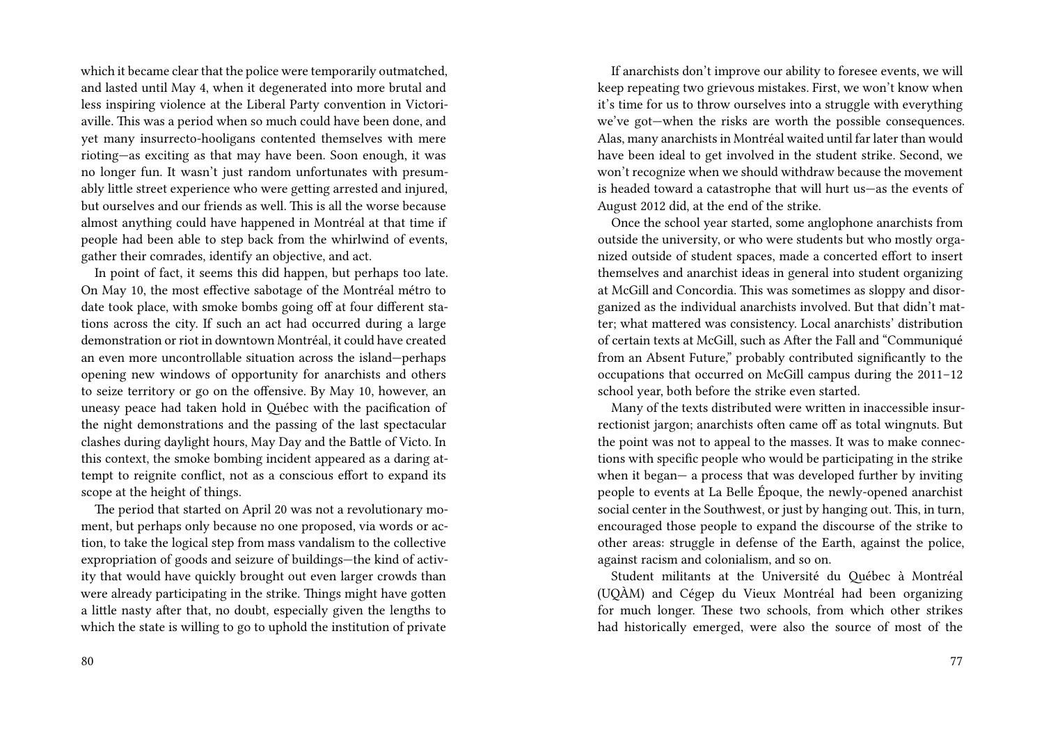which it became clear that the police were temporarily outmatched, and lasted until May 4, when it degenerated into more brutal and less inspiring violence at the Liberal Party convention in Victoriaville. This was a period when so much could have been done, and yet many insurrecto-hooligans contented themselves with mere rioting—as exciting as that may have been. Soon enough, it was no longer fun. It wasn't just random unfortunates with presumably little street experience who were getting arrested and injured, but ourselves and our friends as well. This is all the worse because almost anything could have happened in Montréal at that time if people had been able to step back from the whirlwind of events, gather their comrades, identify an objective, and act.

In point of fact, it seems this did happen, but perhaps too late. On May 10, the most effective sabotage of the Montréal métro to date took place, with smoke bombs going off at four different stations across the city. If such an act had occurred during a large demonstration or riot in downtown Montréal, it could have created an even more uncontrollable situation across the island—perhaps opening new windows of opportunity for anarchists and others to seize territory or go on the offensive. By May 10, however, an uneasy peace had taken hold in Québec with the pacification of the night demonstrations and the passing of the last spectacular clashes during daylight hours, May Day and the Battle of Victo. In this context, the smoke bombing incident appeared as a daring attempt to reignite conflict, not as a conscious effort to expand its scope at the height of things.

The period that started on April 20 was not a revolutionary moment, but perhaps only because no one proposed, via words or action, to take the logical step from mass vandalism to the collective expropriation of goods and seizure of buildings—the kind of activity that would have quickly brought out even larger crowds than were already participating in the strike. Things might have gotten a little nasty after that, no doubt, especially given the lengths to which the state is willing to go to uphold the institution of private

If anarchists don't improve our ability to foresee events, we will keep repeating two grievous mistakes. First, we won't know when it's time for us to throw ourselves into a struggle with everything we've got—when the risks are worth the possible consequences. Alas, many anarchists in Montréal waited until far later than would have been ideal to get involved in the student strike. Second, we won't recognize when we should withdraw because the movement is headed toward a catastrophe that will hurt us—as the events of August 2012 did, at the end of the strike.

Once the school year started, some anglophone anarchists from outside the university, or who were students but who mostly organized outside of student spaces, made a concerted effort to insert themselves and anarchist ideas in general into student organizing at McGill and Concordia. This was sometimes as sloppy and disorganized as the individual anarchists involved. But that didn't matter; what mattered was consistency. Local anarchists' distribution of certain texts at McGill, such as After the Fall and "Communiqué from an Absent Future," probably contributed significantly to the occupations that occurred on McGill campus during the 2011–12 school year, both before the strike even started.

Many of the texts distributed were written in inaccessible insurrectionist jargon; anarchists often came off as total wingnuts. But the point was not to appeal to the masses. It was to make connections with specific people who would be participating in the strike when it began— a process that was developed further by inviting people to events at La Belle Époque, the newly-opened anarchist social center in the Southwest, or just by hanging out. This, in turn, encouraged those people to expand the discourse of the strike to other areas: struggle in defense of the Earth, against the police, against racism and colonialism, and so on.

Student militants at the Université du Québec à Montréal (UQÀM) and Cégep du Vieux Montréal had been organizing for much longer. These two schools, from which other strikes had historically emerged, were also the source of most of the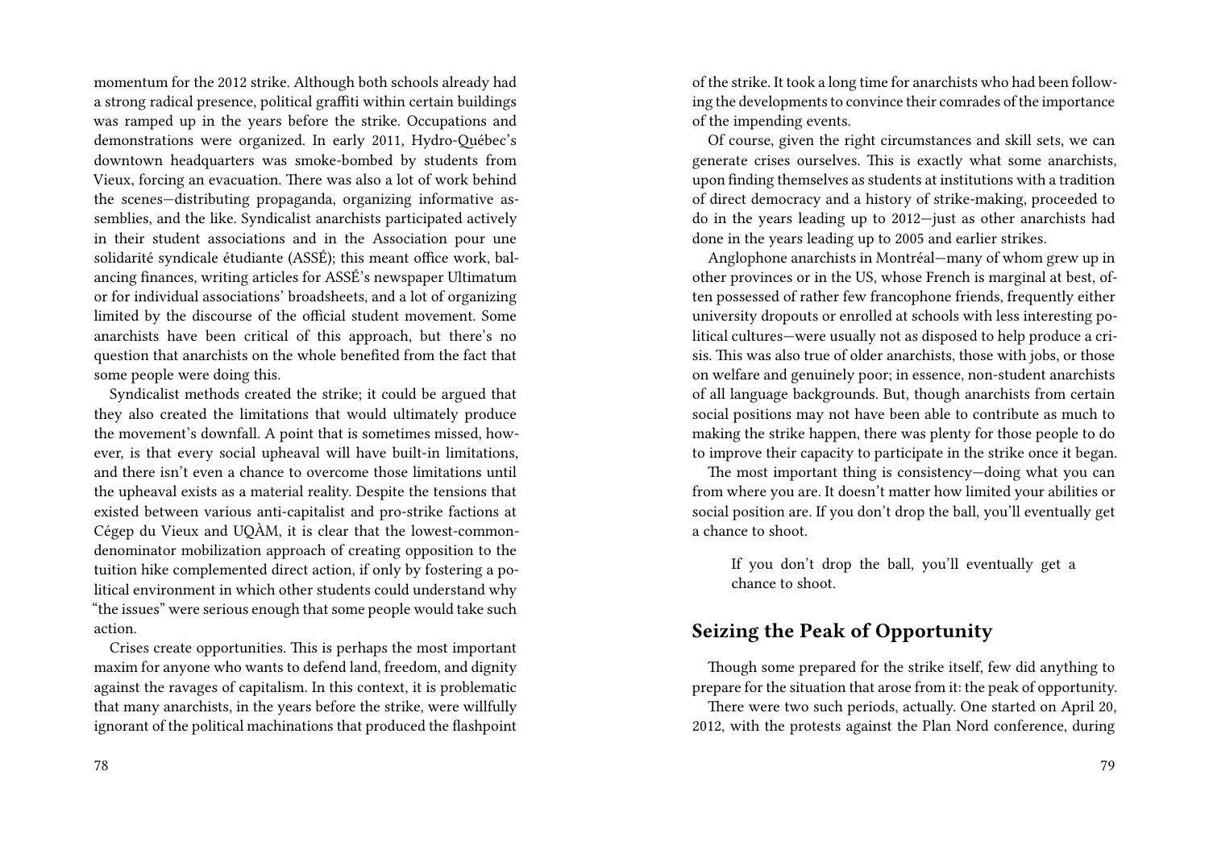momentum for the 2012 strike. Although both schools already had a strong radical presence, political graffiti within certain buildings was ramped up in the years before the strike. Occupations and demonstrations were organized. In early 2011, Hydro-Québec's downtown headquarters was smoke-bombed by students from Vieux, forcing an evacuation. There was also a lot of work behind the scenes—distributing propaganda, organizing informative assemblies, and the like. Syndicalist anarchists participated actively in their student associations and in the Association pour une solidarité syndicale étudiante (ASSÉ); this meant office work, balancing finances, writing articles for ASSÉ's newspaper Ultimatum or for individual associations' broadsheets, and a lot of organizing limited by the discourse of the official student movement. Some anarchists have been critical of this approach, but there's no question that anarchists on the whole benefited from the fact that some people were doing this.

Syndicalist methods created the strike; it could be argued that they also created the limitations that would ultimately produce the movement's downfall. A point that is sometimes missed, however, is that every social upheaval will have built-in limitations, and there isn't even a chance to overcome those limitations until the upheaval exists as a material reality. Despite the tensions that existed between various anti-capitalist and pro-strike factions at Cégep du Vieux and UQÀM, it is clear that the lowest-common-denominator mobilization approach of creating opposition to the tuition hike complemented direct action, if only by fostering a political environment in which other students could understand why "the issues" were serious enough that some people would take such action.

Crises create opportunities. This is perhaps the most important maxim for anyone who wants to defend land, freedom, and dignity against the ravages of capitalism. In this context, it is problematic that many anarchists, in the years before the strike, were willfully ignorant of the political machinations that produced the flashpoint of the strike. It took a long time for anarchists who had been following the developments to convince their comrades of the importance of the impending events.

Of course, given the right circumstances and skill sets, we can generate crises ourselves. This is exactly what some anarchists, upon finding themselves as students at institutions with a tradition of direct democracy and a history of strike-making, proceeded to do in the years leading up to 2012—just as other anarchists had done in the years leading up to 2005 and earlier strikes.

Anglophone anarchists in Montréal—many of whom grew up in other provinces or in the US, whose French is marginal at best, often possessed of rather few francophone friends, frequently either university dropouts or enrolled at schools with less interesting political cultures—were usually not as disposed to help produce a crisis. This was also true of older anarchists, those with jobs, or those on welfare and genuinely poor; in essence, non-student anarchists of all language backgrounds. But, though anarchists from certain social positions may not have been able to contribute as much to making the strike happen, there was plenty for those people to do to improve their capacity to participate in the strike once it began.

The most important thing is consistency—doing what you can from where you are. It doesn't matter how limited your abilities or social position are. If you don't drop the ball, you'll eventually get a chance to shoot.

> If you don't drop the ball, you'll eventually get a chance to shoot.

## Seizing the Peak of Opportunity

Though some prepared for the strike itself, few did anything to prepare for the situation that arose from it: the peak of opportunity.

There were two such periods, actually. One started on April 20, 2012, with the protests against the Plan Nord conference, during